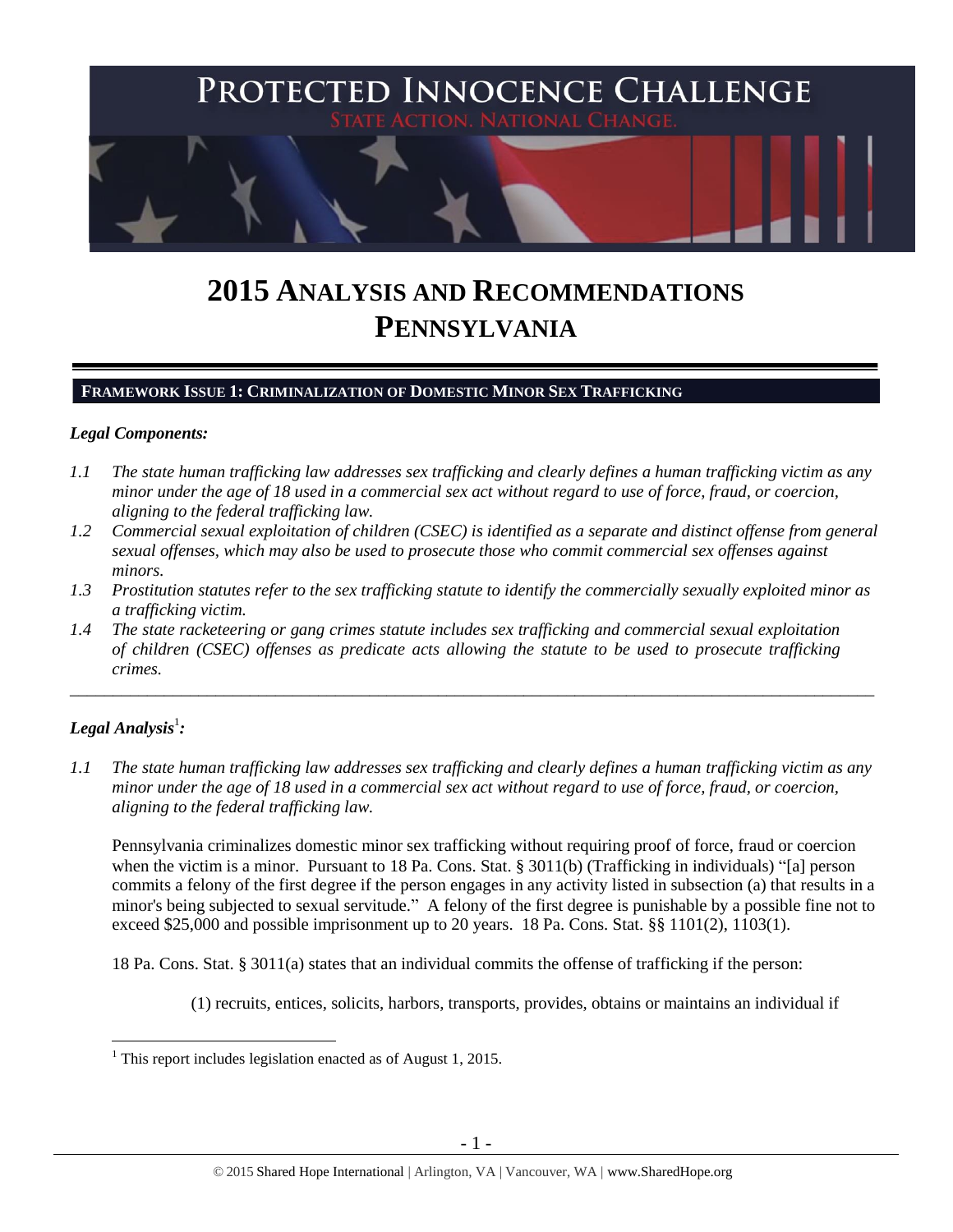# PROTECTED INNOCENCE CHALLENGE

STATE ACTION. NATIONAL CHANGE.

# 2015 ANALYSIS AND RECOMMENDATIONS PENNSYLVANIA

## FRAMEWORK ISSUE 1: CRIMINALIZATION OF DOMESTIC MINOR SEX TRAFFICKING

### *Legal Components:*

*1.1 The state human trafficking law addresses sex trafficking and clearly defines a human trafficking victim as any minor under the age of 18 used in a commercial sex act without regard to use of force, fraud, or coercion, aligning to the federal trafficking law.*

*1.2 Commercial sexual exploitation of children (CSEC) is identified as a separate and distinct offense from general sexual offenses, which may also be used to prosecute those who commit commercial sex offenses against minors.*

*1.3 Prostitution statutes refer to the sex trafficking statute to identify the commercially sexually exploited minor as a trafficking victim.*

*1.4 The state racketeering or gang crimes statute includes sex trafficking and commercial sexual exploitation of children (CSEC) offenses as predicate acts allowing the statute to be used to prosecute trafficking crimes.*

---

### *Legal Analysis*[1]*:*

*1.1 The state human trafficking law addresses sex trafficking and clearly defines a human trafficking victim as any minor under the age of 18 used in a commercial sex act without regard to use of force, fraud, or coercion, aligning to the federal trafficking law.*

Pennsylvania criminalizes domestic minor sex trafficking without requiring proof of force, fraud or coercion when the victim is a minor. Pursuant to 18 Pa. Cons. Stat. § 3011(b) (Trafficking in individuals) "[a] person commits a felony of the first degree if the person engages in any activity listed in subsection (a) that results in a minor's being subjected to sexual servitude." A felony of the first degree is punishable by a possible fine not to exceed $25,000 and possible imprisonment up to 20 years. 18 Pa. Cons. Stat. §§ 1101(2), 1103(1).

18 Pa. Cons. Stat. § 3011(a) states that an individual commits the offense of trafficking if the person:

(1) recruits, entices, solicits, harbors, transports, provides, obtains or maintains an individual if

[1] This report includes legislation enacted as of August 1, 2015.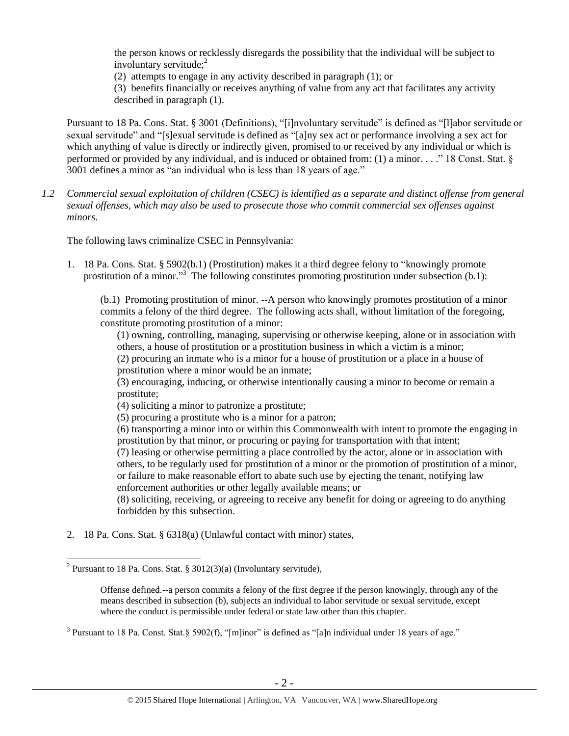the person knows or recklessly disregards the possibility that the individual will be subject to involuntary servitude;[2]

(2) attempts to engage in any activity described in paragraph (1); or

(3) benefits financially or receives anything of value from any act that facilitates any activity described in paragraph (1).

Pursuant to 18 Pa. Cons. Stat. § 3001 (Definitions), "[i]nvoluntary servitude" is defined as "[l]abor servitude or sexual servitude" and "[s]exual servitude is defined as "[a]ny sex act or performance involving a sex act for which anything of value is directly or indirectly given, promised to or received by any individual or which is performed or provided by any individual, and is induced or obtained from: (1) a minor. . . ." 18 Const. Stat. § 3001 defines a minor as "an individual who is less than 18 years of age."

*1.2 Commercial sexual exploitation of children (CSEC) is identified as a separate and distinct offense from general sexual offenses, which may also be used to prosecute those who commit commercial sex offenses against minors.*

The following laws criminalize CSEC in Pennsylvania:

1. 18 Pa. Cons. Stat. § 5902(b.1) (Prostitution) makes it a third degree felony to "knowingly promote prostitution of a minor."[3] The following constitutes promoting prostitution under subsection (b.1):

   (b.1) Promoting prostitution of minor. --A person who knowingly promotes prostitution of a minor commits a felony of the third degree. The following acts shall, without limitation of the foregoing, constitute promoting prostitution of a minor:

   (1) owning, controlling, managing, supervising or otherwise keeping, alone or in association with others, a house of prostitution or a prostitution business in which a victim is a minor;
   (2) procuring an inmate who is a minor for a house of prostitution or a place in a house of prostitution where a minor would be an inmate;
   (3) encouraging, inducing, or otherwise intentionally causing a minor to become or remain a prostitute;
   (4) soliciting a minor to patronize a prostitute;
   (5) procuring a prostitute who is a minor for a patron;
   (6) transporting a minor into or within this Commonwealth with intent to promote the engaging in prostitution by that minor, or procuring or paying for transportation with that intent;
   (7) leasing or otherwise permitting a place controlled by the actor, alone or in association with others, to be regularly used for prostitution of a minor or the promotion of prostitution of a minor, or failure to make reasonable effort to abate such use by ejecting the tenant, notifying law enforcement authorities or other legally available means; or
   (8) soliciting, receiving, or agreeing to receive any benefit for doing or agreeing to do anything forbidden by this subsection.

2. 18 Pa. Cons. Stat. § 6318(a) (Unlawful contact with minor) states,

---

[2] Pursuant to 18 Pa. Cons. Stat. § 3012(3)(a) (Involuntary servitude),

> Offense defined.--a person commits a felony of the first degree if the person knowingly, through any of the means described in subsection (b), subjects an individual to labor servitude or sexual servitude, except where the conduct is permissible under federal or state law other than this chapter.

[3] Pursuant to 18 Pa. Const. Stat.§ 5902(f), "[m]inor" is defined as "[a]n individual under 18 years of age."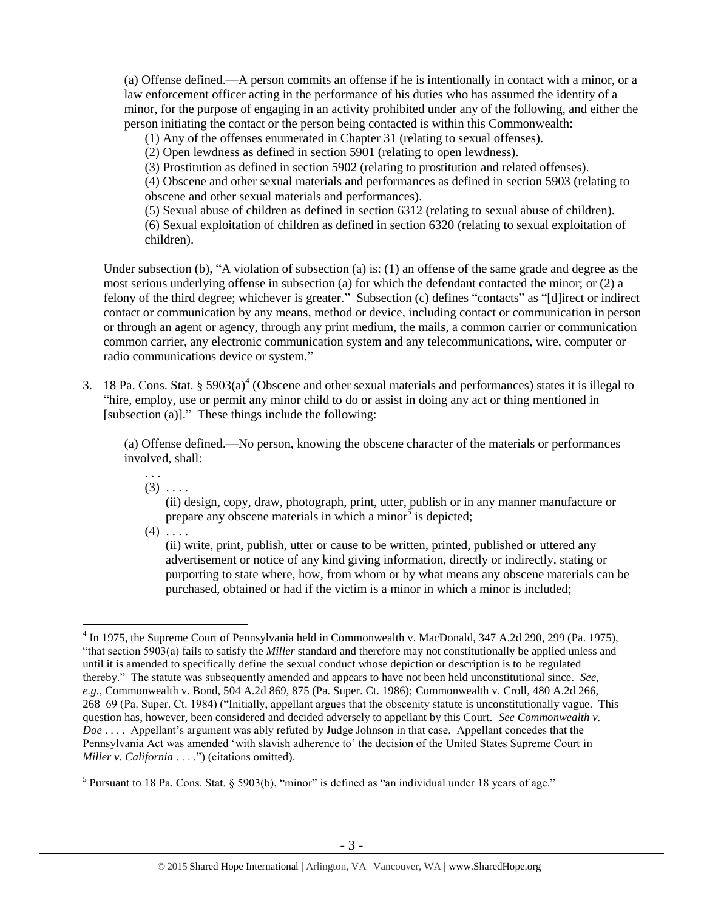(a) Offense defined.—A person commits an offense if he is intentionally in contact with a minor, or a law enforcement officer acting in the performance of his duties who has assumed the identity of a minor, for the purpose of engaging in an activity prohibited under any of the following, and either the person initiating the contact or the person being contacted is within this Commonwealth:

(1) Any of the offenses enumerated in Chapter 31 (relating to sexual offenses).

(2) Open lewdness as defined in section 5901 (relating to open lewdness).

(3) Prostitution as defined in section 5902 (relating to prostitution and related offenses).

(4) Obscene and other sexual materials and performances as defined in section 5903 (relating to obscene and other sexual materials and performances).

(5) Sexual abuse of children as defined in section 6312 (relating to sexual abuse of children).

(6) Sexual exploitation of children as defined in section 6320 (relating to sexual exploitation of children).

Under subsection (b), "A violation of subsection (a) is: (1) an offense of the same grade and degree as the most serious underlying offense in subsection (a) for which the defendant contacted the minor; or (2) a felony of the third degree; whichever is greater." Subsection (c) defines "contacts" as "[d]irect or indirect contact or communication by any means, method or device, including contact or communication in person or through an agent or agency, through any print medium, the mails, a common carrier or communication common carrier, any electronic communication system and any telecommunications, wire, computer or radio communications device or system."

3. 18 Pa. Cons. Stat. § 5903(a)[4] (Obscene and other sexual materials and performances) states it is illegal to "hire, employ, use or permit any minor child to do or assist in doing any act or thing mentioned in [subsection (a)]." These things include the following:

(a) Offense defined.—No person, knowing the obscene character of the materials or performances involved, shall:

. . .

(3) . . . .

(ii) design, copy, draw, photograph, print, utter, publish or in any manner manufacture or prepare any obscene materials in which a minor[5] is depicted;

(4) . . . .

(ii) write, print, publish, utter or cause to be written, printed, published or uttered any advertisement or notice of any kind giving information, directly or indirectly, stating or purporting to state where, how, from whom or by what means any obscene materials can be purchased, obtained or had if the victim is a minor in which a minor is included;

---

[4] In 1975, the Supreme Court of Pennsylvania held in Commonwealth v. MacDonald, 347 A.2d 290, 299 (Pa. 1975), "that section 5903(a) fails to satisfy the *Miller* standard and therefore may not constitutionally be applied unless and until it is amended to specifically define the sexual conduct whose depiction or description is to be regulated thereby." The statute was subsequently amended and appears to have not been held unconstitutional since. *See, e.g.*, Commonwealth v. Bond, 504 A.2d 869, 875 (Pa. Super. Ct. 1986); Commonwealth v. Croll, 480 A.2d 266, 268–69 (Pa. Super. Ct. 1984) ("Initially, appellant argues that the obscenity statute is unconstitutionally vague. This question has, however, been considered and decided adversely to appellant by this Court. *See Commonwealth v. Doe* . . . . Appellant's argument was ably refuted by Judge Johnson in that case. Appellant concedes that the Pennsylvania Act was amended 'with slavish adherence to' the decision of the United States Supreme Court in *Miller v. California* . . . .") (citations omitted).

[5] Pursuant to 18 Pa. Cons. Stat. § 5903(b), "minor" is defined as "an individual under 18 years of age."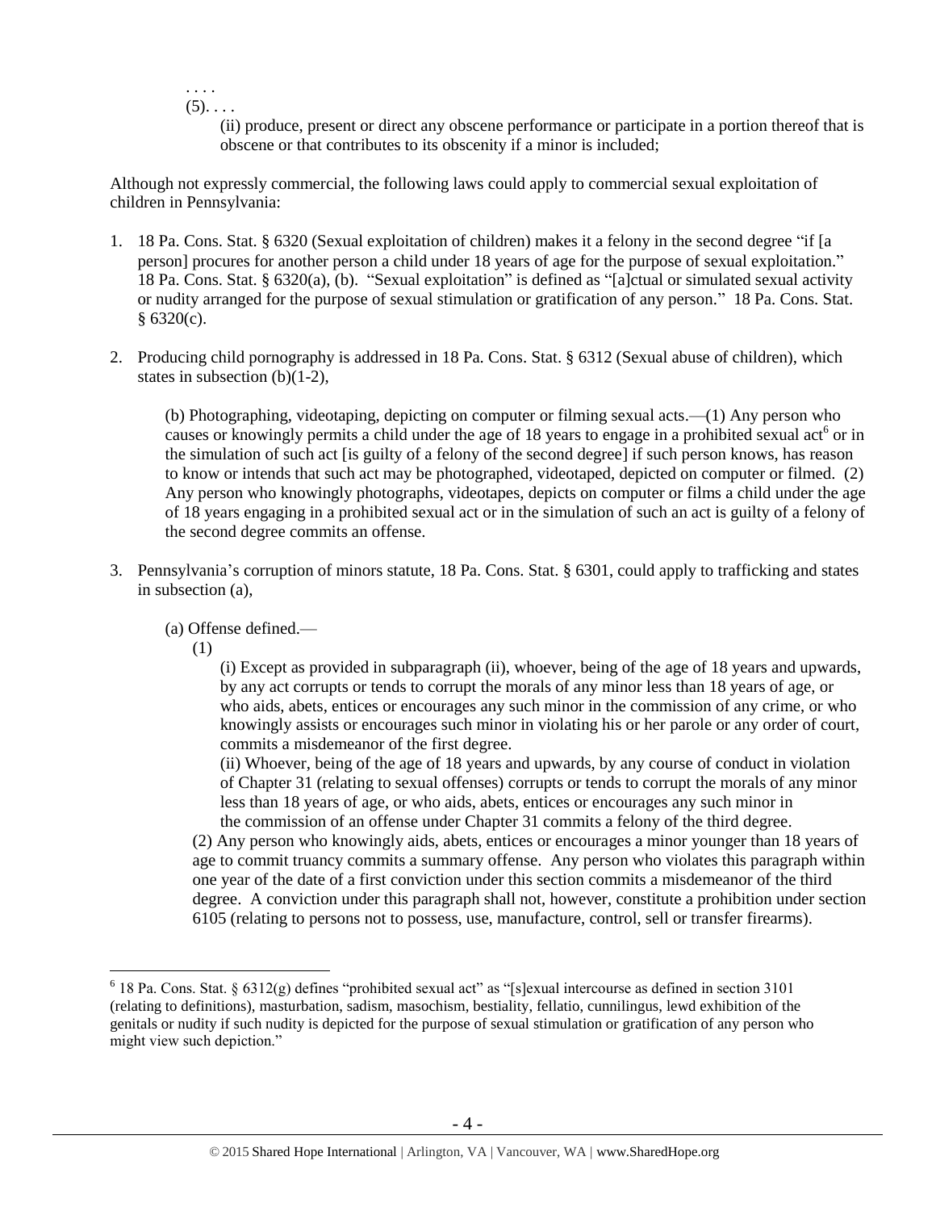. . . .

(5). . . .

(ii) produce, present or direct any obscene performance or participate in a portion thereof that is obscene or that contributes to its obscenity if a minor is included;

Although not expressly commercial, the following laws could apply to commercial sexual exploitation of children in Pennsylvania:

1. 18 Pa. Cons. Stat. § 6320 (Sexual exploitation of children) makes it a felony in the second degree "if [a person] procures for another person a child under 18 years of age for the purpose of sexual exploitation." 18 Pa. Cons. Stat. § 6320(a), (b). "Sexual exploitation" is defined as "[a]ctual or simulated sexual activity or nudity arranged for the purpose of sexual stimulation or gratification of any person." 18 Pa. Cons. Stat. § 6320(c).

2. Producing child pornography is addressed in 18 Pa. Cons. Stat. § 6312 (Sexual abuse of children), which states in subsection (b)(1-2),

   (b) Photographing, videotaping, depicting on computer or filming sexual acts.—(1) Any person who causes or knowingly permits a child under the age of 18 years to engage in a prohibited sexual act[6] or in the simulation of such act [is guilty of a felony of the second degree] if such person knows, has reason to know or intends that such act may be photographed, videotaped, depicted on computer or filmed. (2) Any person who knowingly photographs, videotapes, depicts on computer or films a child under the age of 18 years engaging in a prohibited sexual act or in the simulation of such an act is guilty of a felony of the second degree commits an offense.

3. Pennsylvania's corruption of minors statute, 18 Pa. Cons. Stat. § 6301, could apply to trafficking and states in subsection (a),

   (a) Offense defined.—

   (1)

   (i) Except as provided in subparagraph (ii), whoever, being of the age of 18 years and upwards, by any act corrupts or tends to corrupt the morals of any minor less than 18 years of age, or who aids, abets, entices or encourages any such minor in the commission of any crime, or who knowingly assists or encourages such minor in violating his or her parole or any order of court, commits a misdemeanor of the first degree.

   (ii) Whoever, being of the age of 18 years and upwards, by any course of conduct in violation of Chapter 31 (relating to sexual offenses) corrupts or tends to corrupt the morals of any minor less than 18 years of age, or who aids, abets, entices or encourages any such minor in the commission of an offense under Chapter 31 commits a felony of the third degree.

   (2) Any person who knowingly aids, abets, entices or encourages a minor younger than 18 years of age to commit truancy commits a summary offense. Any person who violates this paragraph within one year of the date of a first conviction under this section commits a misdemeanor of the third degree. A conviction under this paragraph shall not, however, constitute a prohibition under section 6105 (relating to persons not to possess, use, manufacture, control, sell or transfer firearms).

[6] 18 Pa. Cons. Stat. § 6312(g) defines "prohibited sexual act" as "[s]exual intercourse as defined in section 3101 (relating to definitions), masturbation, sadism, masochism, bestiality, fellatio, cunnilingus, lewd exhibition of the genitals or nudity if such nudity is depicted for the purpose of sexual stimulation or gratification of any person who might view such depiction."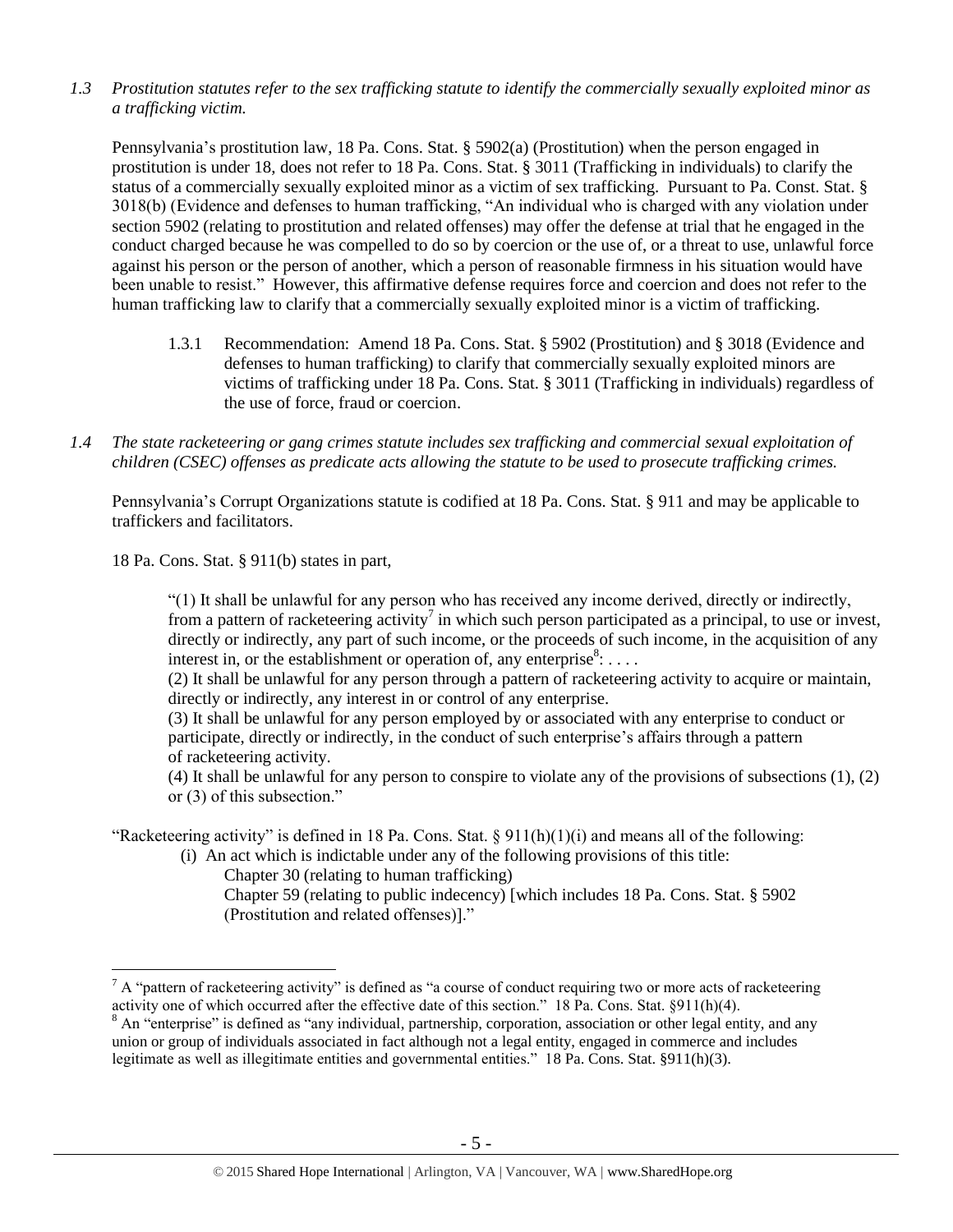*1.3 Prostitution statutes refer to the sex trafficking statute to identify the commercially sexually exploited minor as a trafficking victim.*

Pennsylvania's prostitution law, 18 Pa. Cons. Stat. § 5902(a) (Prostitution) when the person engaged in prostitution is under 18, does not refer to 18 Pa. Cons. Stat. § 3011 (Trafficking in individuals) to clarify the status of a commercially sexually exploited minor as a victim of sex trafficking. Pursuant to Pa. Const. Stat. § 3018(b) (Evidence and defenses to human trafficking, "An individual who is charged with any violation under section 5902 (relating to prostitution and related offenses) may offer the defense at trial that he engaged in the conduct charged because he was compelled to do so by coercion or the use of, or a threat to use, unlawful force against his person or the person of another, which a person of reasonable firmness in his situation would have been unable to resist." However, this affirmative defense requires force and coercion and does not refer to the human trafficking law to clarify that a commercially sexually exploited minor is a victim of trafficking.

1.3.1 Recommendation: Amend 18 Pa. Cons. Stat. § 5902 (Prostitution) and § 3018 (Evidence and defenses to human trafficking) to clarify that commercially sexually exploited minors are victims of trafficking under 18 Pa. Cons. Stat. § 3011 (Trafficking in individuals) regardless of the use of force, fraud or coercion.

*1.4 The state racketeering or gang crimes statute includes sex trafficking and commercial sexual exploitation of children (CSEC) offenses as predicate acts allowing the statute to be used to prosecute trafficking crimes.*

Pennsylvania's Corrupt Organizations statute is codified at 18 Pa. Cons. Stat. § 911 and may be applicable to traffickers and facilitators.

18 Pa. Cons. Stat. § 911(b) states in part,

> "(1) It shall be unlawful for any person who has received any income derived, directly or indirectly, from a pattern of racketeering activity[7] in which such person participated as a principal, to use or invest, directly or indirectly, any part of such income, or the proceeds of such income, in the acquisition of any interest in, or the establishment or operation of, any enterprise[8]: . . . .
> (2) It shall be unlawful for any person through a pattern of racketeering activity to acquire or maintain, directly or indirectly, any interest in or control of any enterprise.
> (3) It shall be unlawful for any person employed by or associated with any enterprise to conduct or participate, directly or indirectly, in the conduct of such enterprise's affairs through a pattern of racketeering activity.
> (4) It shall be unlawful for any person to conspire to violate any of the provisions of subsections (1), (2) or (3) of this subsection."

"Racketeering activity" is defined in 18 Pa. Cons. Stat. § 911(h)(1)(i) and means all of the following:

> (i) An act which is indictable under any of the following provisions of this title:
> Chapter 30 (relating to human trafficking)
> Chapter 59 (relating to public indecency) [which includes 18 Pa. Cons. Stat. § 5902 (Prostitution and related offenses)]."

---

[7] A "pattern of racketeering activity" is defined as "a course of conduct requiring two or more acts of racketeering activity one of which occurred after the effective date of this section." 18 Pa. Cons. Stat. §911(h)(4).

[8] An "enterprise" is defined as "any individual, partnership, corporation, association or other legal entity, and any union or group of individuals associated in fact although not a legal entity, engaged in commerce and includes legitimate as well as illegitimate entities and governmental entities." 18 Pa. Cons. Stat. §911(h)(3).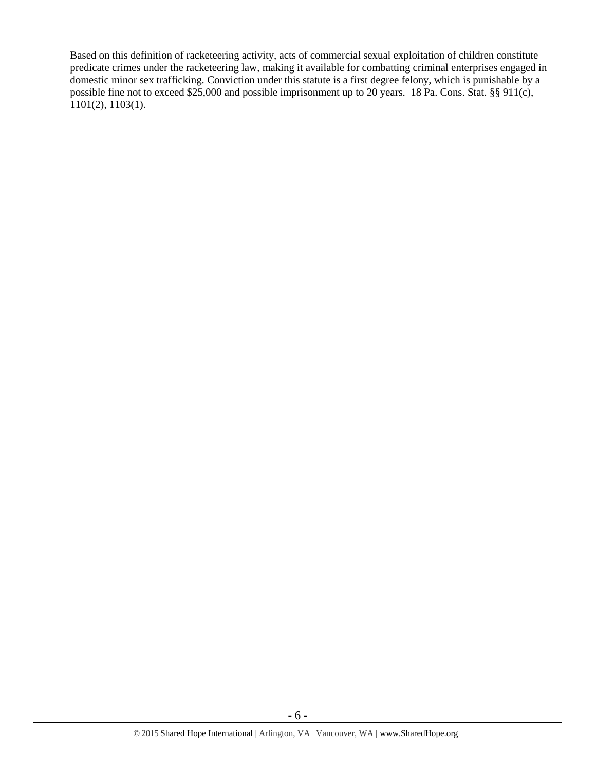Based on this definition of racketeering activity, acts of commercial sexual exploitation of children constitute predicate crimes under the racketeering law, making it available for combatting criminal enterprises engaged in domestic minor sex trafficking. Conviction under this statute is a first degree felony, which is punishable by a possible fine not to exceed $25,000 and possible imprisonment up to 20 years. 18 Pa. Cons. Stat. §§ 911(c), 1101(2), 1103(1).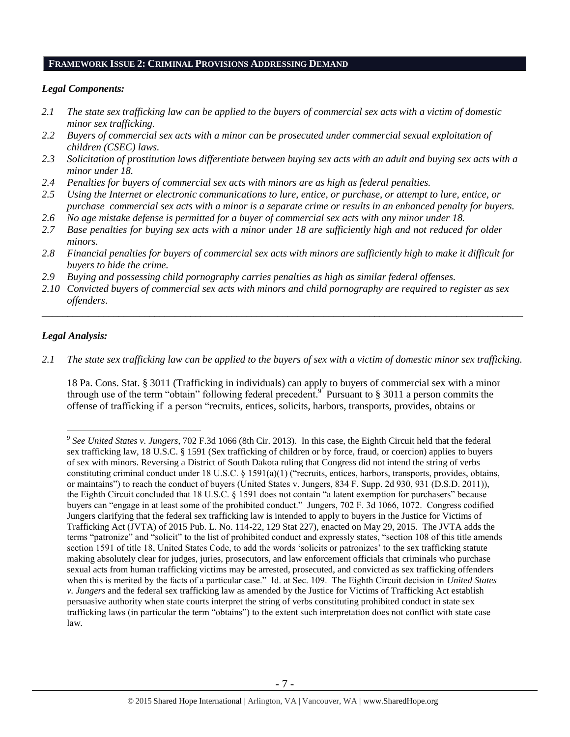## FRAMEWORK ISSUE 2: CRIMINAL PROVISIONS ADDRESSING DEMAND

### *Legal Components:*

*2.1 The state sex trafficking law can be applied to the buyers of commercial sex acts with a victim of domestic minor sex trafficking.*

*2.2 Buyers of commercial sex acts with a minor can be prosecuted under commercial sexual exploitation of children (CSEC) laws.*

*2.3 Solicitation of prostitution laws differentiate between buying sex acts with an adult and buying sex acts with a minor under 18.*

*2.4 Penalties for buyers of commercial sex acts with minors are as high as federal penalties.*

*2.5 Using the Internet or electronic communications to lure, entice, or purchase, or attempt to lure, entice, or purchase commercial sex acts with a minor is a separate crime or results in an enhanced penalty for buyers.*

*2.6 No age mistake defense is permitted for a buyer of commercial sex acts with any minor under 18.*

*2.7 Base penalties for buying sex acts with a minor under 18 are sufficiently high and not reduced for older minors.*

*2.8 Financial penalties for buyers of commercial sex acts with minors are sufficiently high to make it difficult for buyers to hide the crime.*

*2.9 Buying and possessing child pornography carries penalties as high as similar federal offenses.*

*2.10 Convicted buyers of commercial sex acts with minors and child pornography are required to register as sex offenders.*

---

### *Legal Analysis:*

*2.1 The state sex trafficking law can be applied to the buyers of sex with a victim of domestic minor sex trafficking.*

18 Pa. Cons. Stat. § 3011 (Trafficking in individuals) can apply to buyers of commercial sex with a minor through use of the term "obtain" following federal precedent.[9] Pursuant to § 3011 a person commits the offense of trafficking if a person "recruits, entices, solicits, harbors, transports, provides, obtains or

---

[9] *See United States v. Jungers*, 702 F.3d 1066 (8th Cir. 2013). In this case, the Eighth Circuit held that the federal sex trafficking law, 18 U.S.C. § 1591 (Sex trafficking of children or by force, fraud, or coercion) applies to buyers of sex with minors. Reversing a District of South Dakota ruling that Congress did not intend the string of verbs constituting criminal conduct under 18 U.S.C. § 1591(a)(1) ("recruits, entices, harbors, transports, provides, obtains, or maintains") to reach the conduct of buyers (United States v. Jungers, 834 F. Supp. 2d 930, 931 (D.S.D. 2011)), the Eighth Circuit concluded that 18 U.S.C. § 1591 does not contain "a latent exemption for purchasers" because buyers can "engage in at least some of the prohibited conduct." Jungers, 702 F. 3d 1066, 1072. Congress codified Jungers clarifying that the federal sex trafficking law is intended to apply to buyers in the Justice for Victims of Trafficking Act (JVTA) of 2015 Pub. L. No. 114-22, 129 Stat 227), enacted on May 29, 2015. The JVTA adds the terms "patronize" and "solicit" to the list of prohibited conduct and expressly states, "section 108 of this title amends section 1591 of title 18, United States Code, to add the words 'solicits or patronizes' to the sex trafficking statute making absolutely clear for judges, juries, prosecutors, and law enforcement officials that criminals who purchase sexual acts from human trafficking victims may be arrested, prosecuted, and convicted as sex trafficking offenders when this is merited by the facts of a particular case." Id. at Sec. 109. The Eighth Circuit decision in *United States v. Jungers* and the federal sex trafficking law as amended by the Justice for Victims of Trafficking Act establish persuasive authority when state courts interpret the string of verbs constituting prohibited conduct in state sex trafficking laws (in particular the term "obtains") to the extent such interpretation does not conflict with state case law.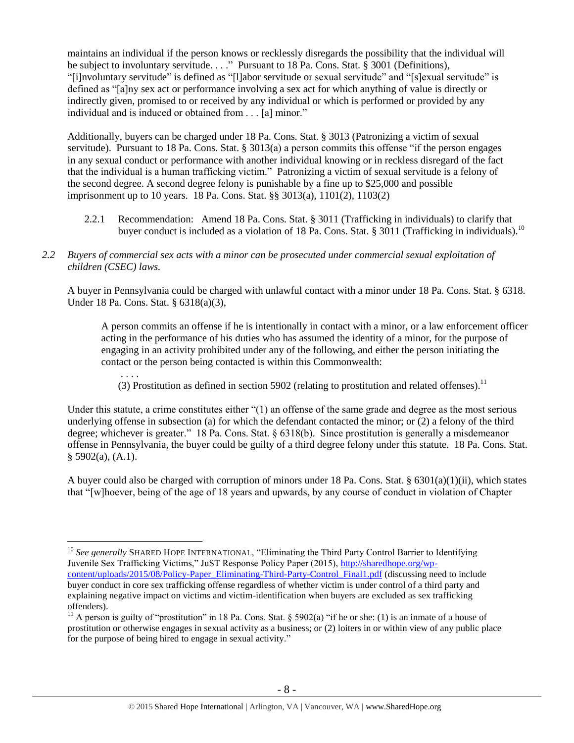maintains an individual if the person knows or recklessly disregards the possibility that the individual will be subject to involuntary servitude. . . ." Pursuant to 18 Pa. Cons. Stat. § 3001 (Definitions), "[i]nvoluntary servitude" is defined as "[l]abor servitude or sexual servitude" and "[s]exual servitude" is defined as "[a]ny sex act or performance involving a sex act for which anything of value is directly or indirectly given, promised to or received by any individual or which is performed or provided by any individual and is induced or obtained from . . . [a] minor."

Additionally, buyers can be charged under 18 Pa. Cons. Stat. § 3013 (Patronizing a victim of sexual servitude). Pursuant to 18 Pa. Cons. Stat. § 3013(a) a person commits this offense "if the person engages in any sexual conduct or performance with another individual knowing or in reckless disregard of the fact that the individual is a human trafficking victim." Patronizing a victim of sexual servitude is a felony of the second degree. A second degree felony is punishable by a fine up to $25,000 and possible imprisonment up to 10 years. 18 Pa. Cons. Stat. §§ 3013(a), 1101(2), 1103(2)

2.2.1 Recommendation: Amend 18 Pa. Cons. Stat. § 3011 (Trafficking in individuals) to clarify that buyer conduct is included as a violation of 18 Pa. Cons. Stat. § 3011 (Trafficking in individuals).[10]

*2.2 Buyers of commercial sex acts with a minor can be prosecuted under commercial sexual exploitation of children (CSEC) laws.*

A buyer in Pennsylvania could be charged with unlawful contact with a minor under 18 Pa. Cons. Stat. § 6318. Under 18 Pa. Cons. Stat. § 6318(a)(3),

> A person commits an offense if he is intentionally in contact with a minor, or a law enforcement officer acting in the performance of his duties who has assumed the identity of a minor, for the purpose of engaging in an activity prohibited under any of the following, and either the person initiating the contact or the person being contacted is within this Commonwealth:
>
> . . . .
>
> (3) Prostitution as defined in section 5902 (relating to prostitution and related offenses).[11]

Under this statute, a crime constitutes either "(1) an offense of the same grade and degree as the most serious underlying offense in subsection (a) for which the defendant contacted the minor; or (2) a felony of the third degree; whichever is greater." 18 Pa. Cons. Stat. § 6318(b). Since prostitution is generally a misdemeanor offense in Pennsylvania, the buyer could be guilty of a third degree felony under this statute. 18 Pa. Cons. Stat. § 5902(a), (A.1).

A buyer could also be charged with corruption of minors under 18 Pa. Cons. Stat. § 6301(a)(1)(ii), which states that "[w]hoever, being of the age of 18 years and upwards, by any course of conduct in violation of Chapter

---

[10] *See generally* SHARED HOPE INTERNATIONAL, "Eliminating the Third Party Control Barrier to Identifying Juvenile Sex Trafficking Victims," JuST Response Policy Paper (2015), http://sharedhope.org/wp-content/uploads/2015/08/Policy-Paper_Eliminating-Third-Party-Control_Final1.pdf (discussing need to include buyer conduct in core sex trafficking offense regardless of whether victim is under control of a third party and explaining negative impact on victims and victim-identification when buyers are excluded as sex trafficking offenders).

[11] A person is guilty of "prostitution" in 18 Pa. Cons. Stat. § 5902(a) "if he or she: (1) is an inmate of a house of prostitution or otherwise engages in sexual activity as a business; or (2) loiters in or within view of any public place for the purpose of being hired to engage in sexual activity."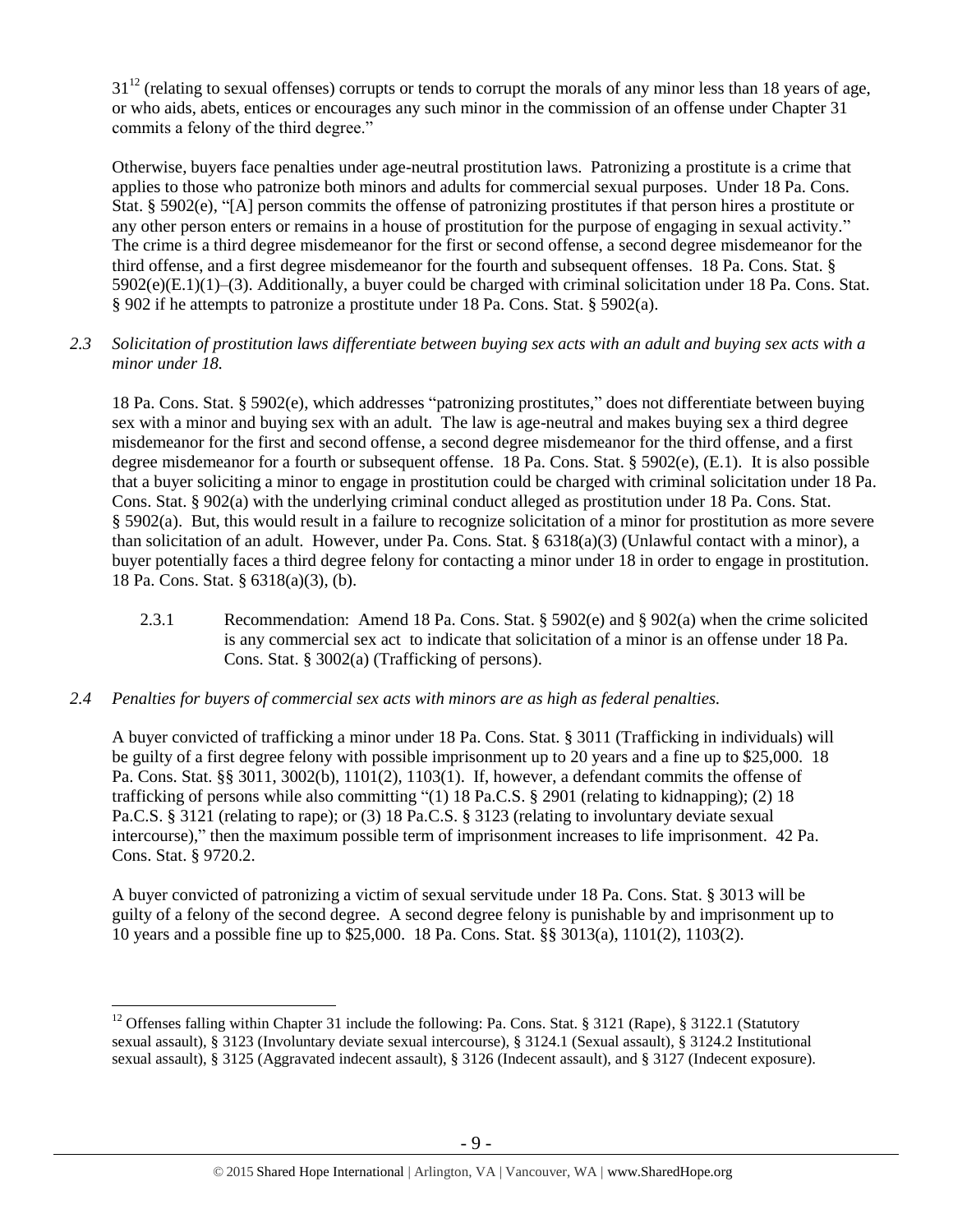31[12] (relating to sexual offenses) corrupts or tends to corrupt the morals of any minor less than 18 years of age, or who aids, abets, entices or encourages any such minor in the commission of an offense under Chapter 31 commits a felony of the third degree."

Otherwise, buyers face penalties under age-neutral prostitution laws. Patronizing a prostitute is a crime that applies to those who patronize both minors and adults for commercial sexual purposes. Under 18 Pa. Cons. Stat. § 5902(e), "[A] person commits the offense of patronizing prostitutes if that person hires a prostitute or any other person enters or remains in a house of prostitution for the purpose of engaging in sexual activity." The crime is a third degree misdemeanor for the first or second offense, a second degree misdemeanor for the third offense, and a first degree misdemeanor for the fourth and subsequent offenses. 18 Pa. Cons. Stat. § 5902(e)(E.1)(1)–(3). Additionally, a buyer could be charged with criminal solicitation under 18 Pa. Cons. Stat. § 902 if he attempts to patronize a prostitute under 18 Pa. Cons. Stat. § 5902(a).

*2.3 Solicitation of prostitution laws differentiate between buying sex acts with an adult and buying sex acts with a minor under 18.*

18 Pa. Cons. Stat. § 5902(e), which addresses "patronizing prostitutes," does not differentiate between buying sex with a minor and buying sex with an adult. The law is age-neutral and makes buying sex a third degree misdemeanor for the first and second offense, a second degree misdemeanor for the third offense, and a first degree misdemeanor for a fourth or subsequent offense. 18 Pa. Cons. Stat. § 5902(e), (E.1). It is also possible that a buyer soliciting a minor to engage in prostitution could be charged with criminal solicitation under 18 Pa. Cons. Stat. § 902(a) with the underlying criminal conduct alleged as prostitution under 18 Pa. Cons. Stat. § 5902(a). But, this would result in a failure to recognize solicitation of a minor for prostitution as more severe than solicitation of an adult. However, under Pa. Cons. Stat. § 6318(a)(3) (Unlawful contact with a minor), a buyer potentially faces a third degree felony for contacting a minor under 18 in order to engage in prostitution. 18 Pa. Cons. Stat. § 6318(a)(3), (b).

2.3.1 Recommendation: Amend 18 Pa. Cons. Stat. § 5902(e) and § 902(a) when the crime solicited is any commercial sex act to indicate that solicitation of a minor is an offense under 18 Pa. Cons. Stat. § 3002(a) (Trafficking of persons).

*2.4 Penalties for buyers of commercial sex acts with minors are as high as federal penalties.*

A buyer convicted of trafficking a minor under 18 Pa. Cons. Stat. § 3011 (Trafficking in individuals) will be guilty of a first degree felony with possible imprisonment up to 20 years and a fine up to $25,000. 18 Pa. Cons. Stat. §§ 3011, 3002(b), 1101(2), 1103(1). If, however, a defendant commits the offense of trafficking of persons while also committing "(1) 18 Pa.C.S. § 2901 (relating to kidnapping); (2) 18 Pa.C.S. § 3121 (relating to rape); or (3) 18 Pa.C.S. § 3123 (relating to involuntary deviate sexual intercourse)," then the maximum possible term of imprisonment increases to life imprisonment. 42 Pa. Cons. Stat. § 9720.2.

A buyer convicted of patronizing a victim of sexual servitude under 18 Pa. Cons. Stat. § 3013 will be guilty of a felony of the second degree. A second degree felony is punishable by and imprisonment up to 10 years and a possible fine up to $25,000. 18 Pa. Cons. Stat. §§ 3013(a), 1101(2), 1103(2).

[12] Offenses falling within Chapter 31 include the following: Pa. Cons. Stat. § 3121 (Rape), § 3122.1 (Statutory sexual assault), § 3123 (Involuntary deviate sexual intercourse), § 3124.1 (Sexual assault), § 3124.2 Institutional sexual assault), § 3125 (Aggravated indecent assault), § 3126 (Indecent assault), and § 3127 (Indecent exposure).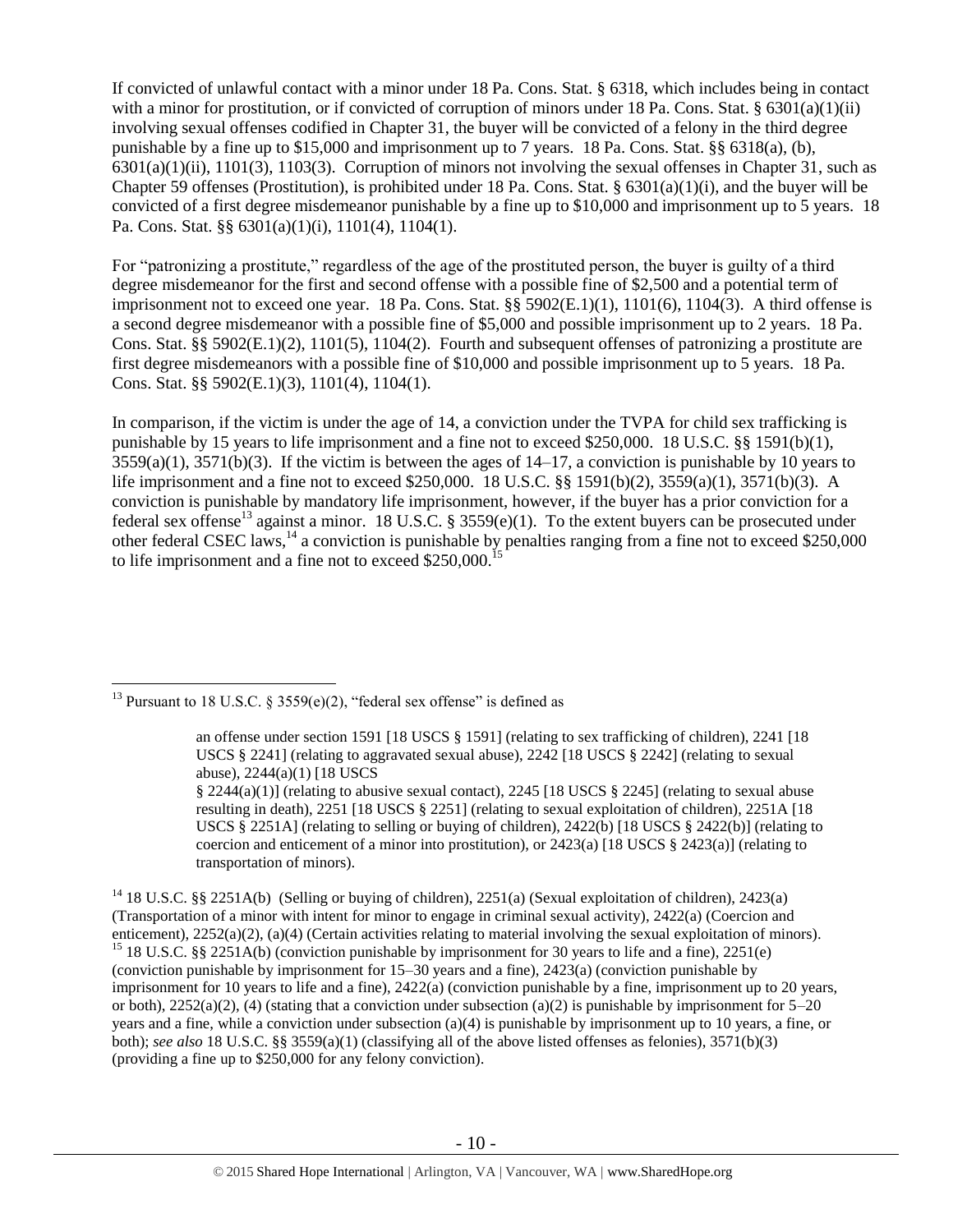If convicted of unlawful contact with a minor under 18 Pa. Cons. Stat. § 6318, which includes being in contact with a minor for prostitution, or if convicted of corruption of minors under 18 Pa. Cons. Stat. § 6301(a)(1)(ii) involving sexual offenses codified in Chapter 31, the buyer will be convicted of a felony in the third degree punishable by a fine up to $15,000 and imprisonment up to 7 years. 18 Pa. Cons. Stat. §§ 6318(a), (b), 6301(a)(1)(ii), 1101(3), 1103(3). Corruption of minors not involving the sexual offenses in Chapter 31, such as Chapter 59 offenses (Prostitution), is prohibited under 18 Pa. Cons. Stat. § 6301(a)(1)(i), and the buyer will be convicted of a first degree misdemeanor punishable by a fine up to $10,000 and imprisonment up to 5 years. 18 Pa. Cons. Stat. §§ 6301(a)(1)(i), 1101(4), 1104(1).

For "patronizing a prostitute," regardless of the age of the prostituted person, the buyer is guilty of a third degree misdemeanor for the first and second offense with a possible fine of $2,500 and a potential term of imprisonment not to exceed one year. 18 Pa. Cons. Stat. §§ 5902(E.1)(1), 1101(6), 1104(3). A third offense is a second degree misdemeanor with a possible fine of $5,000 and possible imprisonment up to 2 years. 18 Pa. Cons. Stat. §§ 5902(E.1)(2), 1101(5), 1104(2). Fourth and subsequent offenses of patronizing a prostitute are first degree misdemeanors with a possible fine of $10,000 and possible imprisonment up to 5 years. 18 Pa. Cons. Stat. §§ 5902(E.1)(3), 1101(4), 1104(1).

In comparison, if the victim is under the age of 14, a conviction under the TVPA for child sex trafficking is punishable by 15 years to life imprisonment and a fine not to exceed $250,000. 18 U.S.C. §§ 1591(b)(1), 3559(a)(1), 3571(b)(3). If the victim is between the ages of 14–17, a conviction is punishable by 10 years to life imprisonment and a fine not to exceed $250,000. 18 U.S.C. §§ 1591(b)(2), 3559(a)(1), 3571(b)(3). A conviction is punishable by mandatory life imprisonment, however, if the buyer has a prior conviction for a federal sex offense[13] against a minor. 18 U.S.C. § 3559(e)(1). To the extent buyers can be prosecuted under other federal CSEC laws,[14] a conviction is punishable by penalties ranging from a fine not to exceed $250,000 to life imprisonment and a fine not to exceed $250,000.[15]

---

[13] Pursuant to 18 U.S.C. § 3559(e)(2), "federal sex offense" is defined as

> an offense under section 1591 [18 USCS § 1591] (relating to sex trafficking of children), 2241 [18 USCS § 2241] (relating to aggravated sexual abuse), 2242 [18 USCS § 2242] (relating to sexual abuse), 2244(a)(1) [18 USCS § 2244(a)(1)] (relating to abusive sexual contact), 2245 [18 USCS § 2245] (relating to sexual abuse resulting in death), 2251 [18 USCS § 2251] (relating to sexual exploitation of children), 2251A [18 USCS § 2251A] (relating to selling or buying of children), 2422(b) [18 USCS § 2422(b)] (relating to coercion and enticement of a minor into prostitution), or 2423(a) [18 USCS § 2423(a)] (relating to transportation of minors).

[14] 18 U.S.C. §§ 2251A(b) (Selling or buying of children), 2251(a) (Sexual exploitation of children), 2423(a) (Transportation of a minor with intent for minor to engage in criminal sexual activity), 2422(a) (Coercion and enticement), 2252(a)(2), (a)(4) (Certain activities relating to material involving the sexual exploitation of minors).

[15] 18 U.S.C. §§ 2251A(b) (conviction punishable by imprisonment for 30 years to life and a fine), 2251(e) (conviction punishable by imprisonment for 15–30 years and a fine), 2423(a) (conviction punishable by imprisonment for 10 years to life and a fine), 2422(a) (conviction punishable by a fine, imprisonment up to 20 years, or both), 2252(a)(2), (4) (stating that a conviction under subsection (a)(2) is punishable by imprisonment for 5–20 years and a fine, while a conviction under subsection (a)(4) is punishable by imprisonment up to 10 years, a fine, or both); *see also* 18 U.S.C. §§ 3559(a)(1) (classifying all of the above listed offenses as felonies), 3571(b)(3) (providing a fine up to $250,000 for any felony conviction).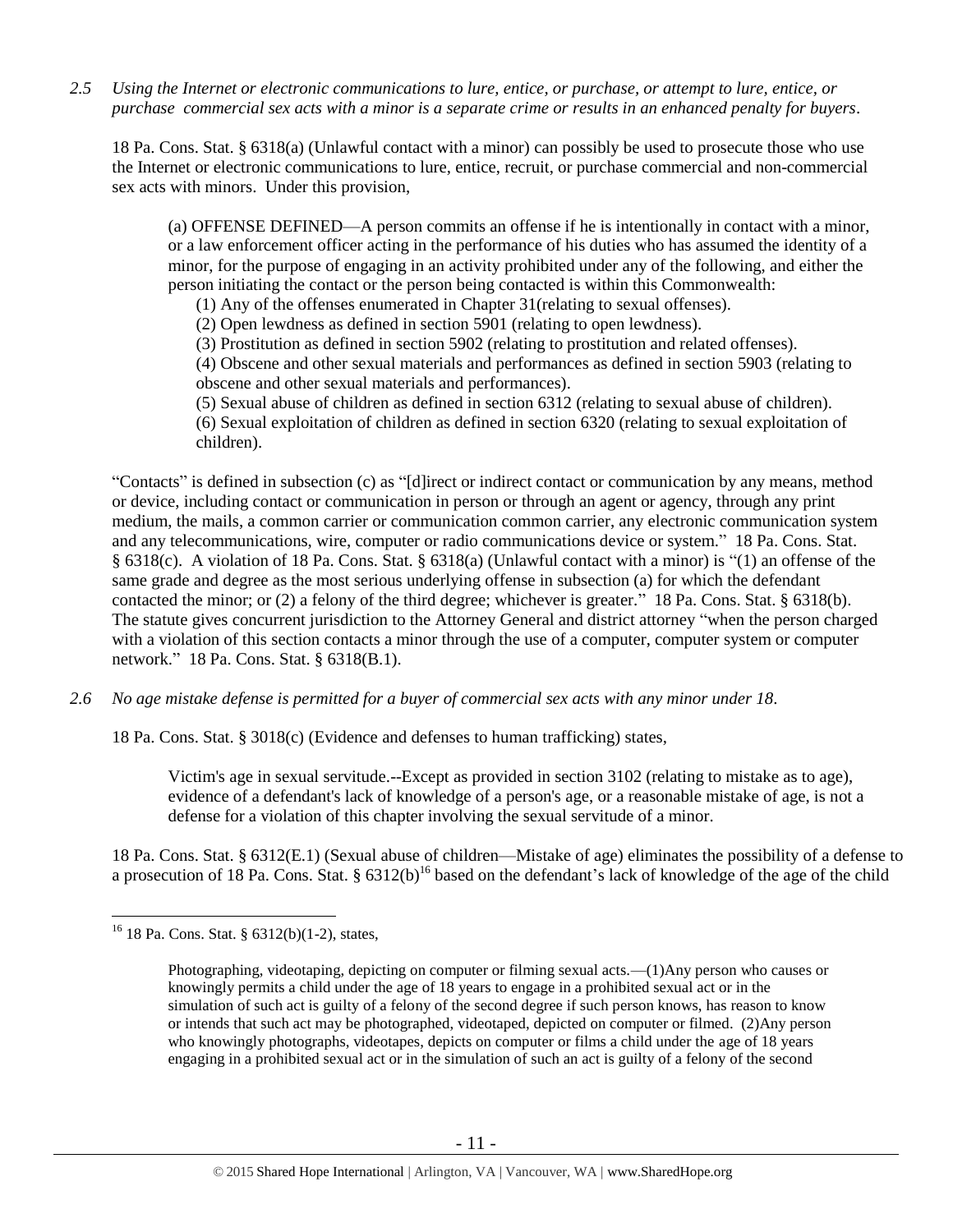*2.5 Using the Internet or electronic communications to lure, entice, or purchase, or attempt to lure, entice, or purchase commercial sex acts with a minor is a separate crime or results in an enhanced penalty for buyers.*

18 Pa. Cons. Stat. § 6318(a) (Unlawful contact with a minor) can possibly be used to prosecute those who use the Internet or electronic communications to lure, entice, recruit, or purchase commercial and non-commercial sex acts with minors. Under this provision,

> (a) OFFENSE DEFINED—A person commits an offense if he is intentionally in contact with a minor, or a law enforcement officer acting in the performance of his duties who has assumed the identity of a minor, for the purpose of engaging in an activity prohibited under any of the following, and either the person initiating the contact or the person being contacted is within this Commonwealth:
>
> (1) Any of the offenses enumerated in Chapter 31(relating to sexual offenses).
> (2) Open lewdness as defined in section 5901 (relating to open lewdness).
> (3) Prostitution as defined in section 5902 (relating to prostitution and related offenses).
> (4) Obscene and other sexual materials and performances as defined in section 5903 (relating to obscene and other sexual materials and performances).
> (5) Sexual abuse of children as defined in section 6312 (relating to sexual abuse of children).
> (6) Sexual exploitation of children as defined in section 6320 (relating to sexual exploitation of children).

"Contacts" is defined in subsection (c) as "[d]irect or indirect contact or communication by any means, method or device, including contact or communication in person or through an agent or agency, through any print medium, the mails, a common carrier or communication common carrier, any electronic communication system and any telecommunications, wire, computer or radio communications device or system." 18 Pa. Cons. Stat. § 6318(c). A violation of 18 Pa. Cons. Stat. § 6318(a) (Unlawful contact with a minor) is "(1) an offense of the same grade and degree as the most serious underlying offense in subsection (a) for which the defendant contacted the minor; or (2) a felony of the third degree; whichever is greater." 18 Pa. Cons. Stat. § 6318(b). The statute gives concurrent jurisdiction to the Attorney General and district attorney "when the person charged with a violation of this section contacts a minor through the use of a computer, computer system or computer network." 18 Pa. Cons. Stat. § 6318(B.1).

*2.6 No age mistake defense is permitted for a buyer of commercial sex acts with any minor under 18.*

18 Pa. Cons. Stat. § 3018(c) (Evidence and defenses to human trafficking) states,

> Victim's age in sexual servitude.--Except as provided in section 3102 (relating to mistake as to age), evidence of a defendant's lack of knowledge of a person's age, or a reasonable mistake of age, is not a defense for a violation of this chapter involving the sexual servitude of a minor.

18 Pa. Cons. Stat. § 6312(E.1) (Sexual abuse of children—Mistake of age) eliminates the possibility of a defense to a prosecution of 18 Pa. Cons. Stat. § 6312(b)[16] based on the defendant's lack of knowledge of the age of the child

---

[16] 18 Pa. Cons. Stat. § 6312(b)(1-2), states,

> Photographing, videotaping, depicting on computer or filming sexual acts.—(1)Any person who causes or knowingly permits a child under the age of 18 years to engage in a prohibited sexual act or in the simulation of such act is guilty of a felony of the second degree if such person knows, has reason to know or intends that such act may be photographed, videotaped, depicted on computer or filmed. (2)Any person who knowingly photographs, videotapes, depicts on computer or films a child under the age of 18 years engaging in a prohibited sexual act or in the simulation of such an act is guilty of a felony of the second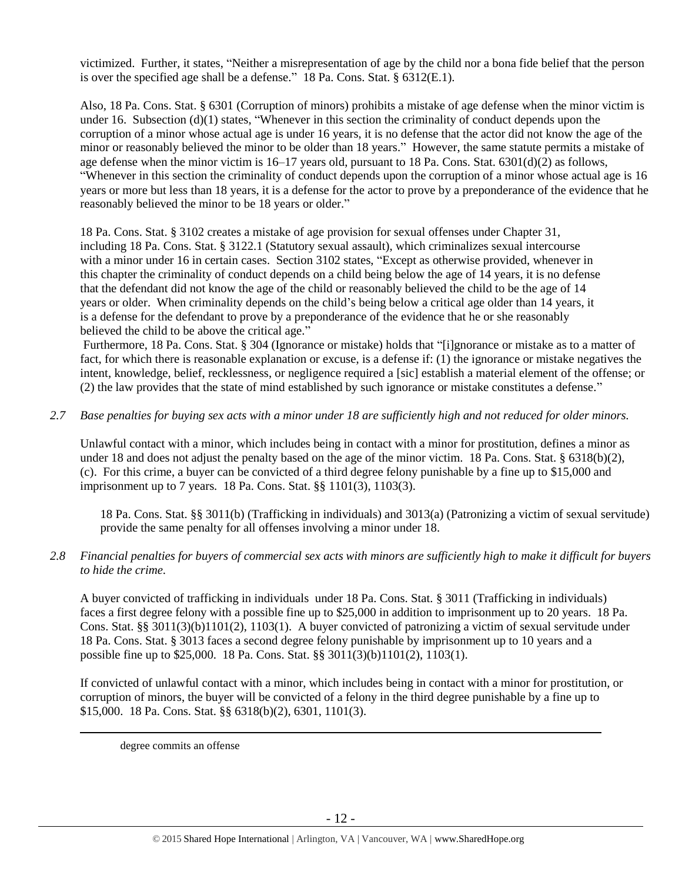victimized. Further, it states, "Neither a misrepresentation of age by the child nor a bona fide belief that the person is over the specified age shall be a defense." 18 Pa. Cons. Stat. § 6312(E.1).

Also, 18 Pa. Cons. Stat. § 6301 (Corruption of minors) prohibits a mistake of age defense when the minor victim is under 16. Subsection (d)(1) states, "Whenever in this section the criminality of conduct depends upon the corruption of a minor whose actual age is under 16 years, it is no defense that the actor did not know the age of the minor or reasonably believed the minor to be older than 18 years." However, the same statute permits a mistake of age defense when the minor victim is 16–17 years old, pursuant to 18 Pa. Cons. Stat. 6301(d)(2) as follows, "Whenever in this section the criminality of conduct depends upon the corruption of a minor whose actual age is 16 years or more but less than 18 years, it is a defense for the actor to prove by a preponderance of the evidence that he reasonably believed the minor to be 18 years or older."

18 Pa. Cons. Stat. § 3102 creates a mistake of age provision for sexual offenses under Chapter 31, including 18 Pa. Cons. Stat. § 3122.1 (Statutory sexual assault), which criminalizes sexual intercourse with a minor under 16 in certain cases. Section 3102 states, "Except as otherwise provided, whenever in this chapter the criminality of conduct depends on a child being below the age of 14 years, it is no defense that the defendant did not know the age of the child or reasonably believed the child to be the age of 14 years or older. When criminality depends on the child's being below a critical age older than 14 years, it is a defense for the defendant to prove by a preponderance of the evidence that he or she reasonably believed the child to be above the critical age."

Furthermore, 18 Pa. Cons. Stat. § 304 (Ignorance or mistake) holds that "[i]gnorance or mistake as to a matter of fact, for which there is reasonable explanation or excuse, is a defense if: (1) the ignorance or mistake negatives the intent, knowledge, belief, recklessness, or negligence required a [sic] establish a material element of the offense; or (2) the law provides that the state of mind established by such ignorance or mistake constitutes a defense."

*2.7 Base penalties for buying sex acts with a minor under 18 are sufficiently high and not reduced for older minors.*

Unlawful contact with a minor, which includes being in contact with a minor for prostitution, defines a minor as under 18 and does not adjust the penalty based on the age of the minor victim. 18 Pa. Cons. Stat. § 6318(b)(2), (c). For this crime, a buyer can be convicted of a third degree felony punishable by a fine up to $15,000 and imprisonment up to 7 years. 18 Pa. Cons. Stat. §§ 1101(3), 1103(3).

18 Pa. Cons. Stat. §§ 3011(b) (Trafficking in individuals) and 3013(a) (Patronizing a victim of sexual servitude) provide the same penalty for all offenses involving a minor under 18.

*2.8 Financial penalties for buyers of commercial sex acts with minors are sufficiently high to make it difficult for buyers to hide the crime.*

A buyer convicted of trafficking in individuals under 18 Pa. Cons. Stat. § 3011 (Trafficking in individuals) faces a first degree felony with a possible fine up to $25,000 in addition to imprisonment up to 20 years. 18 Pa. Cons. Stat. §§ 3011(3)(b)1101(2), 1103(1). A buyer convicted of patronizing a victim of sexual servitude under 18 Pa. Cons. Stat. § 3013 faces a second degree felony punishable by imprisonment up to 10 years and a possible fine up to $25,000. 18 Pa. Cons. Stat. §§ 3011(3)(b)1101(2), 1103(1).

If convicted of unlawful contact with a minor, which includes being in contact with a minor for prostitution, or corruption of minors, the buyer will be convicted of a felony in the third degree punishable by a fine up to $15,000. 18 Pa. Cons. Stat. §§ 6318(b)(2), 6301, 1101(3).

---

degree commits an offense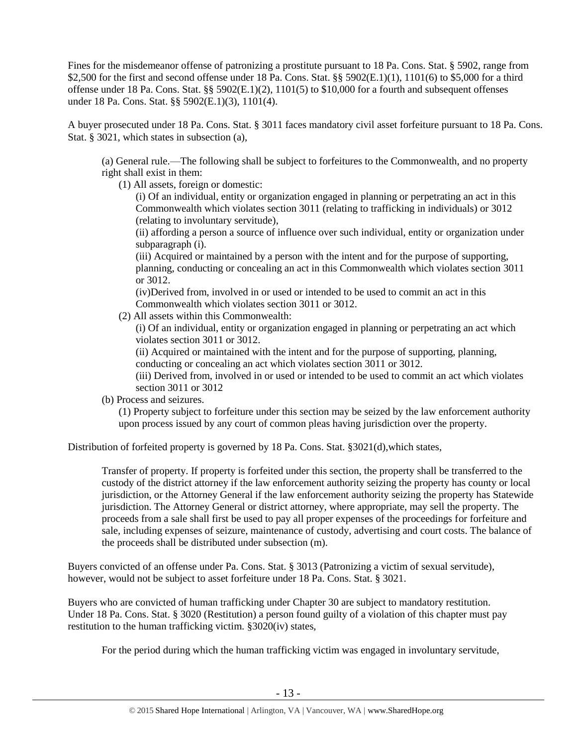Fines for the misdemeanor offense of patronizing a prostitute pursuant to 18 Pa. Cons. Stat. § 5902, range from $2,500 for the first and second offense under 18 Pa. Cons. Stat. §§ 5902(E.1)(1), 1101(6) to $5,000 for a third offense under 18 Pa. Cons. Stat. §§ 5902(E.1)(2), 1101(5) to $10,000 for a fourth and subsequent offenses under 18 Pa. Cons. Stat. §§ 5902(E.1)(3), 1101(4).

A buyer prosecuted under 18 Pa. Cons. Stat. § 3011 faces mandatory civil asset forfeiture pursuant to 18 Pa. Cons. Stat. § 3021, which states in subsection (a),

> (a) General rule.—The following shall be subject to forfeitures to the Commonwealth, and no property right shall exist in them:
>
> (1) All assets, foreign or domestic:
>
> (i) Of an individual, entity or organization engaged in planning or perpetrating an act in this Commonwealth which violates section 3011 (relating to trafficking in individuals) or 3012 (relating to involuntary servitude),
>
> (ii) affording a person a source of influence over such individual, entity or organization under subparagraph (i).
>
> (iii) Acquired or maintained by a person with the intent and for the purpose of supporting, planning, conducting or concealing an act in this Commonwealth which violates section 3011 or 3012.
>
> (iv)Derived from, involved in or used or intended to be used to commit an act in this Commonwealth which violates section 3011 or 3012.
>
> (2) All assets within this Commonwealth:
>
> (i) Of an individual, entity or organization engaged in planning or perpetrating an act which violates section 3011 or 3012.
>
> (ii) Acquired or maintained with the intent and for the purpose of supporting, planning, conducting or concealing an act which violates section 3011 or 3012.
>
> (iii) Derived from, involved in or used or intended to be used to commit an act which violates section 3011 or 3012
>
> (b) Process and seizures.
>
> (1) Property subject to forfeiture under this section may be seized by the law enforcement authority upon process issued by any court of common pleas having jurisdiction over the property.

Distribution of forfeited property is governed by 18 Pa. Cons. Stat. §3021(d),which states,

> Transfer of property. If property is forfeited under this section, the property shall be transferred to the custody of the district attorney if the law enforcement authority seizing the property has county or local jurisdiction, or the Attorney General if the law enforcement authority seizing the property has Statewide jurisdiction. The Attorney General or district attorney, where appropriate, may sell the property. The proceeds from a sale shall first be used to pay all proper expenses of the proceedings for forfeiture and sale, including expenses of seizure, maintenance of custody, advertising and court costs. The balance of the proceeds shall be distributed under subsection (m).

Buyers convicted of an offense under Pa. Cons. Stat. § 3013 (Patronizing a victim of sexual servitude), however, would not be subject to asset forfeiture under 18 Pa. Cons. Stat. § 3021.

Buyers who are convicted of human trafficking under Chapter 30 are subject to mandatory restitution. Under 18 Pa. Cons. Stat. § 3020 (Restitution) a person found guilty of a violation of this chapter must pay restitution to the human trafficking victim. §3020(iv) states,

> For the period during which the human trafficking victim was engaged in involuntary servitude,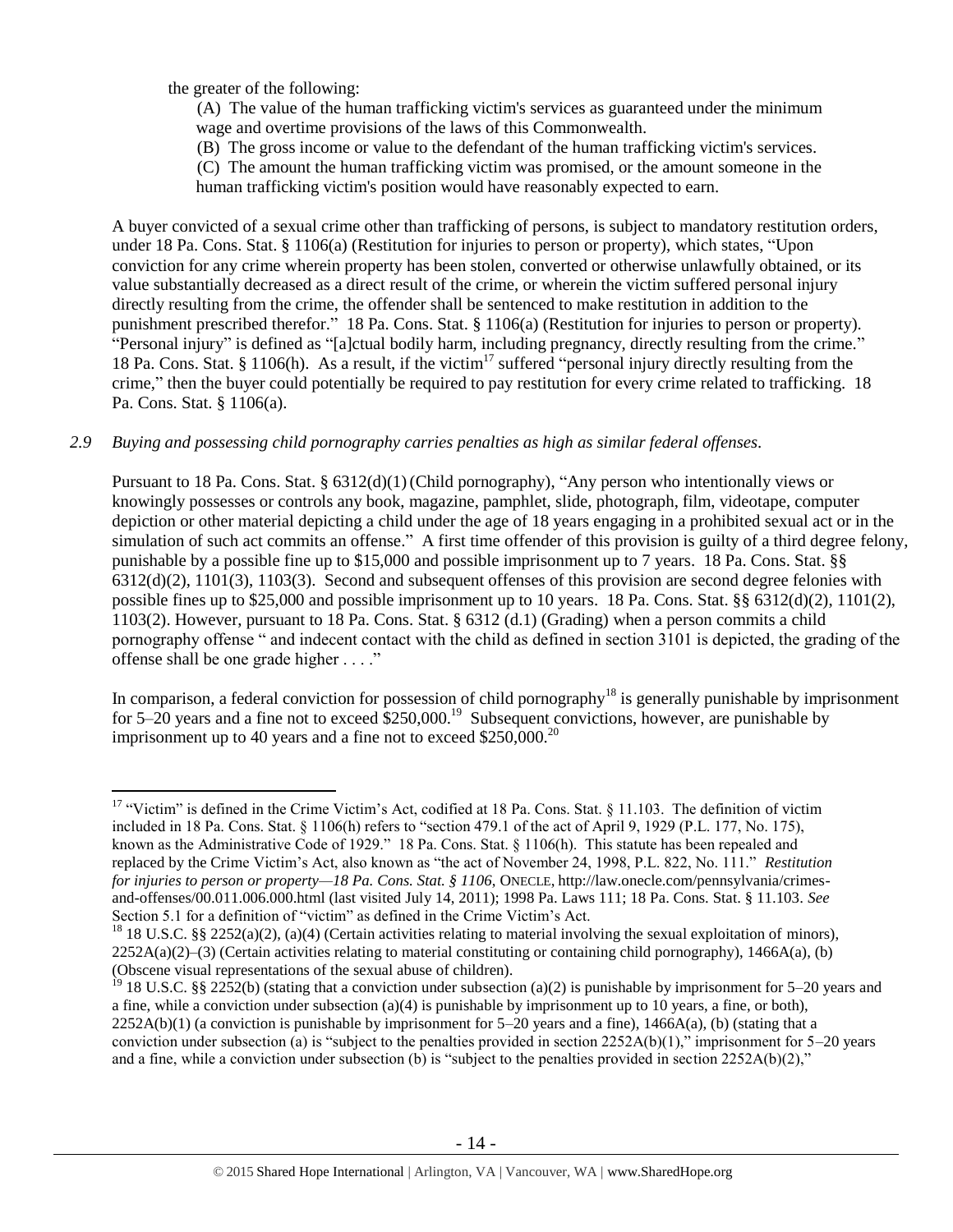the greater of the following:

(A) The value of the human trafficking victim's services as guaranteed under the minimum wage and overtime provisions of the laws of this Commonwealth.
(B) The gross income or value to the defendant of the human trafficking victim's services.
(C) The amount the human trafficking victim was promised, or the amount someone in the human trafficking victim's position would have reasonably expected to earn.

A buyer convicted of a sexual crime other than trafficking of persons, is subject to mandatory restitution orders, under 18 Pa. Cons. Stat. § 1106(a) (Restitution for injuries to person or property), which states, "Upon conviction for any crime wherein property has been stolen, converted or otherwise unlawfully obtained, or its value substantially decreased as a direct result of the crime, or wherein the victim suffered personal injury directly resulting from the crime, the offender shall be sentenced to make restitution in addition to the punishment prescribed therefor." 18 Pa. Cons. Stat. § 1106(a) (Restitution for injuries to person or property). "Personal injury" is defined as "[a]ctual bodily harm, including pregnancy, directly resulting from the crime." 18 Pa. Cons. Stat. § 1106(h). As a result, if the victim[17] suffered "personal injury directly resulting from the crime," then the buyer could potentially be required to pay restitution for every crime related to trafficking. 18 Pa. Cons. Stat. § 1106(a).

*2.9 Buying and possessing child pornography carries penalties as high as similar federal offenses.*

Pursuant to 18 Pa. Cons. Stat. § 6312(d)(1) (Child pornography), "Any person who intentionally views or knowingly possesses or controls any book, magazine, pamphlet, slide, photograph, film, videotape, computer depiction or other material depicting a child under the age of 18 years engaging in a prohibited sexual act or in the simulation of such act commits an offense." A first time offender of this provision is guilty of a third degree felony, punishable by a possible fine up to $15,000 and possible imprisonment up to 7 years. 18 Pa. Cons. Stat. §§ 6312(d)(2), 1101(3), 1103(3). Second and subsequent offenses of this provision are second degree felonies with possible fines up to $25,000 and possible imprisonment up to 10 years. 18 Pa. Cons. Stat. §§ 6312(d)(2), 1101(2), 1103(2). However, pursuant to 18 Pa. Cons. Stat. § 6312 (d.1) (Grading) when a person commits a child pornography offense " and indecent contact with the child as defined in section 3101 is depicted, the grading of the offense shall be one grade higher . . . ."

In comparison, a federal conviction for possession of child pornography[18] is generally punishable by imprisonment for 5–20 years and a fine not to exceed $250,000.[19] Subsequent convictions, however, are punishable by imprisonment up to 40 years and a fine not to exceed $250,000.[20]

---

[17] "Victim" is defined in the Crime Victim's Act, codified at 18 Pa. Cons. Stat. § 11.103. The definition of victim included in 18 Pa. Cons. Stat. § 1106(h) refers to "section 479.1 of the act of April 9, 1929 (P.L. 177, No. 175), known as the Administrative Code of 1929." 18 Pa. Cons. Stat. § 1106(h). This statute has been repealed and replaced by the Crime Victim's Act, also known as "the act of November 24, 1998, P.L. 822, No. 111." *Restitution for injuries to person or property—18 Pa. Cons. Stat. § 1106*, ONECLE, http://law.onecle.com/pennsylvania/crimes-and-offenses/00.011.006.000.html (last visited July 14, 2011); 1998 Pa. Laws 111; 18 Pa. Cons. Stat. § 11.103. *See* Section 5.1 for a definition of "victim" as defined in the Crime Victim's Act.

[18] 18 U.S.C. §§ 2252(a)(2), (a)(4) (Certain activities relating to material involving the sexual exploitation of minors), 2252A(a)(2)–(3) (Certain activities relating to material constituting or containing child pornography), 1466A(a), (b) (Obscene visual representations of the sexual abuse of children).

[19] 18 U.S.C. §§ 2252(b) (stating that a conviction under subsection (a)(2) is punishable by imprisonment for 5–20 years and a fine, while a conviction under subsection (a)(4) is punishable by imprisonment up to 10 years, a fine, or both), 2252A(b)(1) (a conviction is punishable by imprisonment for 5–20 years and a fine), 1466A(a), (b) (stating that a conviction under subsection (a) is "subject to the penalties provided in section 2252A(b)(1)," imprisonment for 5–20 years and a fine, while a conviction under subsection (b) is "subject to the penalties provided in section 2252A(b)(2),"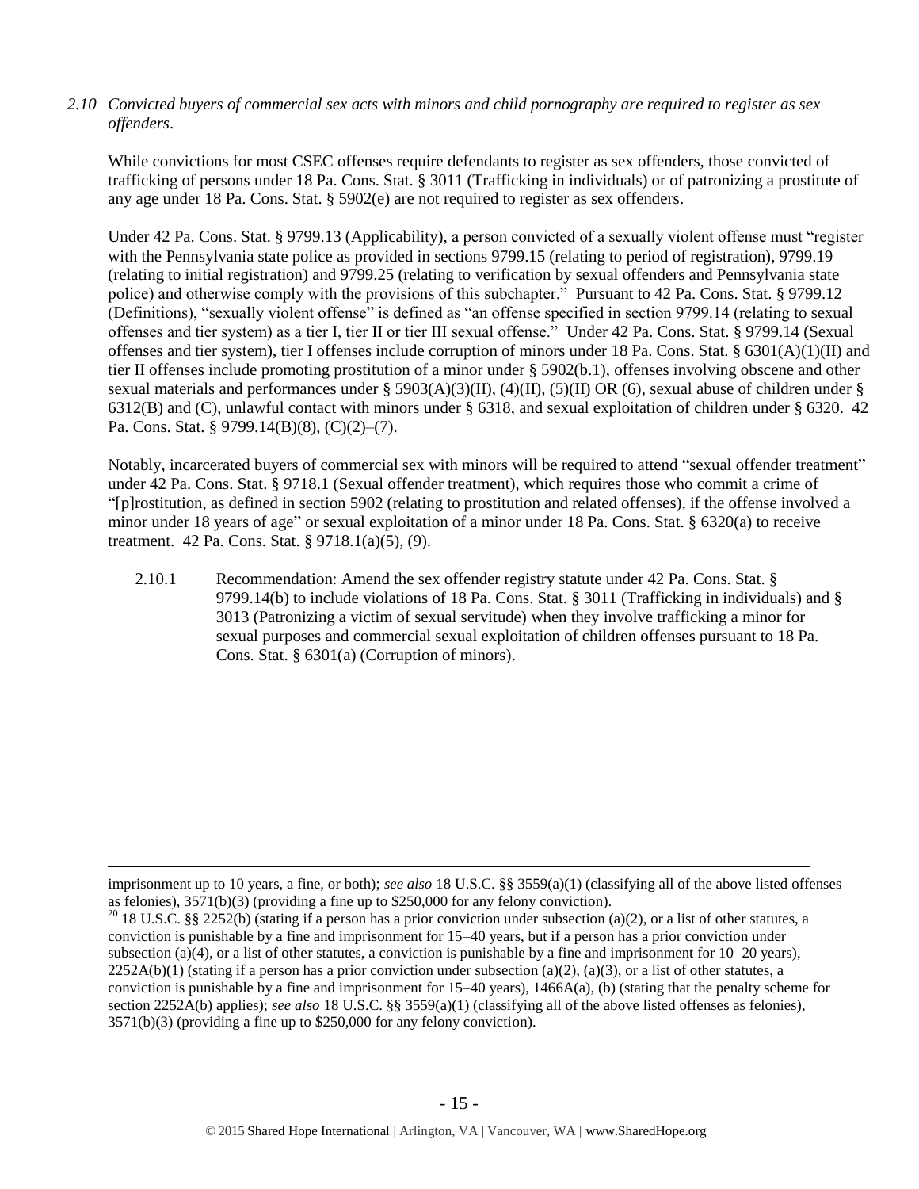*2.10 Convicted buyers of commercial sex acts with minors and child pornography are required to register as sex offenders.*

While convictions for most CSEC offenses require defendants to register as sex offenders, those convicted of trafficking of persons under 18 Pa. Cons. Stat. § 3011 (Trafficking in individuals) or of patronizing a prostitute of any age under 18 Pa. Cons. Stat. § 5902(e) are not required to register as sex offenders.

Under 42 Pa. Cons. Stat. § 9799.13 (Applicability), a person convicted of a sexually violent offense must "register with the Pennsylvania state police as provided in sections 9799.15 (relating to period of registration), 9799.19 (relating to initial registration) and 9799.25 (relating to verification by sexual offenders and Pennsylvania state police) and otherwise comply with the provisions of this subchapter." Pursuant to 42 Pa. Cons. Stat. § 9799.12 (Definitions), "sexually violent offense" is defined as "an offense specified in section 9799.14 (relating to sexual offenses and tier system) as a tier I, tier II or tier III sexual offense." Under 42 Pa. Cons. Stat. § 9799.14 (Sexual offenses and tier system), tier I offenses include corruption of minors under 18 Pa. Cons. Stat. § 6301(A)(1)(II) and tier II offenses include promoting prostitution of a minor under § 5902(b.1), offenses involving obscene and other sexual materials and performances under § 5903(A)(3)(II), (4)(II), (5)(II) OR (6), sexual abuse of children under § 6312(B) and (C), unlawful contact with minors under § 6318, and sexual exploitation of children under § 6320. 42 Pa. Cons. Stat. § 9799.14(B)(8), (C)(2)–(7).

Notably, incarcerated buyers of commercial sex with minors will be required to attend "sexual offender treatment" under 42 Pa. Cons. Stat. § 9718.1 (Sexual offender treatment), which requires those who commit a crime of "[p]rostitution, as defined in section 5902 (relating to prostitution and related offenses), if the offense involved a minor under 18 years of age" or sexual exploitation of a minor under 18 Pa. Cons. Stat. § 6320(a) to receive treatment. 42 Pa. Cons. Stat. § 9718.1(a)(5), (9).

2.10.1 Recommendation: Amend the sex offender registry statute under 42 Pa. Cons. Stat. § 9799.14(b) to include violations of 18 Pa. Cons. Stat. § 3011 (Trafficking in individuals) and § 3013 (Patronizing a victim of sexual servitude) when they involve trafficking a minor for sexual purposes and commercial sexual exploitation of children offenses pursuant to 18 Pa. Cons. Stat. § 6301(a) (Corruption of minors).

---

imprisonment up to 10 years, a fine, or both); *see also* 18 U.S.C. §§ 3559(a)(1) (classifying all of the above listed offenses as felonies), 3571(b)(3) (providing a fine up to $250,000 for any felony conviction).

[20] 18 U.S.C. §§ 2252(b) (stating if a person has a prior conviction under subsection (a)(2), or a list of other statutes, a conviction is punishable by a fine and imprisonment for 15–40 years, but if a person has a prior conviction under subsection (a)(4), or a list of other statutes, a conviction is punishable by a fine and imprisonment for 10–20 years), 2252A(b)(1) (stating if a person has a prior conviction under subsection (a)(2), (a)(3), or a list of other statutes, a conviction is punishable by a fine and imprisonment for 15–40 years), 1466A(a), (b) (stating that the penalty scheme for section 2252A(b) applies); *see also* 18 U.S.C. §§ 3559(a)(1) (classifying all of the above listed offenses as felonies), 3571(b)(3) (providing a fine up to $250,000 for any felony conviction).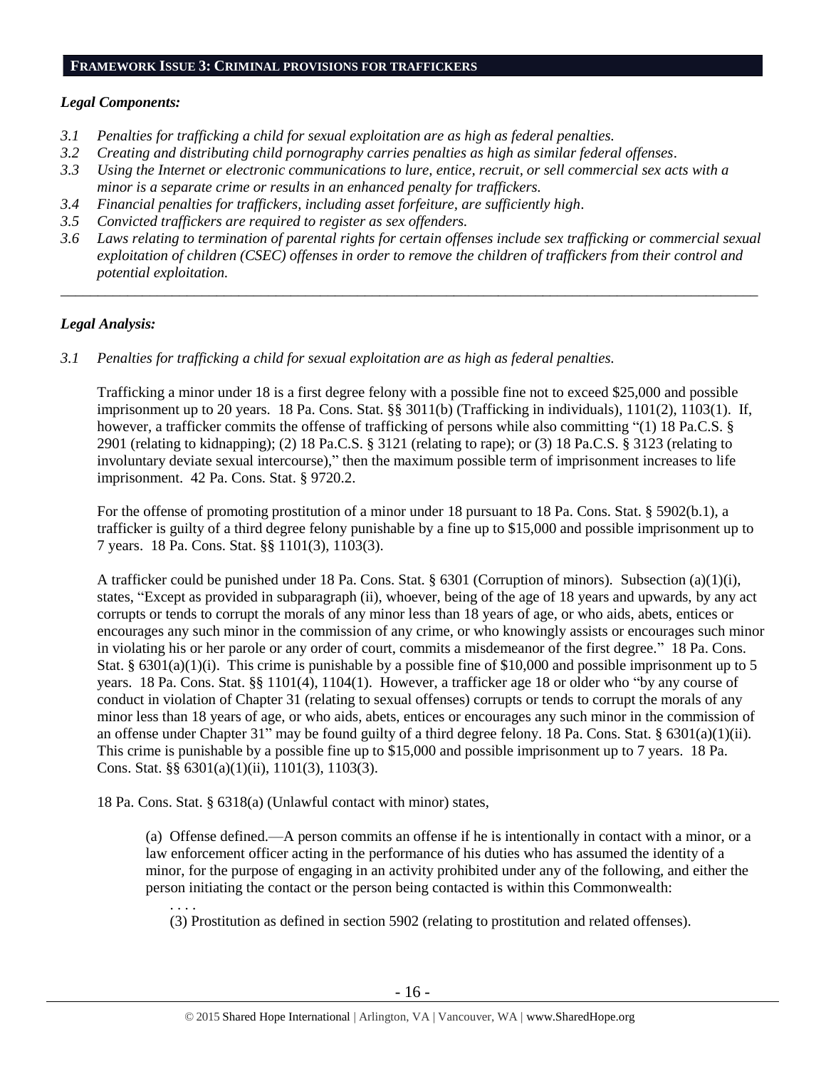## FRAMEWORK ISSUE 3: CRIMINAL PROVISIONS FOR TRAFFICKERS

### *Legal Components:*

*3.1 Penalties for trafficking a child for sexual exploitation are as high as federal penalties.*
*3.2 Creating and distributing child pornography carries penalties as high as similar federal offenses.*
*3.3 Using the Internet or electronic communications to lure, entice, recruit, or sell commercial sex acts with a minor is a separate crime or results in an enhanced penalty for traffickers.*
*3.4 Financial penalties for traffickers, including asset forfeiture, are sufficiently high.*
*3.5 Convicted traffickers are required to register as sex offenders.*
*3.6 Laws relating to termination of parental rights for certain offenses include sex trafficking or commercial sexual exploitation of children (CSEC) offenses in order to remove the children of traffickers from their control and potential exploitation.*

---

### *Legal Analysis:*

*3.1 Penalties for trafficking a child for sexual exploitation are as high as federal penalties.*

Trafficking a minor under 18 is a first degree felony with a possible fine not to exceed $25,000 and possible imprisonment up to 20 years. 18 Pa. Cons. Stat. §§ 3011(b) (Trafficking in individuals), 1101(2), 1103(1). If, however, a trafficker commits the offense of trafficking of persons while also committing "(1) 18 Pa.C.S. § 2901 (relating to kidnapping); (2) 18 Pa.C.S. § 3121 (relating to rape); or (3) 18 Pa.C.S. § 3123 (relating to involuntary deviate sexual intercourse)," then the maximum possible term of imprisonment increases to life imprisonment. 42 Pa. Cons. Stat. § 9720.2.

For the offense of promoting prostitution of a minor under 18 pursuant to 18 Pa. Cons. Stat. § 5902(b.1), a trafficker is guilty of a third degree felony punishable by a fine up to $15,000 and possible imprisonment up to 7 years. 18 Pa. Cons. Stat. §§ 1101(3), 1103(3).

A trafficker could be punished under 18 Pa. Cons. Stat. § 6301 (Corruption of minors). Subsection (a)(1)(i), states, "Except as provided in subparagraph (ii), whoever, being of the age of 18 years and upwards, by any act corrupts or tends to corrupt the morals of any minor less than 18 years of age, or who aids, abets, entices or encourages any such minor in the commission of any crime, or who knowingly assists or encourages such minor in violating his or her parole or any order of court, commits a misdemeanor of the first degree." 18 Pa. Cons. Stat. § 6301(a)(1)(i). This crime is punishable by a possible fine of $10,000 and possible imprisonment up to 5 years. 18 Pa. Cons. Stat. §§ 1101(4), 1104(1). However, a trafficker age 18 or older who "by any course of conduct in violation of Chapter 31 (relating to sexual offenses) corrupts or tends to corrupt the morals of any minor less than 18 years of age, or who aids, abets, entices or encourages any such minor in the commission of an offense under Chapter 31" may be found guilty of a third degree felony. 18 Pa. Cons. Stat. § 6301(a)(1)(ii). This crime is punishable by a possible fine up to $15,000 and possible imprisonment up to 7 years. 18 Pa. Cons. Stat. §§ 6301(a)(1)(ii), 1101(3), 1103(3).

18 Pa. Cons. Stat. § 6318(a) (Unlawful contact with minor) states,

> (a) Offense defined.—A person commits an offense if he is intentionally in contact with a minor, or a law enforcement officer acting in the performance of his duties who has assumed the identity of a minor, for the purpose of engaging in an activity prohibited under any of the following, and either the person initiating the contact or the person being contacted is within this Commonwealth:
>
> . . . .
>
> (3) Prostitution as defined in section 5902 (relating to prostitution and related offenses).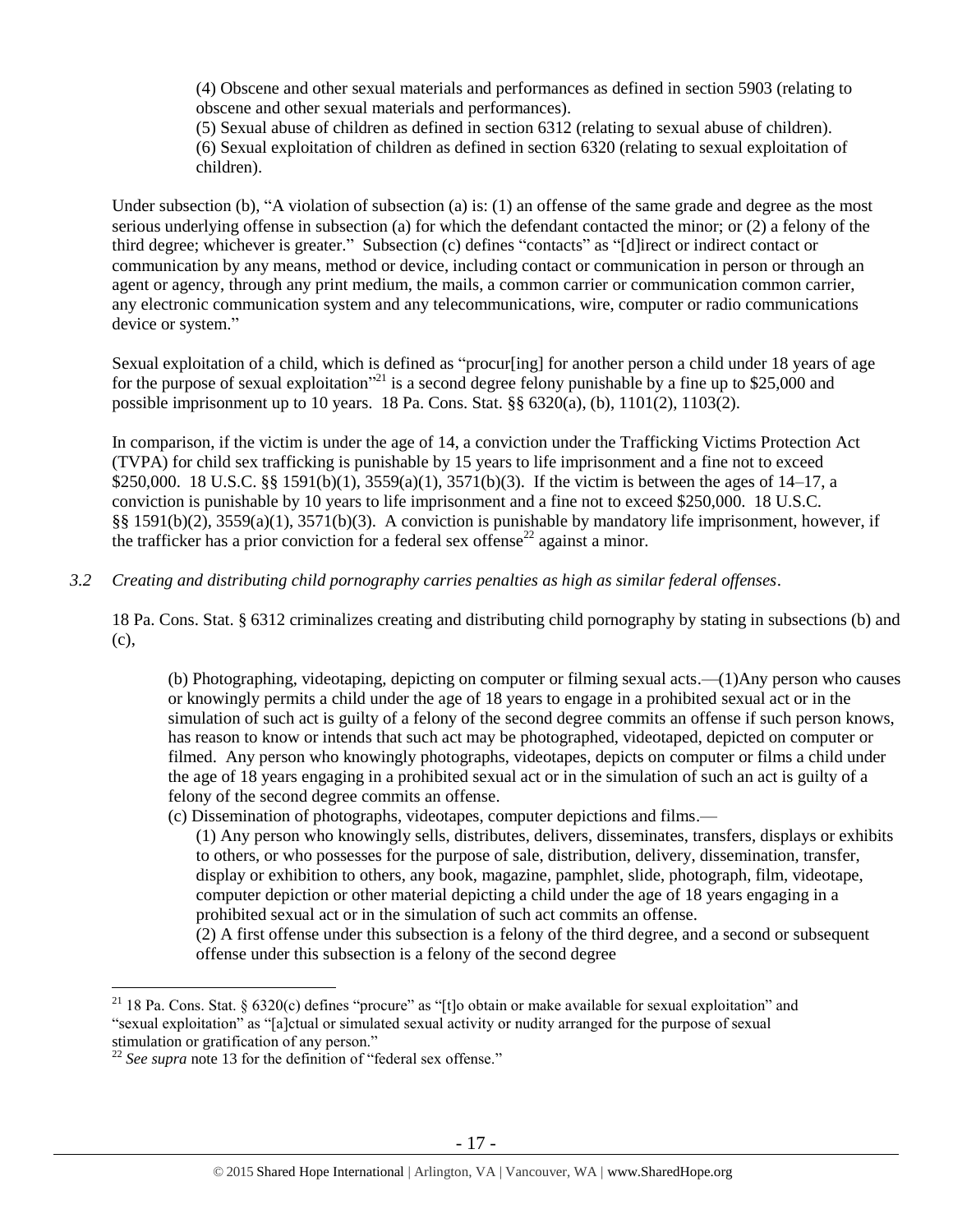(4) Obscene and other sexual materials and performances as defined in section 5903 (relating to obscene and other sexual materials and performances).
(5) Sexual abuse of children as defined in section 6312 (relating to sexual abuse of children).
(6) Sexual exploitation of children as defined in section 6320 (relating to sexual exploitation of children).

Under subsection (b), "A violation of subsection (a) is: (1) an offense of the same grade and degree as the most serious underlying offense in subsection (a) for which the defendant contacted the minor; or (2) a felony of the third degree; whichever is greater." Subsection (c) defines "contacts" as "[d]irect or indirect contact or communication by any means, method or device, including contact or communication in person or through an agent or agency, through any print medium, the mails, a common carrier or communication common carrier, any electronic communication system and any telecommunications, wire, computer or radio communications device or system."

Sexual exploitation of a child, which is defined as "procur[ing] for another person a child under 18 years of age for the purpose of sexual exploitation"[21] is a second degree felony punishable by a fine up to $25,000 and possible imprisonment up to 10 years. 18 Pa. Cons. Stat. §§ 6320(a), (b), 1101(2), 1103(2).

In comparison, if the victim is under the age of 14, a conviction under the Trafficking Victims Protection Act (TVPA) for child sex trafficking is punishable by 15 years to life imprisonment and a fine not to exceed $250,000. 18 U.S.C. §§ 1591(b)(1), 3559(a)(1), 3571(b)(3). If the victim is between the ages of 14–17, a conviction is punishable by 10 years to life imprisonment and a fine not to exceed $250,000. 18 U.S.C. §§ 1591(b)(2), 3559(a)(1), 3571(b)(3). A conviction is punishable by mandatory life imprisonment, however, if the trafficker has a prior conviction for a federal sex offense[22] against a minor.

*3.2 Creating and distributing child pornography carries penalties as high as similar federal offenses.*

18 Pa. Cons. Stat. § 6312 criminalizes creating and distributing child pornography by stating in subsections (b) and (c),

> (b) Photographing, videotaping, depicting on computer or filming sexual acts.—(1)Any person who causes or knowingly permits a child under the age of 18 years to engage in a prohibited sexual act or in the simulation of such act is guilty of a felony of the second degree commits an offense if such person knows, has reason to know or intends that such act may be photographed, videotaped, depicted on computer or filmed. Any person who knowingly photographs, videotapes, depicts on computer or films a child under the age of 18 years engaging in a prohibited sexual act or in the simulation of such an act is guilty of a felony of the second degree commits an offense.
>
> (c) Dissemination of photographs, videotapes, computer depictions and films.—
>
> (1) Any person who knowingly sells, distributes, delivers, disseminates, transfers, displays or exhibits to others, or who possesses for the purpose of sale, distribution, delivery, dissemination, transfer, display or exhibition to others, any book, magazine, pamphlet, slide, photograph, film, videotape, computer depiction or other material depicting a child under the age of 18 years engaging in a prohibited sexual act or in the simulation of such act commits an offense.
>
> (2) A first offense under this subsection is a felony of the third degree, and a second or subsequent offense under this subsection is a felony of the second degree

---

[21] 18 Pa. Cons. Stat. § 6320(c) defines "procure" as "[t]o obtain or make available for sexual exploitation" and "sexual exploitation" as "[a]ctual or simulated sexual activity or nudity arranged for the purpose of sexual stimulation or gratification of any person."

[22] *See supra* note 13 for the definition of "federal sex offense."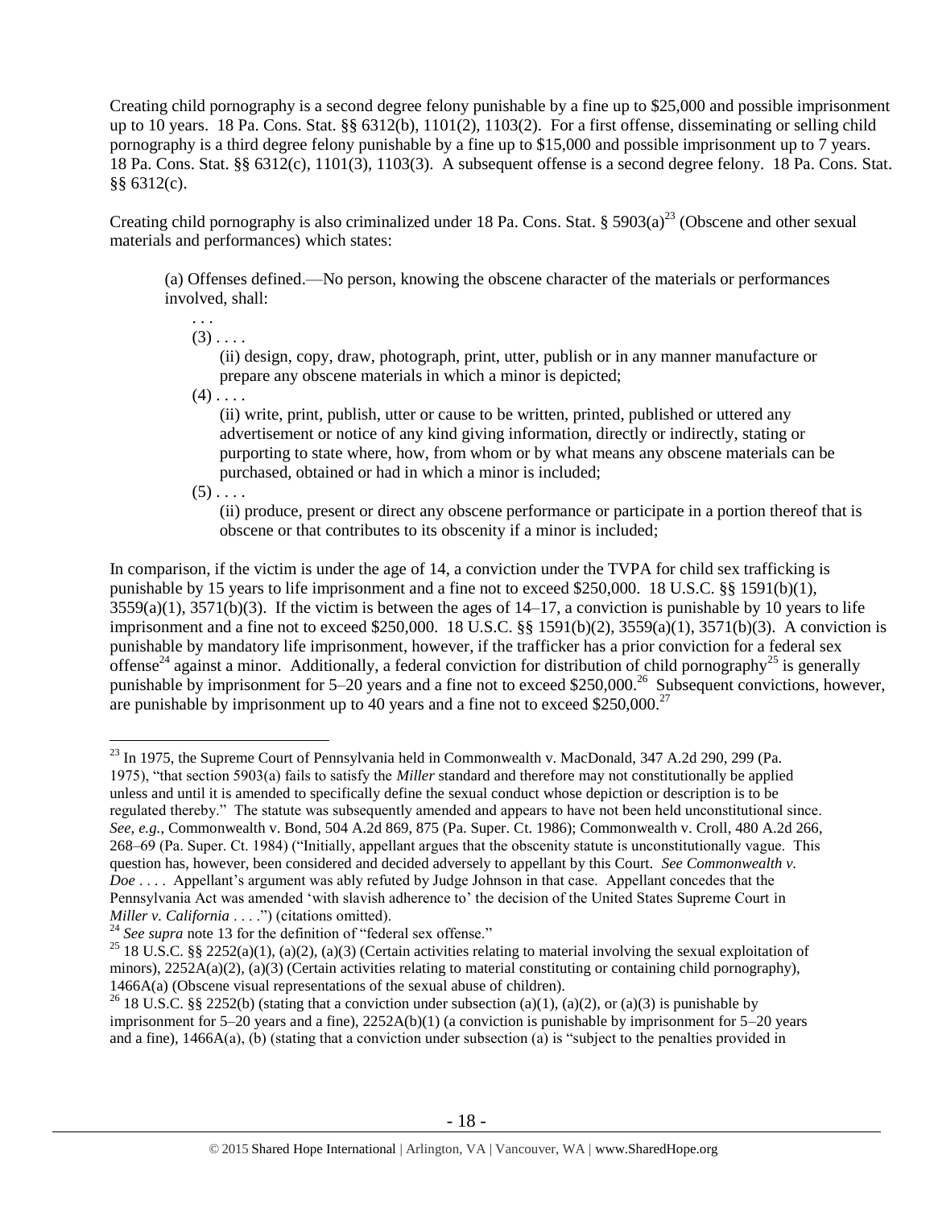Creating child pornography is a second degree felony punishable by a fine up to $25,000 and possible imprisonment up to 10 years. 18 Pa. Cons. Stat. §§ 6312(b), 1101(2), 1103(2). For a first offense, disseminating or selling child pornography is a third degree felony punishable by a fine up to $15,000 and possible imprisonment up to 7 years. 18 Pa. Cons. Stat. §§ 6312(c), 1101(3), 1103(3). A subsequent offense is a second degree felony. 18 Pa. Cons. Stat. §§ 6312(c).

Creating child pornography is also criminalized under 18 Pa. Cons. Stat. § 5903(a)[23] (Obscene and other sexual materials and performances) which states:

> (a) Offenses defined.—No person, knowing the obscene character of the materials or performances involved, shall:
>
> . . .
>
> (3) . . . .
>
> (ii) design, copy, draw, photograph, print, utter, publish or in any manner manufacture or prepare any obscene materials in which a minor is depicted;
>
> (4) . . . .
>
> (ii) write, print, publish, utter or cause to be written, printed, published or uttered any advertisement or notice of any kind giving information, directly or indirectly, stating or purporting to state where, how, from whom or by what means any obscene materials can be purchased, obtained or had in which a minor is included;
>
> (5) . . . .
>
> (ii) produce, present or direct any obscene performance or participate in a portion thereof that is obscene or that contributes to its obscenity if a minor is included;

In comparison, if the victim is under the age of 14, a conviction under the TVPA for child sex trafficking is punishable by 15 years to life imprisonment and a fine not to exceed $250,000. 18 U.S.C. §§ 1591(b)(1), 3559(a)(1), 3571(b)(3). If the victim is between the ages of 14–17, a conviction is punishable by 10 years to life imprisonment and a fine not to exceed $250,000. 18 U.S.C. §§ 1591(b)(2), 3559(a)(1), 3571(b)(3). A conviction is punishable by mandatory life imprisonment, however, if the trafficker has a prior conviction for a federal sex offense[24] against a minor. Additionally, a federal conviction for distribution of child pornography[25] is generally punishable by imprisonment for 5–20 years and a fine not to exceed $250,000.[26] Subsequent convictions, however, are punishable by imprisonment up to 40 years and a fine not to exceed $250,000.[27]

---

[23] In 1975, the Supreme Court of Pennsylvania held in Commonwealth v. MacDonald, 347 A.2d 290, 299 (Pa. 1975), "that section 5903(a) fails to satisfy the *Miller* standard and therefore may not constitutionally be applied unless and until it is amended to specifically define the sexual conduct whose depiction or description is to be regulated thereby." The statute was subsequently amended and appears to have not been held unconstitutional since. *See, e.g.*, Commonwealth v. Bond, 504 A.2d 869, 875 (Pa. Super. Ct. 1986); Commonwealth v. Croll, 480 A.2d 266, 268–69 (Pa. Super. Ct. 1984) ("Initially, appellant argues that the obscenity statute is unconstitutionally vague. This question has, however, been considered and decided adversely to appellant by this Court. *See Commonwealth v. Doe* . . . . Appellant's argument was ably refuted by Judge Johnson in that case. Appellant concedes that the Pennsylvania Act was amended 'with slavish adherence to' the decision of the United States Supreme Court in *Miller v. California* . . . .") (citations omitted).

[24] *See supra* note 13 for the definition of "federal sex offense."

[25] 18 U.S.C. §§ 2252(a)(1), (a)(2), (a)(3) (Certain activities relating to material involving the sexual exploitation of minors), 2252A(a)(2), (a)(3) (Certain activities relating to material constituting or containing child pornography), 1466A(a) (Obscene visual representations of the sexual abuse of children).

[26] 18 U.S.C. §§ 2252(b) (stating that a conviction under subsection (a)(1), (a)(2), or (a)(3) is punishable by imprisonment for 5–20 years and a fine), 2252A(b)(1) (a conviction is punishable by imprisonment for 5–20 years and a fine), 1466A(a), (b) (stating that a conviction under subsection (a) is "subject to the penalties provided in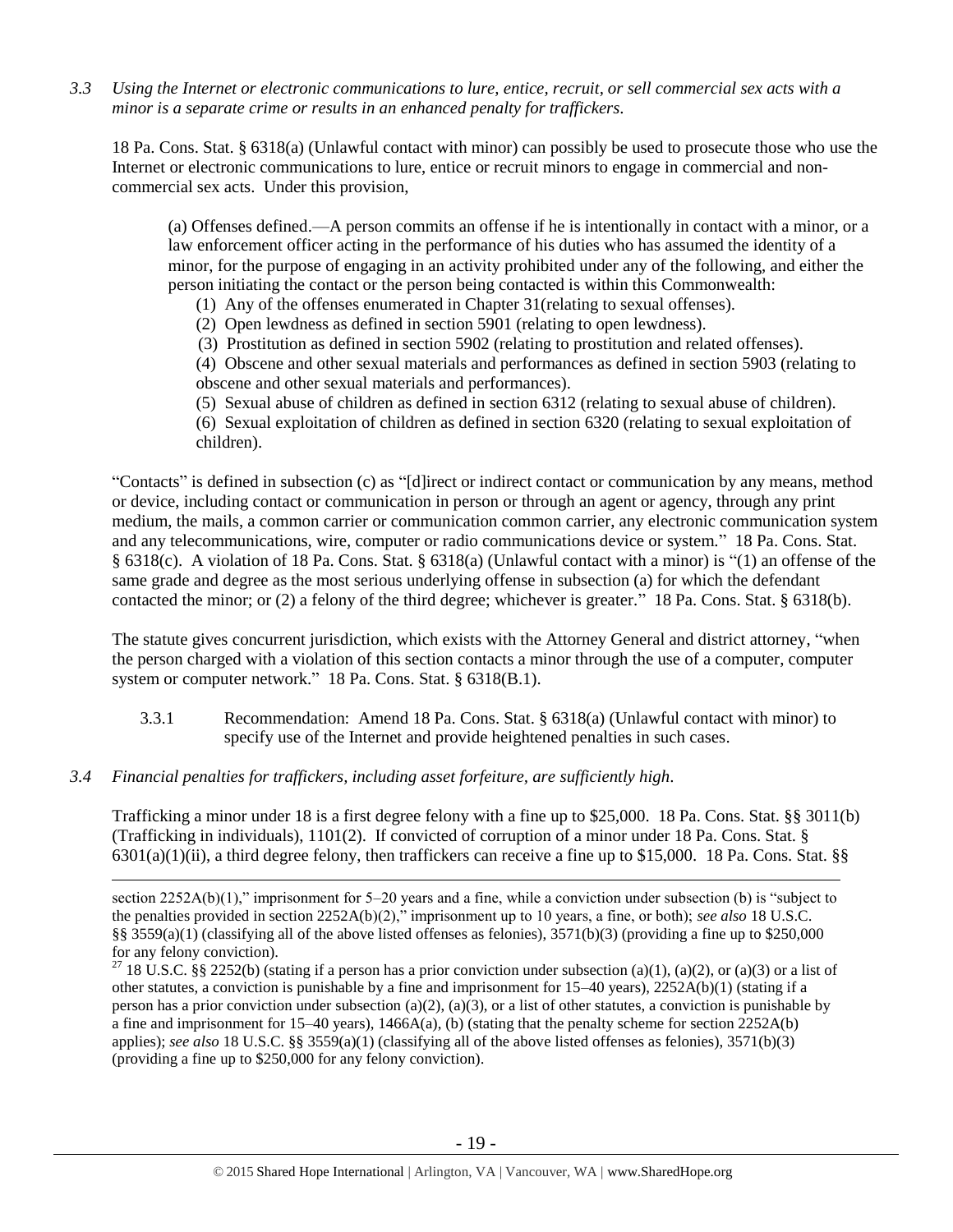*3.3 Using the Internet or electronic communications to lure, entice, recruit, or sell commercial sex acts with a minor is a separate crime or results in an enhanced penalty for traffickers.*

18 Pa. Cons. Stat. § 6318(a) (Unlawful contact with minor) can possibly be used to prosecute those who use the Internet or electronic communications to lure, entice or recruit minors to engage in commercial and non-commercial sex acts. Under this provision,

> (a) Offenses defined.—A person commits an offense if he is intentionally in contact with a minor, or a law enforcement officer acting in the performance of his duties who has assumed the identity of a minor, for the purpose of engaging in an activity prohibited under any of the following, and either the person initiating the contact or the person being contacted is within this Commonwealth:
>
> (1) Any of the offenses enumerated in Chapter 31(relating to sexual offenses).
>
> (2) Open lewdness as defined in section 5901 (relating to open lewdness).
>
> (3) Prostitution as defined in section 5902 (relating to prostitution and related offenses).
>
> (4) Obscene and other sexual materials and performances as defined in section 5903 (relating to obscene and other sexual materials and performances).
>
> (5) Sexual abuse of children as defined in section 6312 (relating to sexual abuse of children).
>
> (6) Sexual exploitation of children as defined in section 6320 (relating to sexual exploitation of children).

"Contacts" is defined in subsection (c) as "[d]irect or indirect contact or communication by any means, method or device, including contact or communication in person or through an agent or agency, through any print medium, the mails, a common carrier or communication common carrier, any electronic communication system and any telecommunications, wire, computer or radio communications device or system." 18 Pa. Cons. Stat. § 6318(c). A violation of 18 Pa. Cons. Stat. § 6318(a) (Unlawful contact with a minor) is "(1) an offense of the same grade and degree as the most serious underlying offense in subsection (a) for which the defendant contacted the minor; or (2) a felony of the third degree; whichever is greater." 18 Pa. Cons. Stat. § 6318(b).

The statute gives concurrent jurisdiction, which exists with the Attorney General and district attorney, "when the person charged with a violation of this section contacts a minor through the use of a computer, computer system or computer network." 18 Pa. Cons. Stat. § 6318(B.1).

3.3.1 Recommendation: Amend 18 Pa. Cons. Stat. § 6318(a) (Unlawful contact with minor) to specify use of the Internet and provide heightened penalties in such cases.

*3.4 Financial penalties for traffickers, including asset forfeiture, are sufficiently high.*

Trafficking a minor under 18 is a first degree felony with a fine up to $25,000. 18 Pa. Cons. Stat. §§ 3011(b) (Trafficking in individuals), 1101(2). If convicted of corruption of a minor under 18 Pa. Cons. Stat. § 6301(a)(1)(ii), a third degree felony, then traffickers can receive a fine up to $15,000. 18 Pa. Cons. Stat. §§

---

section 2252A(b)(1)," imprisonment for 5–20 years and a fine, while a conviction under subsection (b) is "subject to the penalties provided in section 2252A(b)(2)," imprisonment up to 10 years, a fine, or both); *see also* 18 U.S.C. §§ 3559(a)(1) (classifying all of the above listed offenses as felonies), 3571(b)(3) (providing a fine up to $250,000 for any felony conviction).

[27] 18 U.S.C. §§ 2252(b) (stating if a person has a prior conviction under subsection (a)(1), (a)(2), or (a)(3) or a list of other statutes, a conviction is punishable by a fine and imprisonment for 15–40 years), 2252A(b)(1) (stating if a person has a prior conviction under subsection (a)(2), (a)(3), or a list of other statutes, a conviction is punishable by a fine and imprisonment for 15–40 years), 1466A(a), (b) (stating that the penalty scheme for section 2252A(b) applies); *see also* 18 U.S.C. §§ 3559(a)(1) (classifying all of the above listed offenses as felonies), 3571(b)(3) (providing a fine up to $250,000 for any felony conviction).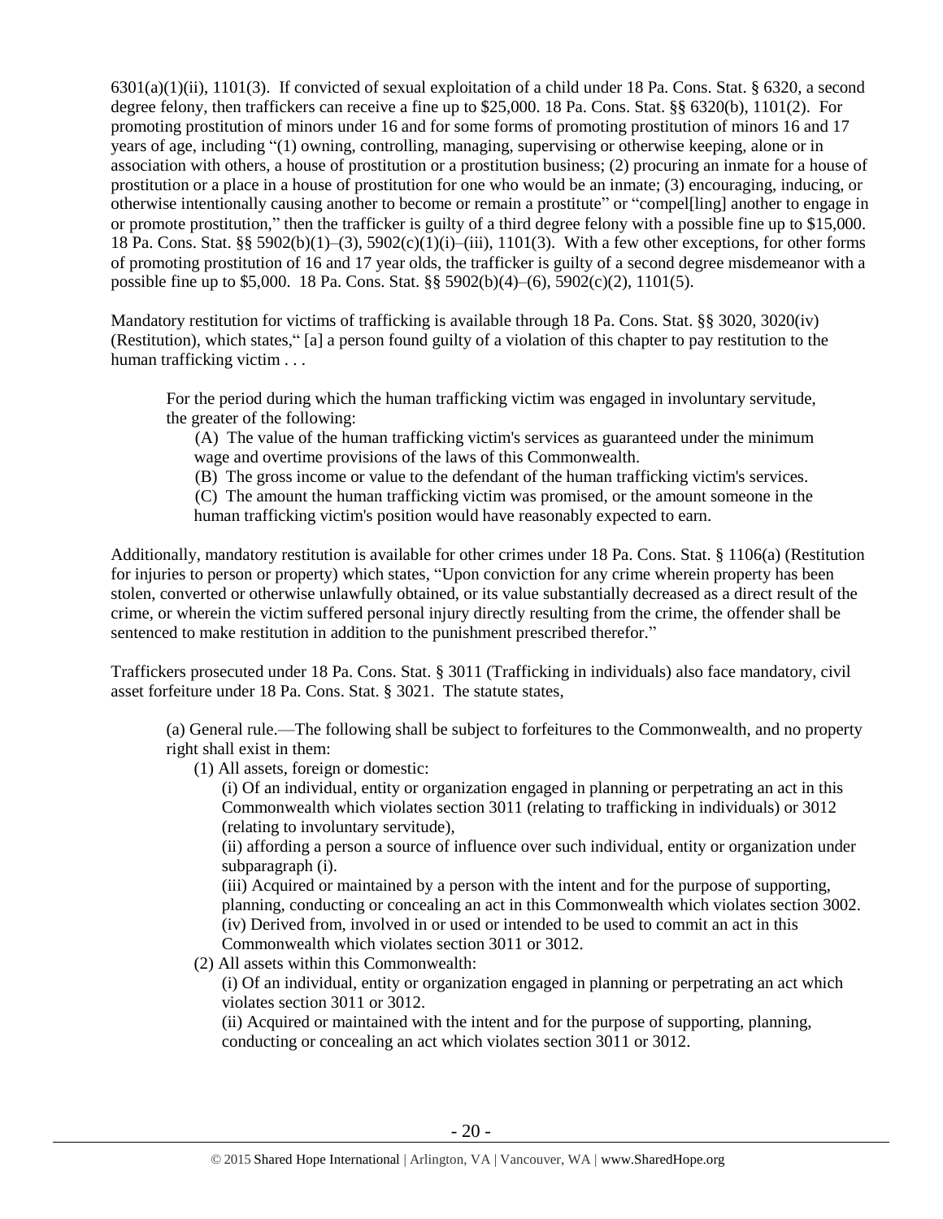6301(a)(1)(ii), 1101(3). If convicted of sexual exploitation of a child under 18 Pa. Cons. Stat. § 6320, a second degree felony, then traffickers can receive a fine up to $25,000. 18 Pa. Cons. Stat. §§ 6320(b), 1101(2). For promoting prostitution of minors under 16 and for some forms of promoting prostitution of minors 16 and 17 years of age, including "(1) owning, controlling, managing, supervising or otherwise keeping, alone or in association with others, a house of prostitution or a prostitution business; (2) procuring an inmate for a house of prostitution or a place in a house of prostitution for one who would be an inmate; (3) encouraging, inducing, or otherwise intentionally causing another to become or remain a prostitute" or "compel[ling] another to engage in or promote prostitution," then the trafficker is guilty of a third degree felony with a possible fine up to $15,000. 18 Pa. Cons. Stat. §§ 5902(b)(1)–(3), 5902(c)(1)(i)–(iii), 1101(3). With a few other exceptions, for other forms of promoting prostitution of 16 and 17 year olds, the trafficker is guilty of a second degree misdemeanor with a possible fine up to $5,000. 18 Pa. Cons. Stat. §§ 5902(b)(4)–(6), 5902(c)(2), 1101(5).

Mandatory restitution for victims of trafficking is available through 18 Pa. Cons. Stat. §§ 3020, 3020(iv) (Restitution), which states," [a] a person found guilty of a violation of this chapter to pay restitution to the human trafficking victim . . .

> For the period during which the human trafficking victim was engaged in involuntary servitude, the greater of the following:
>
> (A) The value of the human trafficking victim's services as guaranteed under the minimum wage and overtime provisions of the laws of this Commonwealth.
>
> (B) The gross income or value to the defendant of the human trafficking victim's services.
>
> (C) The amount the human trafficking victim was promised, or the amount someone in the human trafficking victim's position would have reasonably expected to earn.

Additionally, mandatory restitution is available for other crimes under 18 Pa. Cons. Stat. § 1106(a) (Restitution for injuries to person or property) which states, "Upon conviction for any crime wherein property has been stolen, converted or otherwise unlawfully obtained, or its value substantially decreased as a direct result of the crime, or wherein the victim suffered personal injury directly resulting from the crime, the offender shall be sentenced to make restitution in addition to the punishment prescribed therefor."

Traffickers prosecuted under 18 Pa. Cons. Stat. § 3011 (Trafficking in individuals) also face mandatory, civil asset forfeiture under 18 Pa. Cons. Stat. § 3021. The statute states,

> (a) General rule.—The following shall be subject to forfeitures to the Commonwealth, and no property right shall exist in them:
>
> (1) All assets, foreign or domestic:
>
> (i) Of an individual, entity or organization engaged in planning or perpetrating an act in this Commonwealth which violates section 3011 (relating to trafficking in individuals) or 3012 (relating to involuntary servitude),
>
> (ii) affording a person a source of influence over such individual, entity or organization under subparagraph (i).
>
> (iii) Acquired or maintained by a person with the intent and for the purpose of supporting, planning, conducting or concealing an act in this Commonwealth which violates section 3002.
>
> (iv) Derived from, involved in or used or intended to be used to commit an act in this Commonwealth which violates section 3011 or 3012.
>
> (2) All assets within this Commonwealth:
>
> (i) Of an individual, entity or organization engaged in planning or perpetrating an act which violates section 3011 or 3012.
>
> (ii) Acquired or maintained with the intent and for the purpose of supporting, planning, conducting or concealing an act which violates section 3011 or 3012.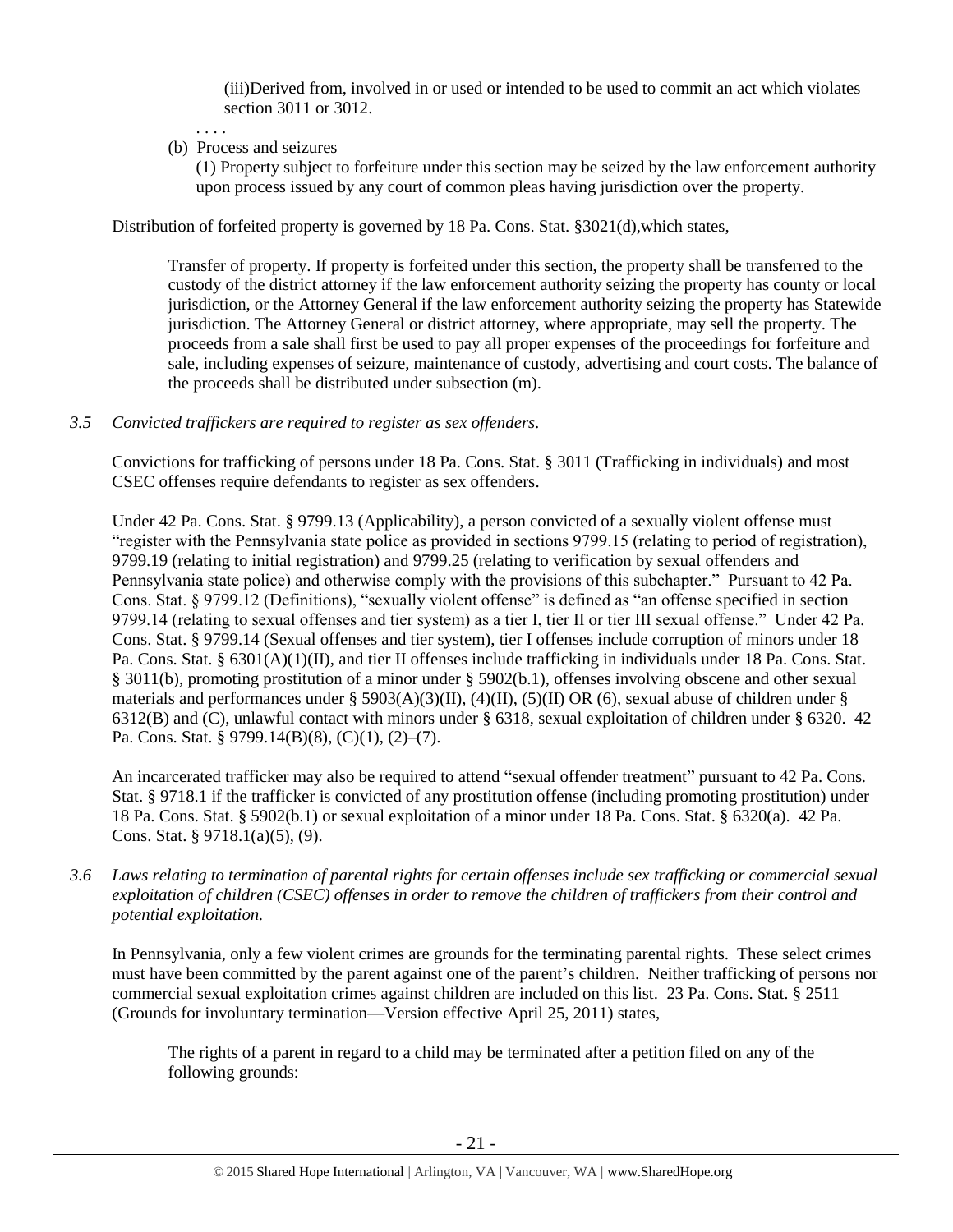(iii) Derived from, involved in or used or intended to be used to commit an act which violates section 3011 or 3012.

. . . .

(b) Process and seizures

(1) Property subject to forfeiture under this section may be seized by the law enforcement authority upon process issued by any court of common pleas having jurisdiction over the property.

Distribution of forfeited property is governed by 18 Pa. Cons. Stat. §3021(d),which states,

> Transfer of property. If property is forfeited under this section, the property shall be transferred to the custody of the district attorney if the law enforcement authority seizing the property has county or local jurisdiction, or the Attorney General if the law enforcement authority seizing the property has Statewide jurisdiction. The Attorney General or district attorney, where appropriate, may sell the property. The proceeds from a sale shall first be used to pay all proper expenses of the proceedings for forfeiture and sale, including expenses of seizure, maintenance of custody, advertising and court costs. The balance of the proceeds shall be distributed under subsection (m).

*3.5 Convicted traffickers are required to register as sex offenders.*

Convictions for trafficking of persons under 18 Pa. Cons. Stat. § 3011 (Trafficking in individuals) and most CSEC offenses require defendants to register as sex offenders.

Under 42 Pa. Cons. Stat. § 9799.13 (Applicability), a person convicted of a sexually violent offense must "register with the Pennsylvania state police as provided in sections 9799.15 (relating to period of registration), 9799.19 (relating to initial registration) and 9799.25 (relating to verification by sexual offenders and Pennsylvania state police) and otherwise comply with the provisions of this subchapter." Pursuant to 42 Pa. Cons. Stat. § 9799.12 (Definitions), "sexually violent offense" is defined as "an offense specified in section 9799.14 (relating to sexual offenses and tier system) as a tier I, tier II or tier III sexual offense." Under 42 Pa. Cons. Stat. § 9799.14 (Sexual offenses and tier system), tier I offenses include corruption of minors under 18 Pa. Cons. Stat. § 6301(A)(1)(II), and tier II offenses include trafficking in individuals under 18 Pa. Cons. Stat. § 3011(b), promoting prostitution of a minor under § 5902(b.1), offenses involving obscene and other sexual materials and performances under § 5903(A)(3)(II), (4)(II), (5)(II) OR (6), sexual abuse of children under § 6312(B) and (C), unlawful contact with minors under § 6318, sexual exploitation of children under § 6320. 42 Pa. Cons. Stat. § 9799.14(B)(8), (C)(1), (2)–(7).

An incarcerated trafficker may also be required to attend "sexual offender treatment" pursuant to 42 Pa. Cons. Stat. § 9718.1 if the trafficker is convicted of any prostitution offense (including promoting prostitution) under 18 Pa. Cons. Stat. § 5902(b.1) or sexual exploitation of a minor under 18 Pa. Cons. Stat. § 6320(a). 42 Pa. Cons. Stat. § 9718.1(a)(5), (9).

*3.6 Laws relating to termination of parental rights for certain offenses include sex trafficking or commercial sexual exploitation of children (CSEC) offenses in order to remove the children of traffickers from their control and potential exploitation.*

In Pennsylvania, only a few violent crimes are grounds for the terminating parental rights. These select crimes must have been committed by the parent against one of the parent's children. Neither trafficking of persons nor commercial sexual exploitation crimes against children are included on this list. 23 Pa. Cons. Stat. § 2511 (Grounds for involuntary termination—Version effective April 25, 2011) states,

> The rights of a parent in regard to a child may be terminated after a petition filed on any of the following grounds: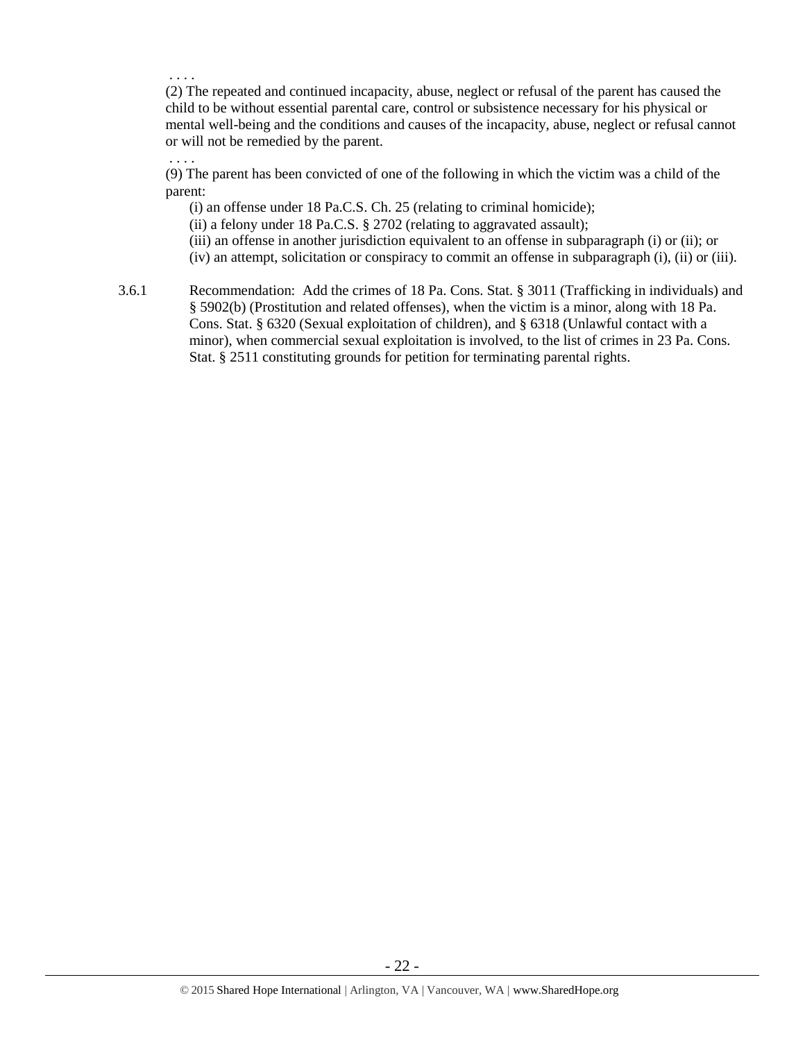. . . .

(2) The repeated and continued incapacity, abuse, neglect or refusal of the parent has caused the child to be without essential parental care, control or subsistence necessary for his physical or mental well-being and the conditions and causes of the incapacity, abuse, neglect or refusal cannot or will not be remedied by the parent.

. . . .

(9) The parent has been convicted of one of the following in which the victim was a child of the parent:

(i) an offense under 18 Pa.C.S. Ch. 25 (relating to criminal homicide);
(ii) a felony under 18 Pa.C.S. § 2702 (relating to aggravated assault);
(iii) an offense in another jurisdiction equivalent to an offense in subparagraph (i) or (ii); or
(iv) an attempt, solicitation or conspiracy to commit an offense in subparagraph (i), (ii) or (iii).

3.6.1 Recommendation: Add the crimes of 18 Pa. Cons. Stat. § 3011 (Trafficking in individuals) and § 5902(b) (Prostitution and related offenses), when the victim is a minor, along with 18 Pa. Cons. Stat. § 6320 (Sexual exploitation of children), and § 6318 (Unlawful contact with a minor), when commercial sexual exploitation is involved, to the list of crimes in 23 Pa. Cons. Stat. § 2511 constituting grounds for petition for terminating parental rights.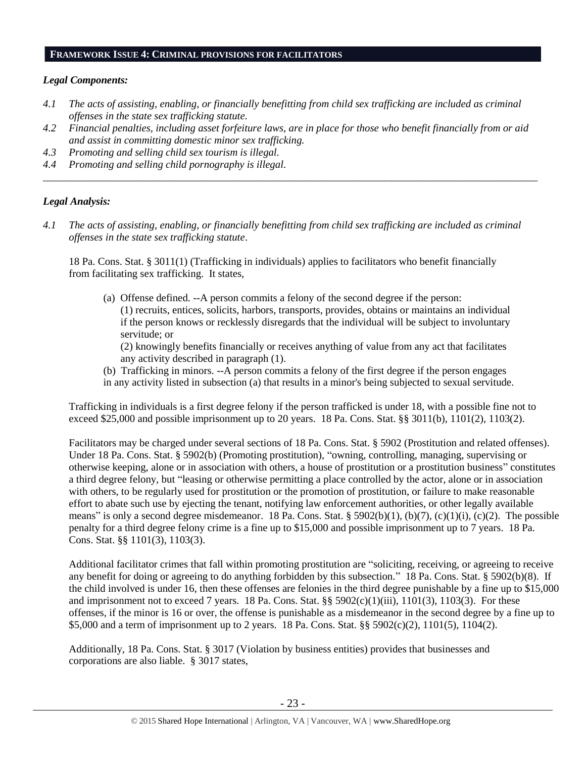## FRAMEWORK ISSUE 4: CRIMINAL PROVISIONS FOR FACILITATORS

### *Legal Components:*

*4.1 The acts of assisting, enabling, or financially benefitting from child sex trafficking are included as criminal offenses in the state sex trafficking statute.*

*4.2 Financial penalties, including asset forfeiture laws, are in place for those who benefit financially from or aid and assist in committing domestic minor sex trafficking.*

*4.3 Promoting and selling child sex tourism is illegal.*

*4.4 Promoting and selling child pornography is illegal.*

---

### *Legal Analysis:*

*4.1 The acts of assisting, enabling, or financially benefitting from child sex trafficking are included as criminal offenses in the state sex trafficking statute.*

18 Pa. Cons. Stat. § 3011(1) (Trafficking in individuals) applies to facilitators who benefit financially from facilitating sex trafficking. It states,

> (a) Offense defined. --A person commits a felony of the second degree if the person:
> (1) recruits, entices, solicits, harbors, transports, provides, obtains or maintains an individual if the person knows or recklessly disregards that the individual will be subject to involuntary servitude; or
> (2) knowingly benefits financially or receives anything of value from any act that facilitates any activity described in paragraph (1).
>
> (b) Trafficking in minors. --A person commits a felony of the first degree if the person engages in any activity listed in subsection (a) that results in a minor's being subjected to sexual servitude.

Trafficking in individuals is a first degree felony if the person trafficked is under 18, with a possible fine not to exceed $25,000 and possible imprisonment up to 20 years. 18 Pa. Cons. Stat. §§ 3011(b), 1101(2), 1103(2).

Facilitators may be charged under several sections of 18 Pa. Cons. Stat. § 5902 (Prostitution and related offenses). Under 18 Pa. Cons. Stat. § 5902(b) (Promoting prostitution), "owning, controlling, managing, supervising or otherwise keeping, alone or in association with others, a house of prostitution or a prostitution business" constitutes a third degree felony, but "leasing or otherwise permitting a place controlled by the actor, alone or in association with others, to be regularly used for prostitution or the promotion of prostitution, or failure to make reasonable effort to abate such use by ejecting the tenant, notifying law enforcement authorities, or other legally available means" is only a second degree misdemeanor. 18 Pa. Cons. Stat. § 5902(b)(1), (b)(7), (c)(1)(i), (c)(2). The possible penalty for a third degree felony crime is a fine up to $15,000 and possible imprisonment up to 7 years. 18 Pa. Cons. Stat. §§ 1101(3), 1103(3).

Additional facilitator crimes that fall within promoting prostitution are "soliciting, receiving, or agreeing to receive any benefit for doing or agreeing to do anything forbidden by this subsection." 18 Pa. Cons. Stat. § 5902(b)(8). If the child involved is under 16, then these offenses are felonies in the third degree punishable by a fine up to $15,000 and imprisonment not to exceed 7 years. 18 Pa. Cons. Stat. §§ 5902(c)(1)(iii), 1101(3), 1103(3). For these offenses, if the minor is 16 or over, the offense is punishable as a misdemeanor in the second degree by a fine up to $5,000 and a term of imprisonment up to 2 years. 18 Pa. Cons. Stat. §§ 5902(c)(2), 1101(5), 1104(2).

Additionally, 18 Pa. Cons. Stat. § 3017 (Violation by business entities) provides that businesses and corporations are also liable. § 3017 states,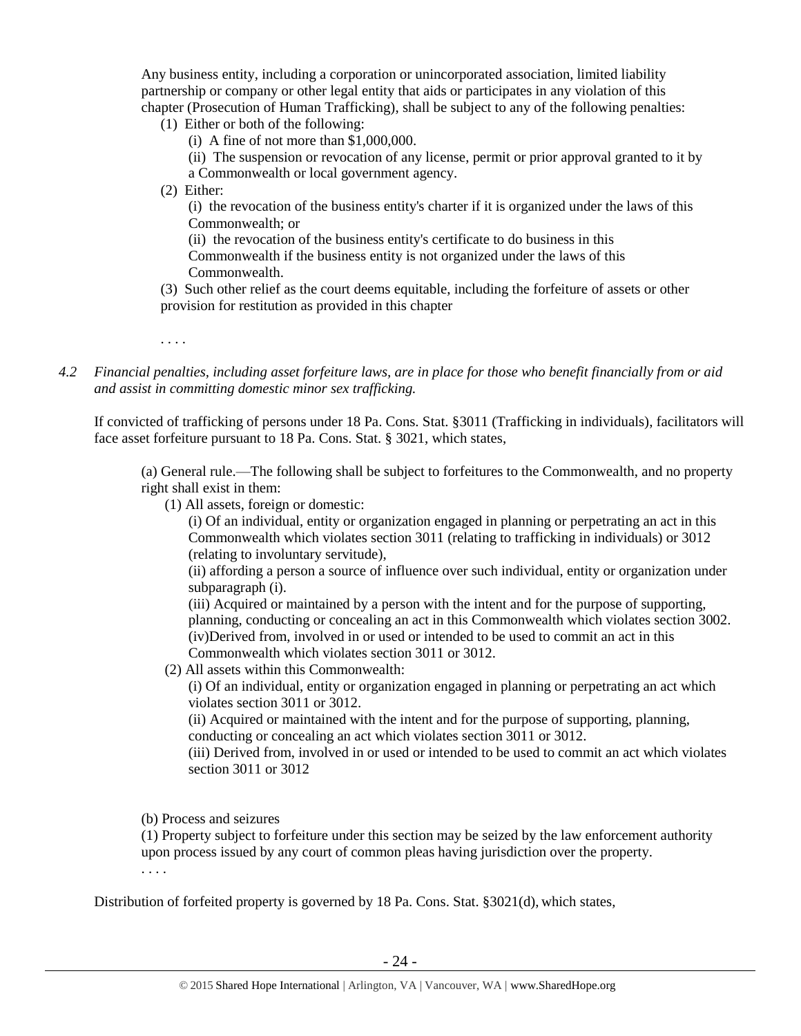Any business entity, including a corporation or unincorporated association, limited liability partnership or company or other legal entity that aids or participates in any violation of this chapter (Prosecution of Human Trafficking), shall be subject to any of the following penalties:

(1) Either or both of the following:

(i) A fine of not more than $1,000,000.

(ii) The suspension or revocation of any license, permit or prior approval granted to it by a Commonwealth or local government agency.

(2) Either:

(i) the revocation of the business entity's charter if it is organized under the laws of this Commonwealth; or

(ii) the revocation of the business entity's certificate to do business in this Commonwealth if the business entity is not organized under the laws of this Commonwealth.

(3) Such other relief as the court deems equitable, including the forfeiture of assets or other provision for restitution as provided in this chapter

. . . .

*4.2 Financial penalties, including asset forfeiture laws, are in place for those who benefit financially from or aid and assist in committing domestic minor sex trafficking.*

If convicted of trafficking of persons under 18 Pa. Cons. Stat. §3011 (Trafficking in individuals), facilitators will face asset forfeiture pursuant to 18 Pa. Cons. Stat. § 3021, which states,

(a) General rule.—The following shall be subject to forfeitures to the Commonwealth, and no property right shall exist in them:

(1) All assets, foreign or domestic:

(i) Of an individual, entity or organization engaged in planning or perpetrating an act in this Commonwealth which violates section 3011 (relating to trafficking in individuals) or 3012 (relating to involuntary servitude),

(ii) affording a person a source of influence over such individual, entity or organization under subparagraph (i).

(iii) Acquired or maintained by a person with the intent and for the purpose of supporting, planning, conducting or concealing an act in this Commonwealth which violates section 3002.

(iv)Derived from, involved in or used or intended to be used to commit an act in this Commonwealth which violates section 3011 or 3012.

(2) All assets within this Commonwealth:

(i) Of an individual, entity or organization engaged in planning or perpetrating an act which violates section 3011 or 3012.

(ii) Acquired or maintained with the intent and for the purpose of supporting, planning, conducting or concealing an act which violates section 3011 or 3012.

(iii) Derived from, involved in or used or intended to be used to commit an act which violates section 3011 or 3012

(b) Process and seizures

(1) Property subject to forfeiture under this section may be seized by the law enforcement authority upon process issued by any court of common pleas having jurisdiction over the property.

. . . .

Distribution of forfeited property is governed by 18 Pa. Cons. Stat. §3021(d), which states,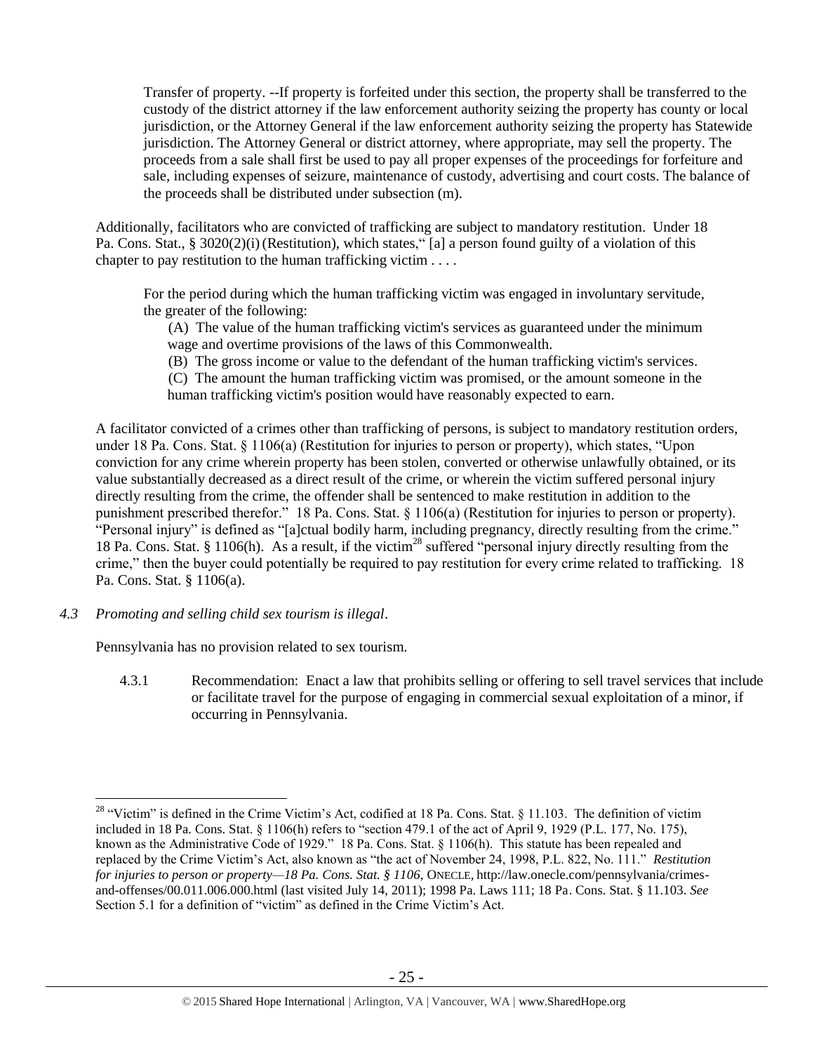> Transfer of property. --If property is forfeited under this section, the property shall be transferred to the custody of the district attorney if the law enforcement authority seizing the property has county or local jurisdiction, or the Attorney General if the law enforcement authority seizing the property has Statewide jurisdiction. The Attorney General or district attorney, where appropriate, may sell the property. The proceeds from a sale shall first be used to pay all proper expenses of the proceedings for forfeiture and sale, including expenses of seizure, maintenance of custody, advertising and court costs. The balance of the proceeds shall be distributed under subsection (m).

Additionally, facilitators who are convicted of trafficking are subject to mandatory restitution. Under 18 Pa. Cons. Stat., § 3020(2)(i) (Restitution), which states,"[a] a person found guilty of a violation of this chapter to pay restitution to the human trafficking victim . . . .

> For the period during which the human trafficking victim was engaged in involuntary servitude, the greater of the following:
>
> (A) The value of the human trafficking victim's services as guaranteed under the minimum wage and overtime provisions of the laws of this Commonwealth.
>
> (B) The gross income or value to the defendant of the human trafficking victim's services.
>
> (C) The amount the human trafficking victim was promised, or the amount someone in the human trafficking victim's position would have reasonably expected to earn.

A facilitator convicted of a crimes other than trafficking of persons, is subject to mandatory restitution orders, under 18 Pa. Cons. Stat. § 1106(a) (Restitution for injuries to person or property), which states, "Upon conviction for any crime wherein property has been stolen, converted or otherwise unlawfully obtained, or its value substantially decreased as a direct result of the crime, or wherein the victim suffered personal injury directly resulting from the crime, the offender shall be sentenced to make restitution in addition to the punishment prescribed therefor." 18 Pa. Cons. Stat. § 1106(a) (Restitution for injuries to person or property). "Personal injury" is defined as "[a]ctual bodily harm, including pregnancy, directly resulting from the crime." 18 Pa. Cons. Stat. § 1106(h). As a result, if the victim[28] suffered "personal injury directly resulting from the crime," then the buyer could potentially be required to pay restitution for every crime related to trafficking. 18 Pa. Cons. Stat. § 1106(a).

*4.3 Promoting and selling child sex tourism is illegal*.

Pennsylvania has no provision related to sex tourism.

4.3.1 Recommendation: Enact a law that prohibits selling or offering to sell travel services that include or facilitate travel for the purpose of engaging in commercial sexual exploitation of a minor, if occurring in Pennsylvania.

---

[28] "Victim" is defined in the Crime Victim's Act, codified at 18 Pa. Cons. Stat. § 11.103. The definition of victim included in 18 Pa. Cons. Stat. § 1106(h) refers to "section 479.1 of the act of April 9, 1929 (P.L. 177, No. 175), known as the Administrative Code of 1929." 18 Pa. Cons. Stat. § 1106(h). This statute has been repealed and replaced by the Crime Victim's Act, also known as "the act of November 24, 1998, P.L. 822, No. 111." *Restitution for injuries to person or property—18 Pa. Cons. Stat. § 1106*, ONECLE, http://law.onecle.com/pennsylvania/crimes-and-offenses/00.011.006.000.html (last visited July 14, 2011); 1998 Pa. Laws 111; 18 Pa. Cons. Stat. § 11.103. *See* Section 5.1 for a definition of "victim" as defined in the Crime Victim's Act.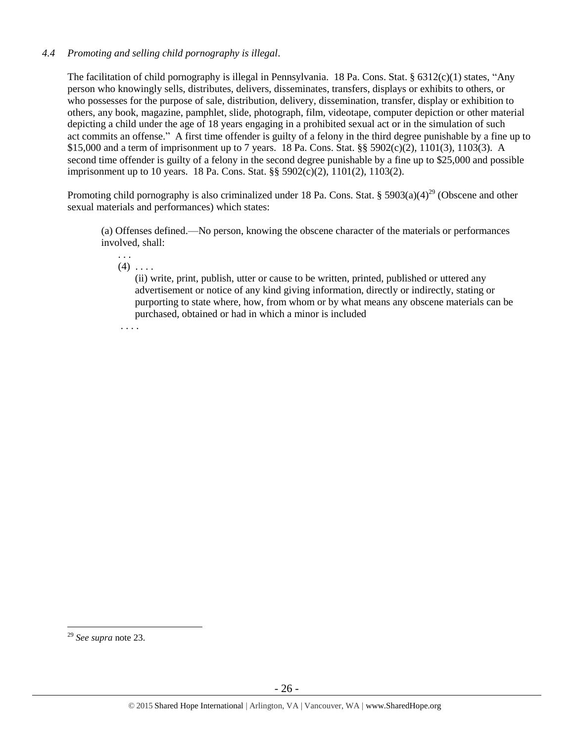*4.4 Promoting and selling child pornography is illegal*.

The facilitation of child pornography is illegal in Pennsylvania. 18 Pa. Cons. Stat. § 6312(c)(1) states, "Any person who knowingly sells, distributes, delivers, disseminates, transfers, displays or exhibits to others, or who possesses for the purpose of sale, distribution, delivery, dissemination, transfer, display or exhibition to others, any book, magazine, pamphlet, slide, photograph, film, videotape, computer depiction or other material depicting a child under the age of 18 years engaging in a prohibited sexual act or in the simulation of such act commits an offense." A first time offender is guilty of a felony in the third degree punishable by a fine up to $15,000 and a term of imprisonment up to 7 years. 18 Pa. Cons. Stat. §§ 5902(c)(2), 1101(3), 1103(3). A second time offender is guilty of a felony in the second degree punishable by a fine up to $25,000 and possible imprisonment up to 10 years. 18 Pa. Cons. Stat. §§ 5902(c)(2), 1101(2), 1103(2).

Promoting child pornography is also criminalized under 18 Pa. Cons. Stat. § 5903(a)(4)[29] (Obscene and other sexual materials and performances) which states:

> (a) Offenses defined.—No person, knowing the obscene character of the materials or performances involved, shall:
>
> . . .
>
> (4) . . . .
>
> (ii) write, print, publish, utter or cause to be written, printed, published or uttered any advertisement or notice of any kind giving information, directly or indirectly, stating or purporting to state where, how, from whom or by what means any obscene materials can be purchased, obtained or had in which a minor is included
>
> . . . .

---

[29] *See supra* note 23.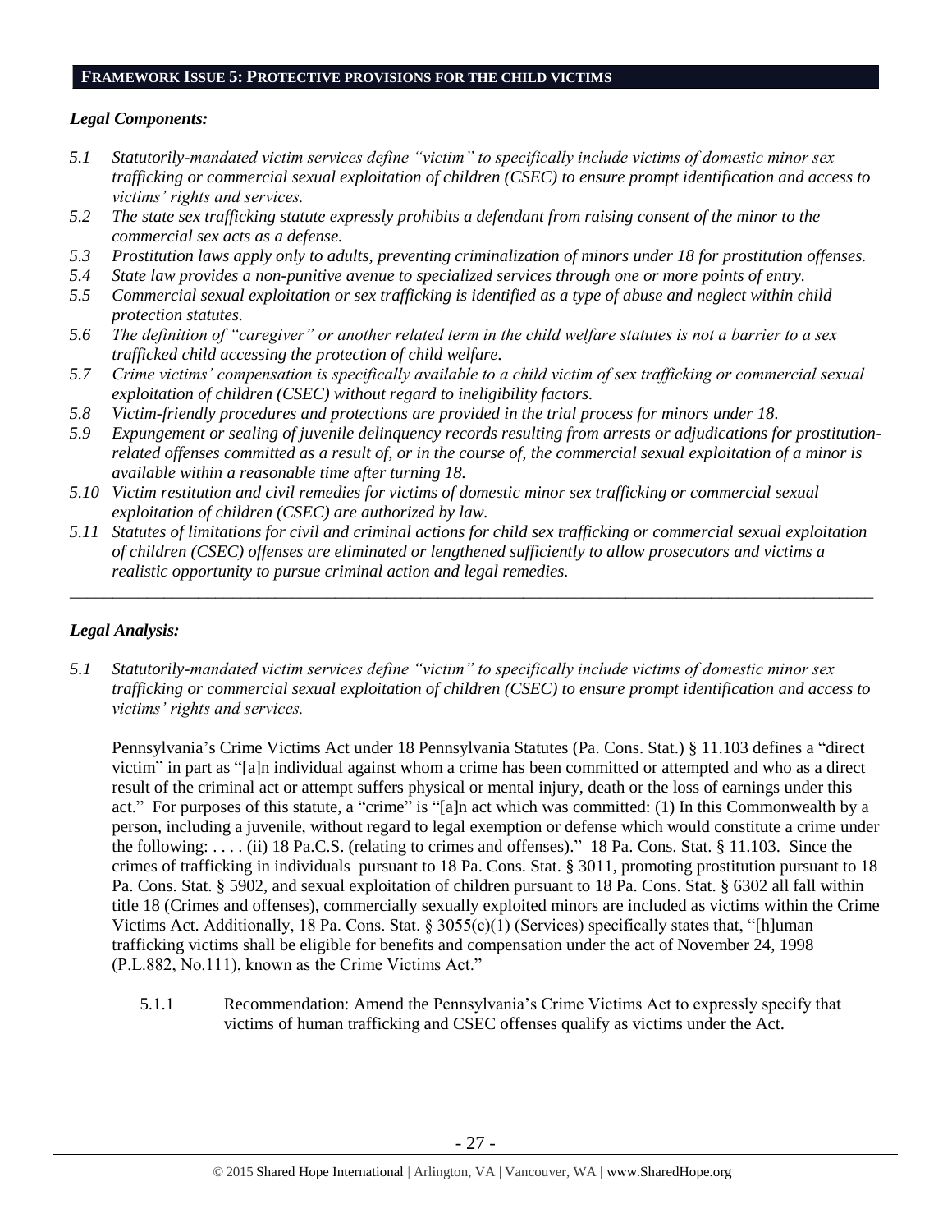## FRAMEWORK ISSUE 5: PROTECTIVE PROVISIONS FOR THE CHILD VICTIMS

### *Legal Components:*

*5.1 Statutorily-mandated victim services define "victim" to specifically include victims of domestic minor sex trafficking or commercial sexual exploitation of children (CSEC) to ensure prompt identification and access to victims' rights and services.*

*5.2 The state sex trafficking statute expressly prohibits a defendant from raising consent of the minor to the commercial sex acts as a defense.*

*5.3 Prostitution laws apply only to adults, preventing criminalization of minors under 18 for prostitution offenses.*

*5.4 State law provides a non-punitive avenue to specialized services through one or more points of entry.*

*5.5 Commercial sexual exploitation or sex trafficking is identified as a type of abuse and neglect within child protection statutes.*

*5.6 The definition of "caregiver" or another related term in the child welfare statutes is not a barrier to a sex trafficked child accessing the protection of child welfare.*

*5.7 Crime victims' compensation is specifically available to a child victim of sex trafficking or commercial sexual exploitation of children (CSEC) without regard to ineligibility factors.*

*5.8 Victim-friendly procedures and protections are provided in the trial process for minors under 18.*

*5.9 Expungement or sealing of juvenile delinquency records resulting from arrests or adjudications for prostitution-related offenses committed as a result of, or in the course of, the commercial sexual exploitation of a minor is available within a reasonable time after turning 18.*

*5.10 Victim restitution and civil remedies for victims of domestic minor sex trafficking or commercial sexual exploitation of children (CSEC) are authorized by law.*

*5.11 Statutes of limitations for civil and criminal actions for child sex trafficking or commercial sexual exploitation of children (CSEC) offenses are eliminated or lengthened sufficiently to allow prosecutors and victims a realistic opportunity to pursue criminal action and legal remedies.*

---

### *Legal Analysis:*

*5.1 Statutorily-mandated victim services define "victim" to specifically include victims of domestic minor sex trafficking or commercial sexual exploitation of children (CSEC) to ensure prompt identification and access to victims' rights and services.*

Pennsylvania's Crime Victims Act under 18 Pennsylvania Statutes (Pa. Cons. Stat.) § 11.103 defines a "direct victim" in part as "[a]n individual against whom a crime has been committed or attempted and who as a direct result of the criminal act or attempt suffers physical or mental injury, death or the loss of earnings under this act." For purposes of this statute, a "crime" is "[a]n act which was committed: (1) In this Commonwealth by a person, including a juvenile, without regard to legal exemption or defense which would constitute a crime under the following: . . . . (ii) 18 Pa.C.S. (relating to crimes and offenses)." 18 Pa. Cons. Stat. § 11.103. Since the crimes of trafficking in individuals pursuant to 18 Pa. Cons. Stat. § 3011, promoting prostitution pursuant to 18 Pa. Cons. Stat. § 5902, and sexual exploitation of children pursuant to 18 Pa. Cons. Stat. § 6302 all fall within title 18 (Crimes and offenses), commercially sexually exploited minors are included as victims within the Crime Victims Act. Additionally, 18 Pa. Cons. Stat. § 3055(c)(1) (Services) specifically states that, "[h]uman trafficking victims shall be eligible for benefits and compensation under the act of November 24, 1998 (P.L.882, No.111), known as the Crime Victims Act."

5.1.1 Recommendation: Amend the Pennsylvania's Crime Victims Act to expressly specify that victims of human trafficking and CSEC offenses qualify as victims under the Act.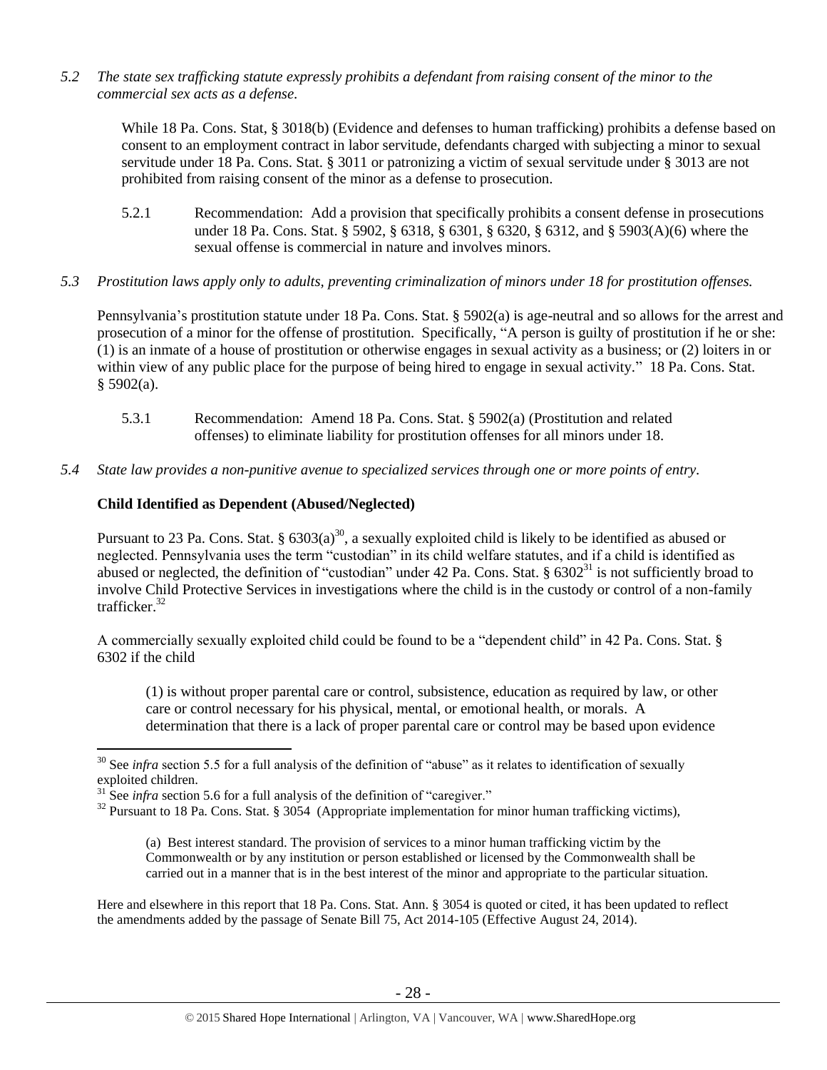*5.2 The state sex trafficking statute expressly prohibits a defendant from raising consent of the minor to the commercial sex acts as a defense.*

While 18 Pa. Cons. Stat, § 3018(b) (Evidence and defenses to human trafficking) prohibits a defense based on consent to an employment contract in labor servitude, defendants charged with subjecting a minor to sexual servitude under 18 Pa. Cons. Stat. § 3011 or patronizing a victim of sexual servitude under § 3013 are not prohibited from raising consent of the minor as a defense to prosecution.

5.2.1 Recommendation: Add a provision that specifically prohibits a consent defense in prosecutions under 18 Pa. Cons. Stat. § 5902, § 6318, § 6301, § 6320, § 6312, and § 5903(A)(6) where the sexual offense is commercial in nature and involves minors.

*5.3 Prostitution laws apply only to adults, preventing criminalization of minors under 18 for prostitution offenses.*

Pennsylvania's prostitution statute under 18 Pa. Cons. Stat. § 5902(a) is age-neutral and so allows for the arrest and prosecution of a minor for the offense of prostitution. Specifically, "A person is guilty of prostitution if he or she: (1) is an inmate of a house of prostitution or otherwise engages in sexual activity as a business; or (2) loiters in or within view of any public place for the purpose of being hired to engage in sexual activity." 18 Pa. Cons. Stat. § 5902(a).

5.3.1 Recommendation: Amend 18 Pa. Cons. Stat. § 5902(a) (Prostitution and related offenses) to eliminate liability for prostitution offenses for all minors under 18.

*5.4 State law provides a non-punitive avenue to specialized services through one or more points of entry.*

**Child Identified as Dependent (Abused/Neglected)**

Pursuant to 23 Pa. Cons. Stat. § 6303(a)[30], a sexually exploited child is likely to be identified as abused or neglected. Pennsylvania uses the term "custodian" in its child welfare statutes, and if a child is identified as abused or neglected, the definition of "custodian" under 42 Pa. Cons. Stat. § 6302[31] is not sufficiently broad to involve Child Protective Services in investigations where the child is in the custody or control of a non-family trafficker.[32]

A commercially sexually exploited child could be found to be a "dependent child" in 42 Pa. Cons. Stat. § 6302 if the child

> (1) is without proper parental care or control, subsistence, education as required by law, or other care or control necessary for his physical, mental, or emotional health, or morals. A determination that there is a lack of proper parental care or control may be based upon evidence

---

[30] See *infra* section 5.5 for a full analysis of the definition of "abuse" as it relates to identification of sexually exploited children.

[31] See *infra* section 5.6 for a full analysis of the definition of "caregiver."

[32] Pursuant to 18 Pa. Cons. Stat. § 3054 (Appropriate implementation for minor human trafficking victims),

> (a) Best interest standard. The provision of services to a minor human trafficking victim by the Commonwealth or by any institution or person established or licensed by the Commonwealth shall be carried out in a manner that is in the best interest of the minor and appropriate to the particular situation.

Here and elsewhere in this report that 18 Pa. Cons. Stat. Ann. § 3054 is quoted or cited, it has been updated to reflect the amendments added by the passage of Senate Bill 75, Act 2014-105 (Effective August 24, 2014).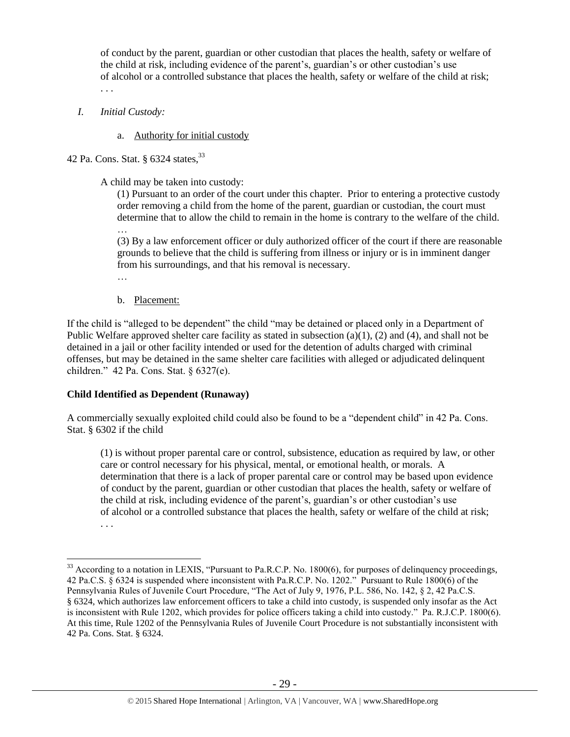of conduct by the parent, guardian or other custodian that places the health, safety or welfare of the child at risk, including evidence of the parent's, guardian's or other custodian's use of alcohol or a controlled substance that places the health, safety or welfare of the child at risk; . . .

*I. Initial Custody:*

a. Authority for initial custody

42 Pa. Cons. Stat. § 6324 states,[33]

> A child may be taken into custody:
>
> (1) Pursuant to an order of the court under this chapter. Prior to entering a protective custody order removing a child from the home of the parent, guardian or custodian, the court must determine that to allow the child to remain in the home is contrary to the welfare of the child.
>
> …
>
> (3) By a law enforcement officer or duly authorized officer of the court if there are reasonable grounds to believe that the child is suffering from illness or injury or is in imminent danger from his surroundings, and that his removal is necessary.
>
> …

b. Placement:

If the child is "alleged to be dependent" the child "may be detained or placed only in a Department of Public Welfare approved shelter care facility as stated in subsection (a)(1), (2) and (4), and shall not be detained in a jail or other facility intended or used for the detention of adults charged with criminal offenses, but may be detained in the same shelter care facilities with alleged or adjudicated delinquent children." 42 Pa. Cons. Stat. § 6327(e).

**Child Identified as Dependent (Runaway)**

A commercially sexually exploited child could also be found to be a "dependent child" in 42 Pa. Cons. Stat. § 6302 if the child

> (1) is without proper parental care or control, subsistence, education as required by law, or other care or control necessary for his physical, mental, or emotional health, or morals. A determination that there is a lack of proper parental care or control may be based upon evidence of conduct by the parent, guardian or other custodian that places the health, safety or welfare of the child at risk, including evidence of the parent's, guardian's or other custodian's use of alcohol or a controlled substance that places the health, safety or welfare of the child at risk; . . .

[33] According to a notation in LEXIS, "Pursuant to Pa.R.C.P. No. 1800(6), for purposes of delinquency proceedings, 42 Pa.C.S. § 6324 is suspended where inconsistent with Pa.R.C.P. No. 1202." Pursuant to Rule 1800(6) of the Pennsylvania Rules of Juvenile Court Procedure, "The Act of July 9, 1976, P.L. 586, No. 142, § 2, 42 Pa.C.S. § 6324, which authorizes law enforcement officers to take a child into custody, is suspended only insofar as the Act is inconsistent with Rule 1202, which provides for police officers taking a child into custody." Pa. R.J.C.P. 1800(6). At this time, Rule 1202 of the Pennsylvania Rules of Juvenile Court Procedure is not substantially inconsistent with 42 Pa. Cons. Stat. § 6324.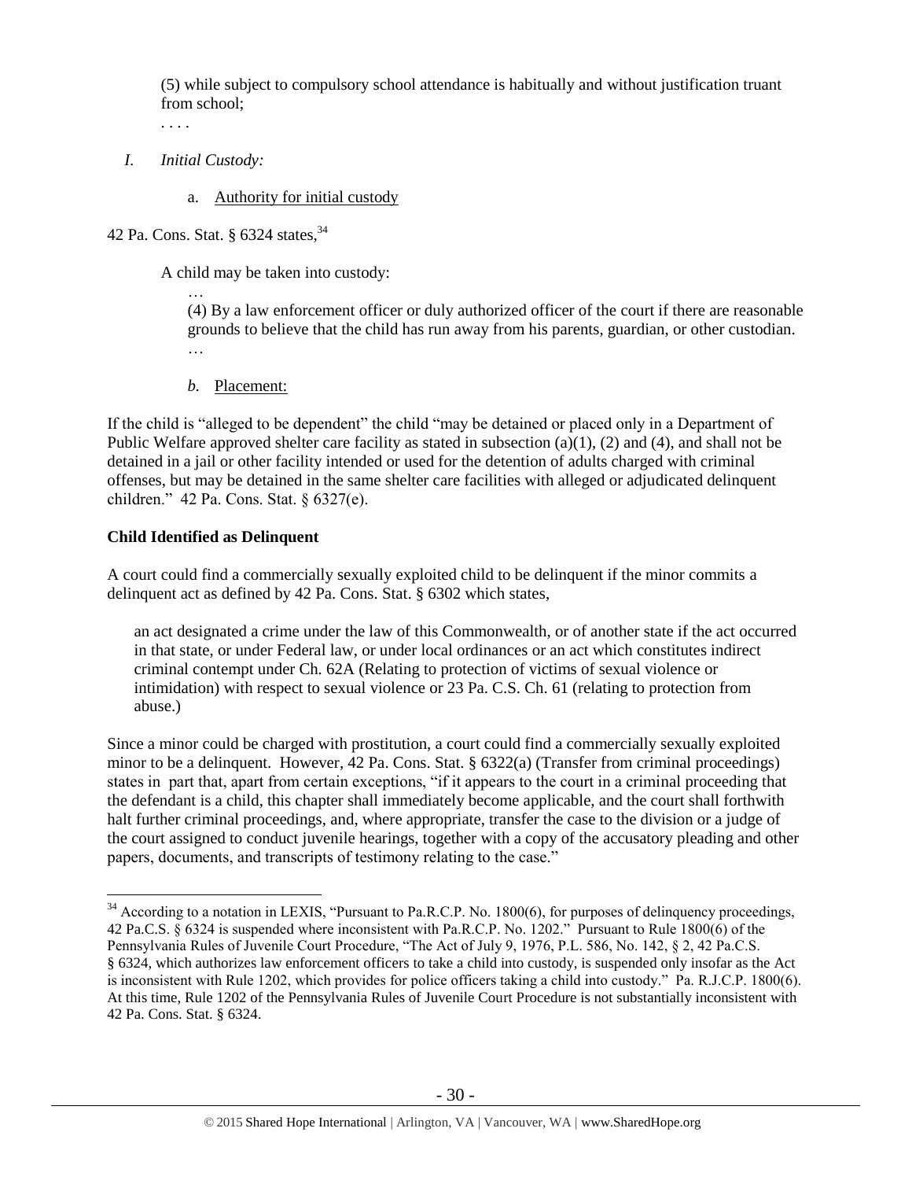(5) while subject to compulsory school attendance is habitually and without justification truant from school;

. . . .

*I. Initial Custody:*

a. Authority for initial custody

42 Pa. Cons. Stat. § 6324 states,[34]

A child may be taken into custody:

…

(4) By a law enforcement officer or duly authorized officer of the court if there are reasonable grounds to believe that the child has run away from his parents, guardian, or other custodian.

…

*b.* Placement:

If the child is "alleged to be dependent" the child "may be detained or placed only in a Department of Public Welfare approved shelter care facility as stated in subsection (a)(1), (2) and (4), and shall not be detained in a jail or other facility intended or used for the detention of adults charged with criminal offenses, but may be detained in the same shelter care facilities with alleged or adjudicated delinquent children." 42 Pa. Cons. Stat. § 6327(e).

**Child Identified as Delinquent**

A court could find a commercially sexually exploited child to be delinquent if the minor commits a delinquent act as defined by 42 Pa. Cons. Stat. § 6302 which states,

> an act designated a crime under the law of this Commonwealth, or of another state if the act occurred in that state, or under Federal law, or under local ordinances or an act which constitutes indirect criminal contempt under Ch. 62A (Relating to protection of victims of sexual violence or intimidation) with respect to sexual violence or 23 Pa. C.S. Ch. 61 (relating to protection from abuse.)

Since a minor could be charged with prostitution, a court could find a commercially sexually exploited minor to be a delinquent. However, 42 Pa. Cons. Stat. § 6322(a) (Transfer from criminal proceedings) states in part that, apart from certain exceptions, "if it appears to the court in a criminal proceeding that the defendant is a child, this chapter shall immediately become applicable, and the court shall forthwith halt further criminal proceedings, and, where appropriate, transfer the case to the division or a judge of the court assigned to conduct juvenile hearings, together with a copy of the accusatory pleading and other papers, documents, and transcripts of testimony relating to the case."

[34] According to a notation in LEXIS, "Pursuant to Pa.R.C.P. No. 1800(6), for purposes of delinquency proceedings, 42 Pa.C.S. § 6324 is suspended where inconsistent with Pa.R.C.P. No. 1202." Pursuant to Rule 1800(6) of the Pennsylvania Rules of Juvenile Court Procedure, "The Act of July 9, 1976, P.L. 586, No. 142, § 2, 42 Pa.C.S. § 6324, which authorizes law enforcement officers to take a child into custody, is suspended only insofar as the Act is inconsistent with Rule 1202, which provides for police officers taking a child into custody." Pa. R.J.C.P. 1800(6). At this time, Rule 1202 of the Pennsylvania Rules of Juvenile Court Procedure is not substantially inconsistent with 42 Pa. Cons. Stat. § 6324.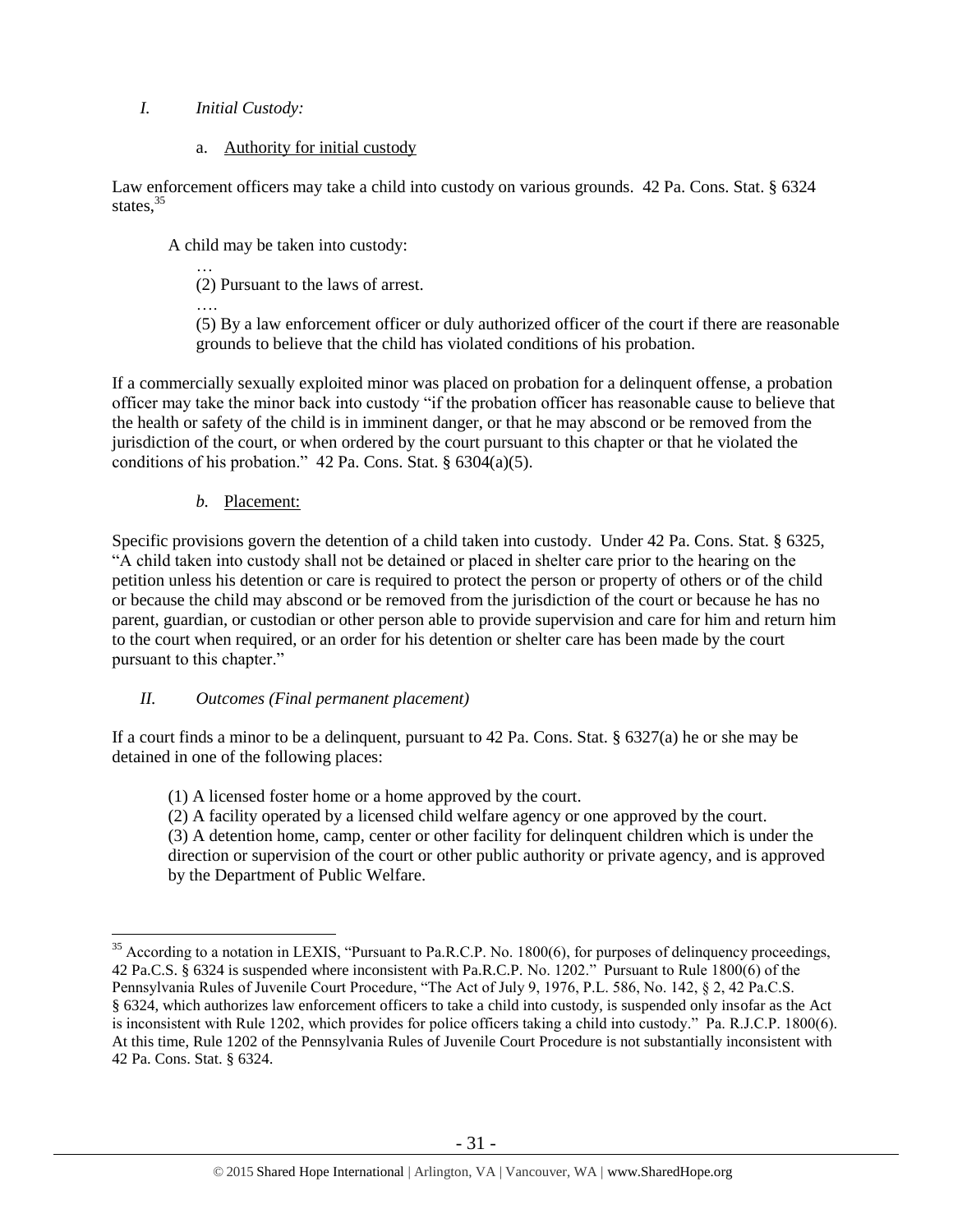*I. Initial Custody:*

a. Authority for initial custody

Law enforcement officers may take a child into custody on various grounds. 42 Pa. Cons. Stat. § 6324 states,[35]

> A child may be taken into custody:
>
> …
>
> (2) Pursuant to the laws of arrest.
>
> ….
>
> (5) By a law enforcement officer or duly authorized officer of the court if there are reasonable grounds to believe that the child has violated conditions of his probation.

If a commercially sexually exploited minor was placed on probation for a delinquent offense, a probation officer may take the minor back into custody "if the probation officer has reasonable cause to believe that the health or safety of the child is in imminent danger, or that he may abscond or be removed from the jurisdiction of the court, or when ordered by the court pursuant to this chapter or that he violated the conditions of his probation." 42 Pa. Cons. Stat. § 6304(a)(5).

*b.* Placement:

Specific provisions govern the detention of a child taken into custody. Under 42 Pa. Cons. Stat. § 6325, "A child taken into custody shall not be detained or placed in shelter care prior to the hearing on the petition unless his detention or care is required to protect the person or property of others or of the child or because the child may abscond or be removed from the jurisdiction of the court or because he has no parent, guardian, or custodian or other person able to provide supervision and care for him and return him to the court when required, or an order for his detention or shelter care has been made by the court pursuant to this chapter."

*II. Outcomes (Final permanent placement)*

If a court finds a minor to be a delinquent, pursuant to 42 Pa. Cons. Stat. § 6327(a) he or she may be detained in one of the following places:

> (1) A licensed foster home or a home approved by the court.
>
> (2) A facility operated by a licensed child welfare agency or one approved by the court.
>
> (3) A detention home, camp, center or other facility for delinquent children which is under the direction or supervision of the court or other public authority or private agency, and is approved by the Department of Public Welfare.

---

[35] According to a notation in LEXIS, "Pursuant to Pa.R.C.P. No. 1800(6), for purposes of delinquency proceedings, 42 Pa.C.S. § 6324 is suspended where inconsistent with Pa.R.C.P. No. 1202." Pursuant to Rule 1800(6) of the Pennsylvania Rules of Juvenile Court Procedure, "The Act of July 9, 1976, P.L. 586, No. 142, § 2, 42 Pa.C.S. § 6324, which authorizes law enforcement officers to take a child into custody, is suspended only insofar as the Act is inconsistent with Rule 1202, which provides for police officers taking a child into custody." Pa. R.J.C.P. 1800(6). At this time, Rule 1202 of the Pennsylvania Rules of Juvenile Court Procedure is not substantially inconsistent with 42 Pa. Cons. Stat. § 6324.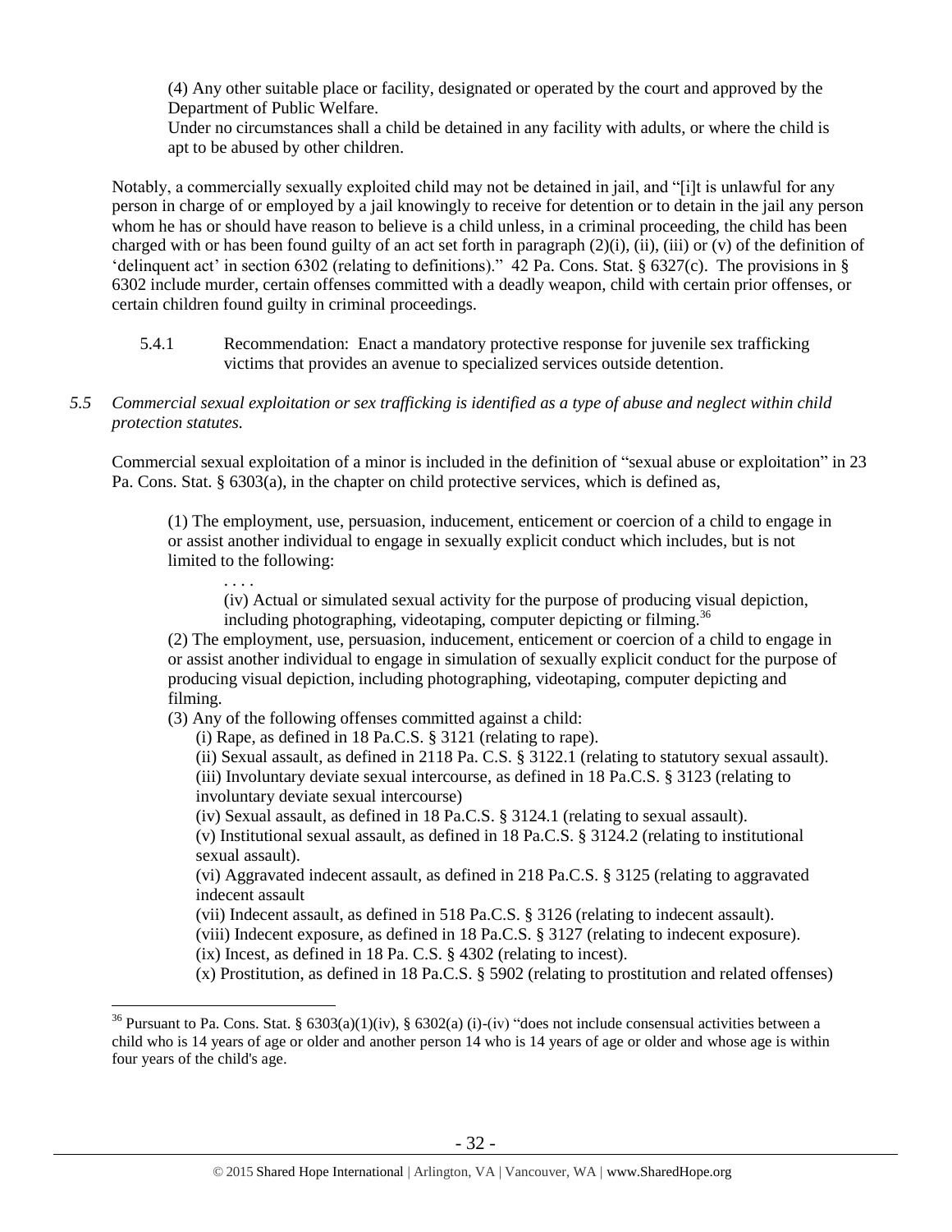> (4) Any other suitable place or facility, designated or operated by the court and approved by the Department of Public Welfare.
> Under no circumstances shall a child be detained in any facility with adults, or where the child is apt to be abused by other children.

Notably, a commercially sexually exploited child may not be detained in jail, and "[i]t is unlawful for any person in charge of or employed by a jail knowingly to receive for detention or to detain in the jail any person whom he has or should have reason to believe is a child unless, in a criminal proceeding, the child has been charged with or has been found guilty of an act set forth in paragraph (2)(i), (ii), (iii) or (v) of the definition of 'delinquent act' in section 6302 (relating to definitions)." 42 Pa. Cons. Stat. § 6327(c). The provisions in § 6302 include murder, certain offenses committed with a deadly weapon, child with certain prior offenses, or certain children found guilty in criminal proceedings.

5.4.1 Recommendation: Enact a mandatory protective response for juvenile sex trafficking victims that provides an avenue to specialized services outside detention.

*5.5 Commercial sexual exploitation or sex trafficking is identified as a type of abuse and neglect within child protection statutes.*

Commercial sexual exploitation of a minor is included in the definition of "sexual abuse or exploitation" in 23 Pa. Cons. Stat. § 6303(a), in the chapter on child protective services, which is defined as,

> (1) The employment, use, persuasion, inducement, enticement or coercion of a child to engage in or assist another individual to engage in sexually explicit conduct which includes, but is not limited to the following:
>
> . . . .
>
> (iv) Actual or simulated sexual activity for the purpose of producing visual depiction, including photographing, videotaping, computer depicting or filming.[36]
>
> (2) The employment, use, persuasion, inducement, enticement or coercion of a child to engage in or assist another individual to engage in simulation of sexually explicit conduct for the purpose of producing visual depiction, including photographing, videotaping, computer depicting and filming.
>
> (3) Any of the following offenses committed against a child:
>
> (i) Rape, as defined in 18 Pa.C.S. § 3121 (relating to rape).
>
> (ii) Sexual assault, as defined in 2118 Pa. C.S. § 3122.1 (relating to statutory sexual assault).
>
> (iii) Involuntary deviate sexual intercourse, as defined in 18 Pa.C.S. § 3123 (relating to involuntary deviate sexual intercourse)
>
> (iv) Sexual assault, as defined in 18 Pa.C.S. § 3124.1 (relating to sexual assault).
>
> (v) Institutional sexual assault, as defined in 18 Pa.C.S. § 3124.2 (relating to institutional sexual assault).
>
> (vi) Aggravated indecent assault, as defined in 218 Pa.C.S. § 3125 (relating to aggravated indecent assault
>
> (vii) Indecent assault, as defined in 518 Pa.C.S. § 3126 (relating to indecent assault).
>
> (viii) Indecent exposure, as defined in 18 Pa.C.S. § 3127 (relating to indecent exposure).
>
> (ix) Incest, as defined in 18 Pa. C.S. § 4302 (relating to incest).
>
> (x) Prostitution, as defined in 18 Pa.C.S. § 5902 (relating to prostitution and related offenses)

[36] Pursuant to Pa. Cons. Stat. § 6303(a)(1)(iv), § 6302(a) (i)-(iv) "does not include consensual activities between a child who is 14 years of age or older and another person 14 who is 14 years of age or older and whose age is within four years of the child's age.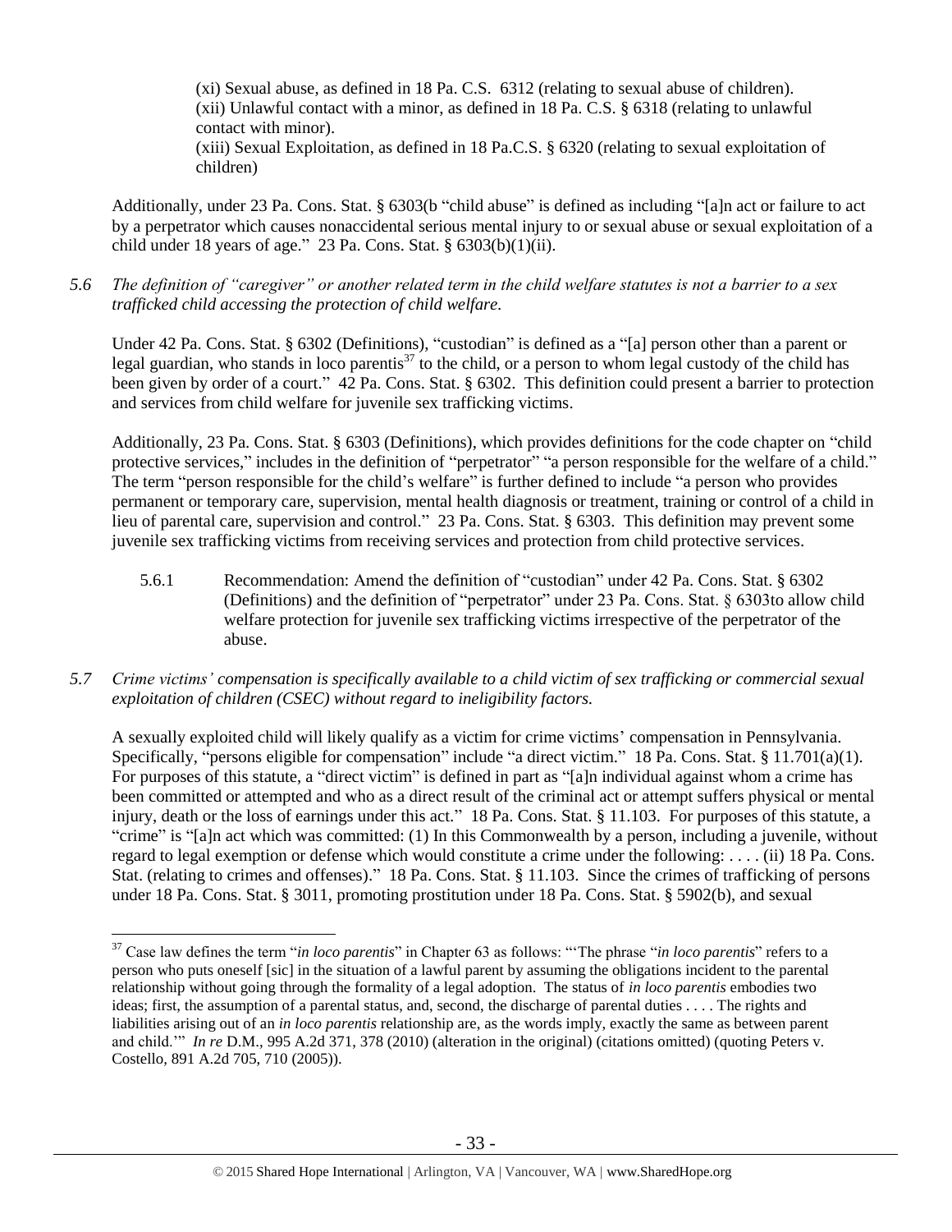(xi) Sexual abuse, as defined in 18 Pa. C.S. 6312 (relating to sexual abuse of children).
(xii) Unlawful contact with a minor, as defined in 18 Pa. C.S. § 6318 (relating to unlawful contact with minor).
(xiii) Sexual Exploitation, as defined in 18 Pa.C.S. § 6320 (relating to sexual exploitation of children)

Additionally, under 23 Pa. Cons. Stat. § 6303(b "child abuse" is defined as including "[a]n act or failure to act by a perpetrator which causes nonaccidental serious mental injury to or sexual abuse or sexual exploitation of a child under 18 years of age." 23 Pa. Cons. Stat. § 6303(b)(1)(ii).

*5.6 The definition of "caregiver" or another related term in the child welfare statutes is not a barrier to a sex trafficked child accessing the protection of child welfare.*

Under 42 Pa. Cons. Stat. § 6302 (Definitions), "custodian" is defined as a "[a] person other than a parent or legal guardian, who stands in loco parentis[37] to the child, or a person to whom legal custody of the child has been given by order of a court." 42 Pa. Cons. Stat. § 6302. This definition could present a barrier to protection and services from child welfare for juvenile sex trafficking victims.

Additionally, 23 Pa. Cons. Stat. § 6303 (Definitions), which provides definitions for the code chapter on "child protective services," includes in the definition of "perpetrator" "a person responsible for the welfare of a child." The term "person responsible for the child's welfare" is further defined to include "a person who provides permanent or temporary care, supervision, mental health diagnosis or treatment, training or control of a child in lieu of parental care, supervision and control." 23 Pa. Cons. Stat. § 6303. This definition may prevent some juvenile sex trafficking victims from receiving services and protection from child protective services.

5.6.1 Recommendation: Amend the definition of "custodian" under 42 Pa. Cons. Stat. § 6302 (Definitions) and the definition of "perpetrator" under 23 Pa. Cons. Stat. § 6303to allow child welfare protection for juvenile sex trafficking victims irrespective of the perpetrator of the abuse.

*5.7 Crime victims' compensation is specifically available to a child victim of sex trafficking or commercial sexual exploitation of children (CSEC) without regard to ineligibility factors.*

A sexually exploited child will likely qualify as a victim for crime victims' compensation in Pennsylvania. Specifically, "persons eligible for compensation" include "a direct victim." 18 Pa. Cons. Stat. § 11.701(a)(1). For purposes of this statute, a "direct victim" is defined in part as "[a]n individual against whom a crime has been committed or attempted and who as a direct result of the criminal act or attempt suffers physical or mental injury, death or the loss of earnings under this act." 18 Pa. Cons. Stat. § 11.103. For purposes of this statute, a "crime" is "[a]n act which was committed: (1) In this Commonwealth by a person, including a juvenile, without regard to legal exemption or defense which would constitute a crime under the following: . . . . (ii) 18 Pa. Cons. Stat. (relating to crimes and offenses)." 18 Pa. Cons. Stat. § 11.103. Since the crimes of trafficking of persons under 18 Pa. Cons. Stat. § 3011, promoting prostitution under 18 Pa. Cons. Stat. § 5902(b), and sexual

[37] Case law defines the term "*in loco parentis*" in Chapter 63 as follows: "'The phrase "*in loco parentis*" refers to a person who puts oneself [sic] in the situation of a lawful parent by assuming the obligations incident to the parental relationship without going through the formality of a legal adoption. The status of *in loco parentis* embodies two ideas; first, the assumption of a parental status, and, second, the discharge of parental duties . . . . The rights and liabilities arising out of an *in loco parentis* relationship are, as the words imply, exactly the same as between parent and child.'" *In re* D.M., 995 A.2d 371, 378 (2010) (alteration in the original) (citations omitted) (quoting Peters v. Costello, 891 A.2d 705, 710 (2005)).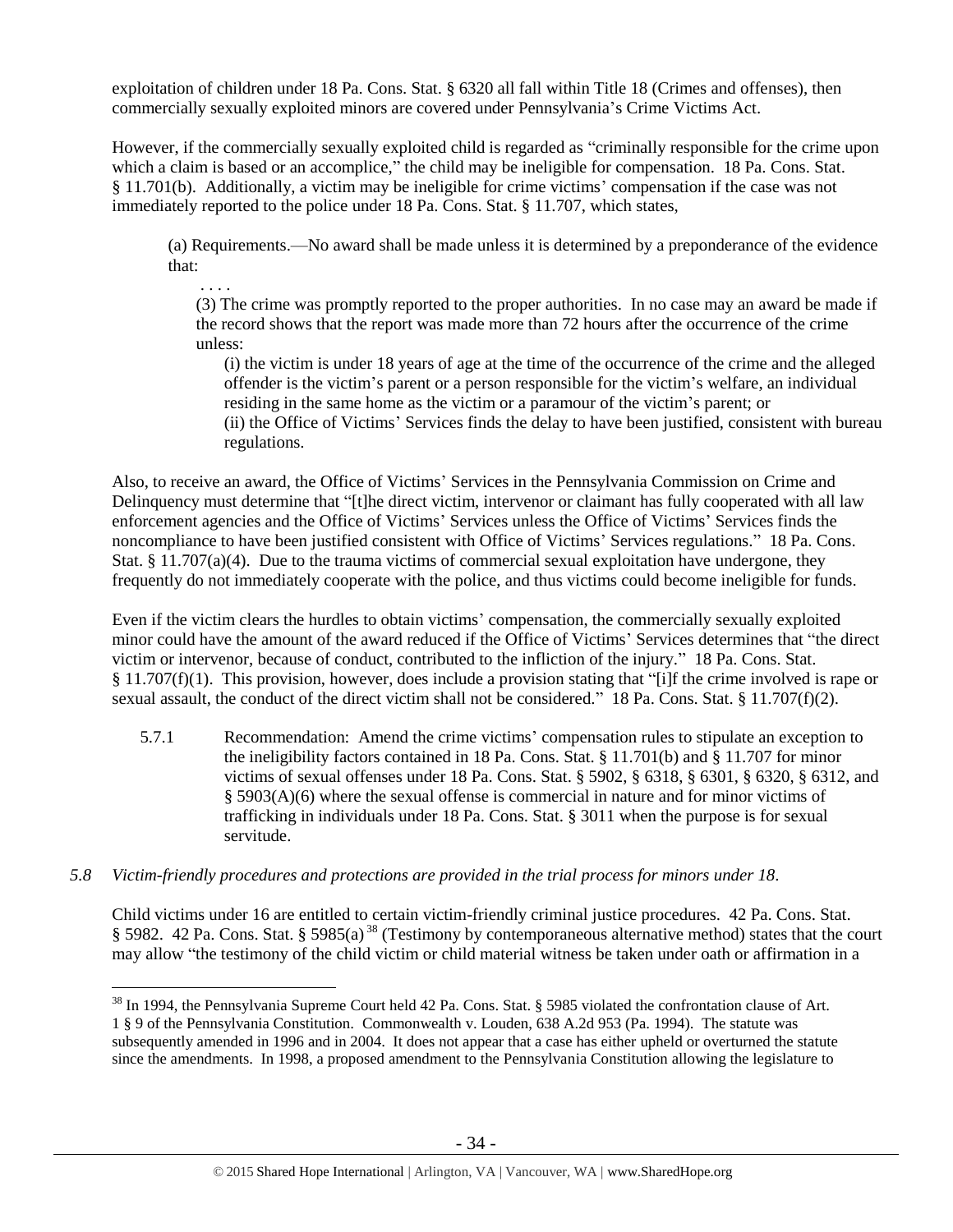exploitation of children under 18 Pa. Cons. Stat. § 6320 all fall within Title 18 (Crimes and offenses), then commercially sexually exploited minors are covered under Pennsylvania's Crime Victims Act.

However, if the commercially sexually exploited child is regarded as "criminally responsible for the crime upon which a claim is based or an accomplice," the child may be ineligible for compensation. 18 Pa. Cons. Stat. § 11.701(b). Additionally, a victim may be ineligible for crime victims' compensation if the case was not immediately reported to the police under 18 Pa. Cons. Stat. § 11.707, which states,

> (a) Requirements.—No award shall be made unless it is determined by a preponderance of the evidence that:
>
> . . . .
>
> (3) The crime was promptly reported to the proper authorities. In no case may an award be made if the record shows that the report was made more than 72 hours after the occurrence of the crime unless:
>
> (i) the victim is under 18 years of age at the time of the occurrence of the crime and the alleged offender is the victim's parent or a person responsible for the victim's welfare, an individual residing in the same home as the victim or a paramour of the victim's parent; or
>
> (ii) the Office of Victims' Services finds the delay to have been justified, consistent with bureau regulations.

Also, to receive an award, the Office of Victims' Services in the Pennsylvania Commission on Crime and Delinquency must determine that "[t]he direct victim, intervenor or claimant has fully cooperated with all law enforcement agencies and the Office of Victims' Services unless the Office of Victims' Services finds the noncompliance to have been justified consistent with Office of Victims' Services regulations." 18 Pa. Cons. Stat. § 11.707(a)(4). Due to the trauma victims of commercial sexual exploitation have undergone, they frequently do not immediately cooperate with the police, and thus victims could become ineligible for funds.

Even if the victim clears the hurdles to obtain victims' compensation, the commercially sexually exploited minor could have the amount of the award reduced if the Office of Victims' Services determines that "the direct victim or intervenor, because of conduct, contributed to the infliction of the injury." 18 Pa. Cons. Stat. § 11.707(f)(1). This provision, however, does include a provision stating that "[i]f the crime involved is rape or sexual assault, the conduct of the direct victim shall not be considered." 18 Pa. Cons. Stat. § 11.707(f)(2).

5.7.1 Recommendation: Amend the crime victims' compensation rules to stipulate an exception to the ineligibility factors contained in 18 Pa. Cons. Stat. § 11.701(b) and § 11.707 for minor victims of sexual offenses under 18 Pa. Cons. Stat. § 5902, § 6318, § 6301, § 6320, § 6312, and § 5903(A)(6) where the sexual offense is commercial in nature and for minor victims of trafficking in individuals under 18 Pa. Cons. Stat. § 3011 when the purpose is for sexual servitude.

*5.8 Victim-friendly procedures and protections are provided in the trial process for minors under 18.*

Child victims under 16 are entitled to certain victim-friendly criminal justice procedures. 42 Pa. Cons. Stat. § 5982. 42 Pa. Cons. Stat. § 5985(a)[38] (Testimony by contemporaneous alternative method) states that the court may allow "the testimony of the child victim or child material witness be taken under oath or affirmation in a

---

[38] In 1994, the Pennsylvania Supreme Court held 42 Pa. Cons. Stat. § 5985 violated the confrontation clause of Art. 1 § 9 of the Pennsylvania Constitution. Commonwealth v. Louden, 638 A.2d 953 (Pa. 1994). The statute was subsequently amended in 1996 and in 2004. It does not appear that a case has either upheld or overturned the statute since the amendments. In 1998, a proposed amendment to the Pennsylvania Constitution allowing the legislature to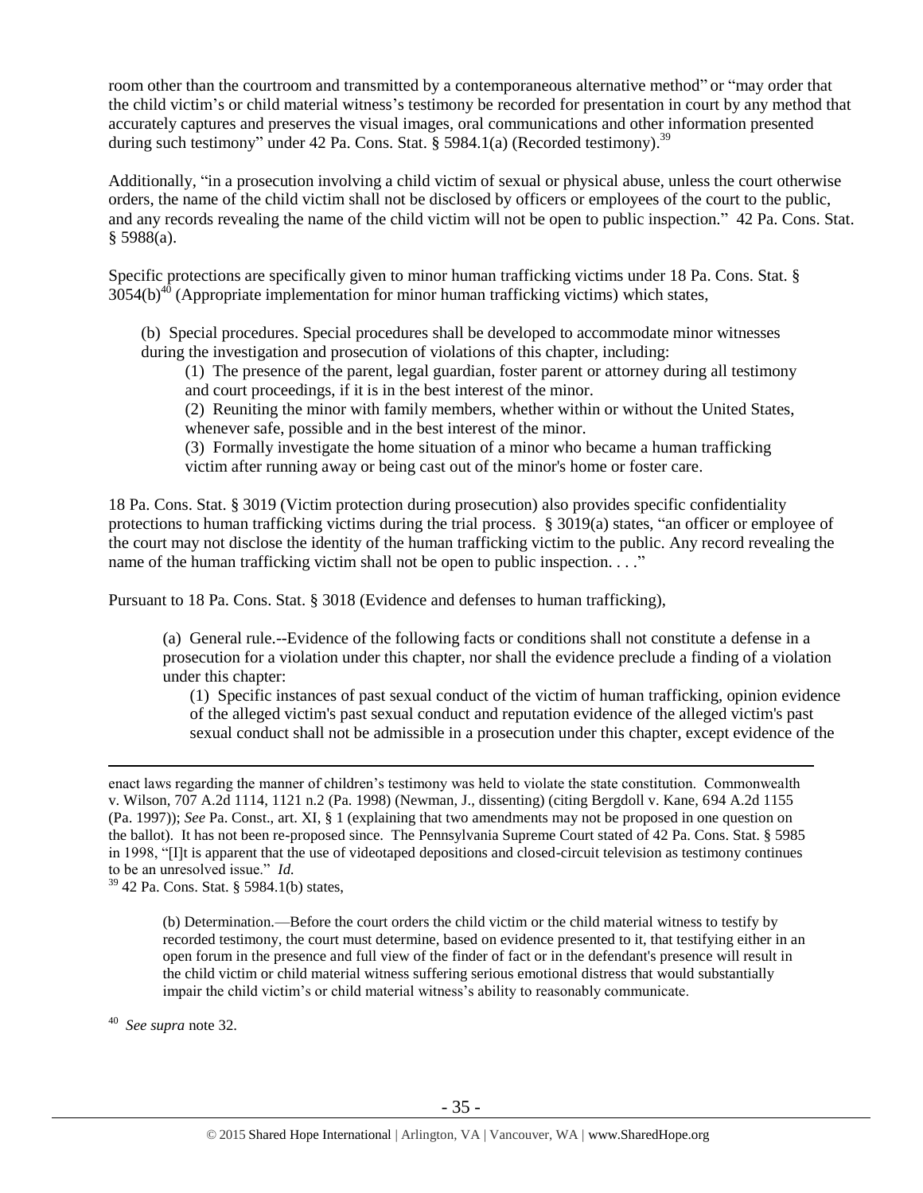room other than the courtroom and transmitted by a contemporaneous alternative method" or "may order that the child victim's or child material witness's testimony be recorded for presentation in court by any method that accurately captures and preserves the visual images, oral communications and other information presented during such testimony" under 42 Pa. Cons. Stat. § 5984.1(a) (Recorded testimony).[39]

Additionally, "in a prosecution involving a child victim of sexual or physical abuse, unless the court otherwise orders, the name of the child victim shall not be disclosed by officers or employees of the court to the public, and any records revealing the name of the child victim will not be open to public inspection." 42 Pa. Cons. Stat. § 5988(a).

Specific protections are specifically given to minor human trafficking victims under 18 Pa. Cons. Stat. § 3054(b)[40] (Appropriate implementation for minor human trafficking victims) which states,

> (b) Special procedures. Special procedures shall be developed to accommodate minor witnesses during the investigation and prosecution of violations of this chapter, including:
>
> > (1) The presence of the parent, legal guardian, foster parent or attorney during all testimony and court proceedings, if it is in the best interest of the minor.
> >
> > (2) Reuniting the minor with family members, whether within or without the United States, whenever safe, possible and in the best interest of the minor.
> >
> > (3) Formally investigate the home situation of a minor who became a human trafficking victim after running away or being cast out of the minor's home or foster care.

18 Pa. Cons. Stat. § 3019 (Victim protection during prosecution) also provides specific confidentiality protections to human trafficking victims during the trial process. § 3019(a) states, "an officer or employee of the court may not disclose the identity of the human trafficking victim to the public. Any record revealing the name of the human trafficking victim shall not be open to public inspection. . . ."

Pursuant to 18 Pa. Cons. Stat. § 3018 (Evidence and defenses to human trafficking),

> (a) General rule.--Evidence of the following facts or conditions shall not constitute a defense in a prosecution for a violation under this chapter, nor shall the evidence preclude a finding of a violation under this chapter:
>
> > (1) Specific instances of past sexual conduct of the victim of human trafficking, opinion evidence of the alleged victim's past sexual conduct and reputation evidence of the alleged victim's past sexual conduct shall not be admissible in a prosecution under this chapter, except evidence of the

---

enact laws regarding the manner of children's testimony was held to violate the state constitution. Commonwealth v. Wilson, 707 A.2d 1114, 1121 n.2 (Pa. 1998) (Newman, J., dissenting) (citing Bergdoll v. Kane, 694 A.2d 1155 (Pa. 1997)); *See* Pa. Const., art. XI, § 1 (explaining that two amendments may not be proposed in one question on the ballot). It has not been re-proposed since. The Pennsylvania Supreme Court stated of 42 Pa. Cons. Stat. § 5985 in 1998, "[I]t is apparent that the use of videotaped depositions and closed-circuit television as testimony continues to be an unresolved issue." *Id.*

[39] 42 Pa. Cons. Stat. § 5984.1(b) states,

> (b) Determination.—Before the court orders the child victim or the child material witness to testify by recorded testimony, the court must determine, based on evidence presented to it, that testifying either in an open forum in the presence and full view of the finder of fact or in the defendant's presence will result in the child victim or child material witness suffering serious emotional distress that would substantially impair the child victim's or child material witness's ability to reasonably communicate.

[40] *See supra* note 32.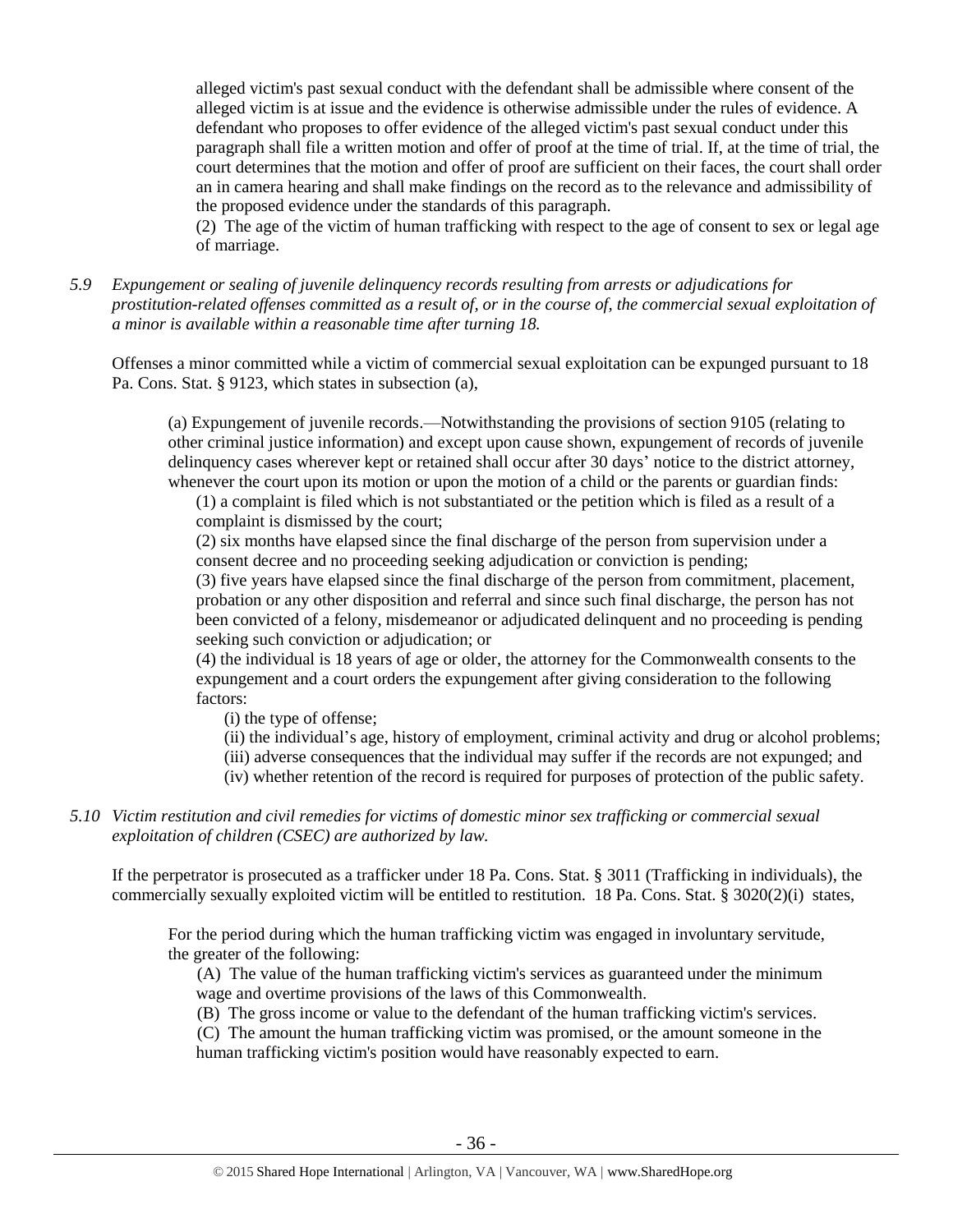> alleged victim's past sexual conduct with the defendant shall be admissible where consent of the alleged victim is at issue and the evidence is otherwise admissible under the rules of evidence. A defendant who proposes to offer evidence of the alleged victim's past sexual conduct under this paragraph shall file a written motion and offer of proof at the time of trial. If, at the time of trial, the court determines that the motion and offer of proof are sufficient on their faces, the court shall order an in camera hearing and shall make findings on the record as to the relevance and admissibility of the proposed evidence under the standards of this paragraph.
>
> (2) The age of the victim of human trafficking with respect to the age of consent to sex or legal age of marriage.

*5.9 Expungement or sealing of juvenile delinquency records resulting from arrests or adjudications for prostitution-related offenses committed as a result of, or in the course of, the commercial sexual exploitation of a minor is available within a reasonable time after turning 18.*

Offenses a minor committed while a victim of commercial sexual exploitation can be expunged pursuant to 18 Pa. Cons. Stat. § 9123, which states in subsection (a),

> (a) Expungement of juvenile records.—Notwithstanding the provisions of section 9105 (relating to other criminal justice information) and except upon cause shown, expungement of records of juvenile delinquency cases wherever kept or retained shall occur after 30 days' notice to the district attorney, whenever the court upon its motion or upon the motion of a child or the parents or guardian finds:
>
> (1) a complaint is filed which is not substantiated or the petition which is filed as a result of a complaint is dismissed by the court;
>
> (2) six months have elapsed since the final discharge of the person from supervision under a consent decree and no proceeding seeking adjudication or conviction is pending;
>
> (3) five years have elapsed since the final discharge of the person from commitment, placement, probation or any other disposition and referral and since such final discharge, the person has not been convicted of a felony, misdemeanor or adjudicated delinquent and no proceeding is pending seeking such conviction or adjudication; or
>
> (4) the individual is 18 years of age or older, the attorney for the Commonwealth consents to the expungement and a court orders the expungement after giving consideration to the following factors:
>
> (i) the type of offense;
>
> (ii) the individual's age, history of employment, criminal activity and drug or alcohol problems;
>
> (iii) adverse consequences that the individual may suffer if the records are not expunged; and
>
> (iv) whether retention of the record is required for purposes of protection of the public safety.

*5.10 Victim restitution and civil remedies for victims of domestic minor sex trafficking or commercial sexual exploitation of children (CSEC) are authorized by law.*

If the perpetrator is prosecuted as a trafficker under 18 Pa. Cons. Stat. § 3011 (Trafficking in individuals), the commercially sexually exploited victim will be entitled to restitution. 18 Pa. Cons. Stat. § 3020(2)(i) states,

> For the period during which the human trafficking victim was engaged in involuntary servitude, the greater of the following:
>
> (A) The value of the human trafficking victim's services as guaranteed under the minimum wage and overtime provisions of the laws of this Commonwealth.
>
> (B) The gross income or value to the defendant of the human trafficking victim's services.
>
> (C) The amount the human trafficking victim was promised, or the amount someone in the human trafficking victim's position would have reasonably expected to earn.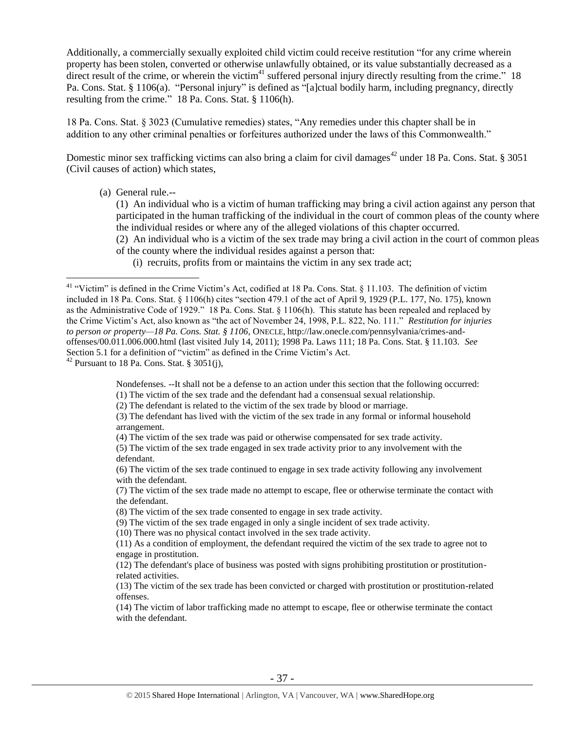Additionally, a commercially sexually exploited child victim could receive restitution "for any crime wherein property has been stolen, converted or otherwise unlawfully obtained, or its value substantially decreased as a direct result of the crime, or wherein the victim[41] suffered personal injury directly resulting from the crime." 18 Pa. Cons. Stat. § 1106(a). "Personal injury" is defined as "[a]ctual bodily harm, including pregnancy, directly resulting from the crime." 18 Pa. Cons. Stat. § 1106(h).

18 Pa. Cons. Stat. § 3023 (Cumulative remedies) states, "Any remedies under this chapter shall be in addition to any other criminal penalties or forfeitures authorized under the laws of this Commonwealth."

Domestic minor sex trafficking victims can also bring a claim for civil damages[42] under 18 Pa. Cons. Stat. § 3051 (Civil causes of action) which states,

> (a) General rule.--
>
> (1) An individual who is a victim of human trafficking may bring a civil action against any person that participated in the human trafficking of the individual in the court of common pleas of the county where the individual resides or where any of the alleged violations of this chapter occurred.
>
> (2) An individual who is a victim of the sex trade may bring a civil action in the court of common pleas of the county where the individual resides against a person that:
>
> (i) recruits, profits from or maintains the victim in any sex trade act;

---

[41] "Victim" is defined in the Crime Victim's Act, codified at 18 Pa. Cons. Stat. § 11.103. The definition of victim included in 18 Pa. Cons. Stat. § 1106(h) cites "section 479.1 of the act of April 9, 1929 (P.L. 177, No. 175), known as the Administrative Code of 1929." 18 Pa. Cons. Stat. § 1106(h). This statute has been repealed and replaced by the Crime Victim's Act, also known as "the act of November 24, 1998, P.L. 822, No. 111." *Restitution for injuries to person or property—18 Pa. Cons. Stat. § 1106*, ONECLE, http://law.onecle.com/pennsylvania/crimes-and-offenses/00.011.006.000.html (last visited July 14, 2011); 1998 Pa. Laws 111; 18 Pa. Cons. Stat. § 11.103. *See* Section 5.1 for a definition of "victim" as defined in the Crime Victim's Act.

[42] Pursuant to 18 Pa. Cons. Stat. § 3051(j),

> Nondefenses. --It shall not be a defense to an action under this section that the following occurred:
>
> (1) The victim of the sex trade and the defendant had a consensual sexual relationship.
>
> (2) The defendant is related to the victim of the sex trade by blood or marriage.
>
> (3) The defendant has lived with the victim of the sex trade in any formal or informal household arrangement.
>
> (4) The victim of the sex trade was paid or otherwise compensated for sex trade activity.
>
> (5) The victim of the sex trade engaged in sex trade activity prior to any involvement with the defendant.
>
> (6) The victim of the sex trade continued to engage in sex trade activity following any involvement with the defendant.
>
> (7) The victim of the sex trade made no attempt to escape, flee or otherwise terminate the contact with the defendant.
>
> (8) The victim of the sex trade consented to engage in sex trade activity.
>
> (9) The victim of the sex trade engaged in only a single incident of sex trade activity.
>
> (10) There was no physical contact involved in the sex trade activity.
>
> (11) As a condition of employment, the defendant required the victim of the sex trade to agree not to engage in prostitution.
>
> (12) The defendant's place of business was posted with signs prohibiting prostitution or prostitution-related activities.
>
> (13) The victim of the sex trade has been convicted or charged with prostitution or prostitution-related offenses.
>
> (14) The victim of labor trafficking made no attempt to escape, flee or otherwise terminate the contact with the defendant.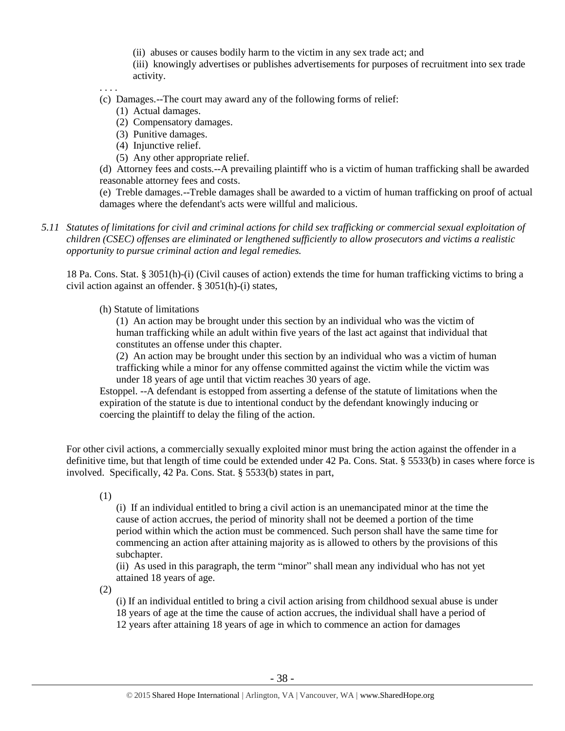(ii) abuses or causes bodily harm to the victim in any sex trade act; and

(iii) knowingly advertises or publishes advertisements for purposes of recruitment into sex trade activity.

. . . .

(c) Damages.--The court may award any of the following forms of relief:

(1) Actual damages.

(2) Compensatory damages.

(3) Punitive damages.

(4) Injunctive relief.

(5) Any other appropriate relief.

(d) Attorney fees and costs.--A prevailing plaintiff who is a victim of human trafficking shall be awarded reasonable attorney fees and costs.

(e) Treble damages.--Treble damages shall be awarded to a victim of human trafficking on proof of actual damages where the defendant's acts were willful and malicious.

*5.11 Statutes of limitations for civil and criminal actions for child sex trafficking or commercial sexual exploitation of children (CSEC) offenses are eliminated or lengthened sufficiently to allow prosecutors and victims a realistic opportunity to pursue criminal action and legal remedies.*

18 Pa. Cons. Stat. § 3051(h)-(i) (Civil causes of action) extends the time for human trafficking victims to bring a civil action against an offender. § 3051(h)-(i) states,

(h) Statute of limitations

(1) An action may be brought under this section by an individual who was the victim of human trafficking while an adult within five years of the last act against that individual that constitutes an offense under this chapter.

(2) An action may be brought under this section by an individual who was a victim of human trafficking while a minor for any offense committed against the victim while the victim was under 18 years of age until that victim reaches 30 years of age.

Estoppel. --A defendant is estopped from asserting a defense of the statute of limitations when the expiration of the statute is due to intentional conduct by the defendant knowingly inducing or coercing the plaintiff to delay the filing of the action.

For other civil actions, a commercially sexually exploited minor must bring the action against the offender in a definitive time, but that length of time could be extended under 42 Pa. Cons. Stat. § 5533(b) in cases where force is involved. Specifically, 42 Pa. Cons. Stat. § 5533(b) states in part,

(1)

(i) If an individual entitled to bring a civil action is an unemancipated minor at the time the cause of action accrues, the period of minority shall not be deemed a portion of the time period within which the action must be commenced. Such person shall have the same time for commencing an action after attaining majority as is allowed to others by the provisions of this subchapter.

(ii) As used in this paragraph, the term "minor" shall mean any individual who has not yet attained 18 years of age.

(2)

(i) If an individual entitled to bring a civil action arising from childhood sexual abuse is under 18 years of age at the time the cause of action accrues, the individual shall have a period of 12 years after attaining 18 years of age in which to commence an action for damages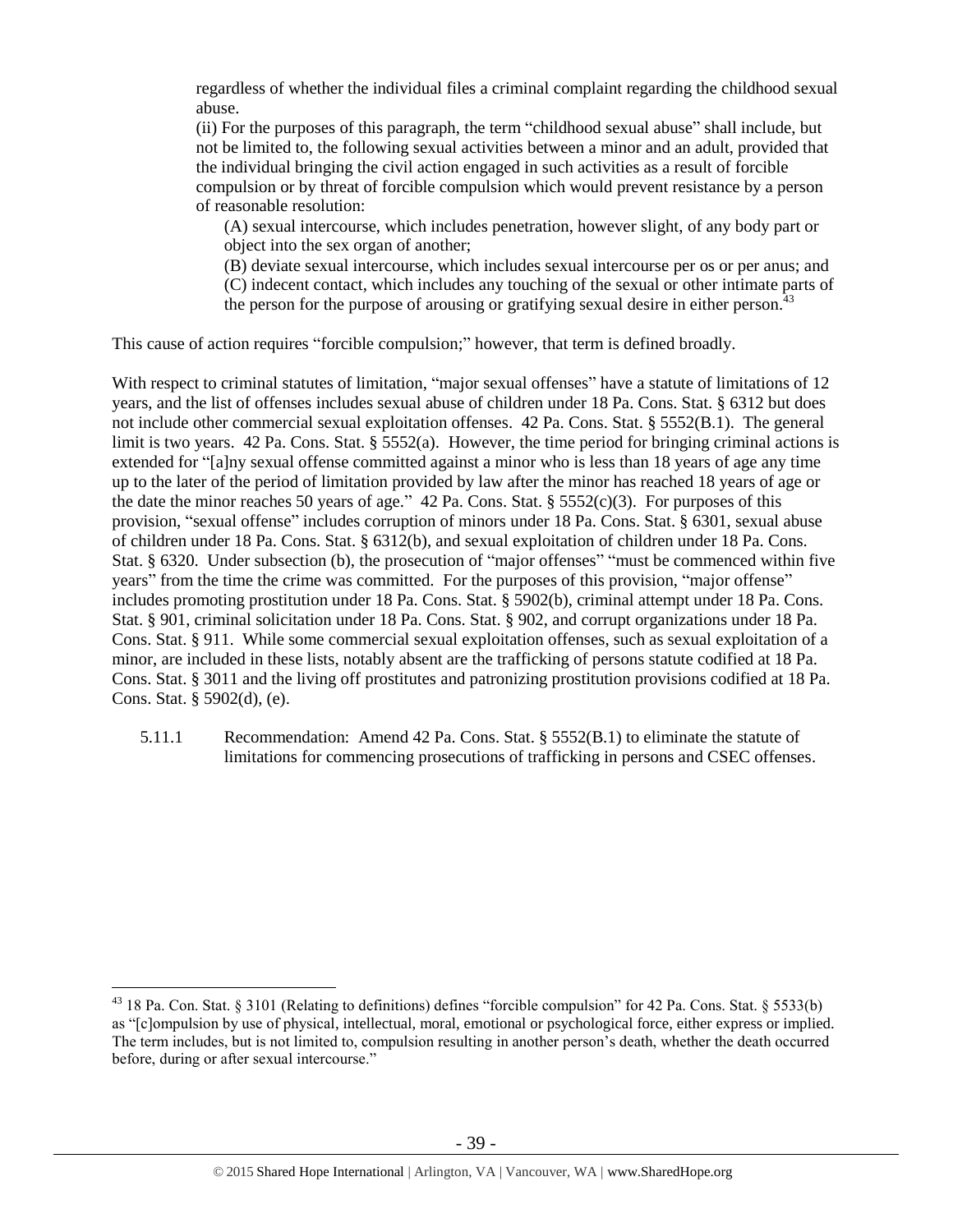regardless of whether the individual files a criminal complaint regarding the childhood sexual abuse.

(ii) For the purposes of this paragraph, the term "childhood sexual abuse" shall include, but not be limited to, the following sexual activities between a minor and an adult, provided that the individual bringing the civil action engaged in such activities as a result of forcible compulsion or by threat of forcible compulsion which would prevent resistance by a person of reasonable resolution:

(A) sexual intercourse, which includes penetration, however slight, of any body part or object into the sex organ of another;

(B) deviate sexual intercourse, which includes sexual intercourse per os or per anus; and

(C) indecent contact, which includes any touching of the sexual or other intimate parts of the person for the purpose of arousing or gratifying sexual desire in either person.[43]

This cause of action requires "forcible compulsion;" however, that term is defined broadly.

With respect to criminal statutes of limitation, "major sexual offenses" have a statute of limitations of 12 years, and the list of offenses includes sexual abuse of children under 18 Pa. Cons. Stat. § 6312 but does not include other commercial sexual exploitation offenses. 42 Pa. Cons. Stat. § 5552(B.1). The general limit is two years. 42 Pa. Cons. Stat. § 5552(a). However, the time period for bringing criminal actions is extended for "[a]ny sexual offense committed against a minor who is less than 18 years of age any time up to the later of the period of limitation provided by law after the minor has reached 18 years of age or the date the minor reaches 50 years of age." 42 Pa. Cons. Stat. § 5552(c)(3). For purposes of this provision, "sexual offense" includes corruption of minors under 18 Pa. Cons. Stat. § 6301, sexual abuse of children under 18 Pa. Cons. Stat. § 6312(b), and sexual exploitation of children under 18 Pa. Cons. Stat. § 6320. Under subsection (b), the prosecution of "major offenses" "must be commenced within five years" from the time the crime was committed. For the purposes of this provision, "major offense" includes promoting prostitution under 18 Pa. Cons. Stat. § 5902(b), criminal attempt under 18 Pa. Cons. Stat. § 901, criminal solicitation under 18 Pa. Cons. Stat. § 902, and corrupt organizations under 18 Pa. Cons. Stat. § 911. While some commercial sexual exploitation offenses, such as sexual exploitation of a minor, are included in these lists, notably absent are the trafficking of persons statute codified at 18 Pa. Cons. Stat. § 3011 and the living off prostitutes and patronizing prostitution provisions codified at 18 Pa. Cons. Stat. § 5902(d), (e).

5.11.1 Recommendation: Amend 42 Pa. Cons. Stat. § 5552(B.1) to eliminate the statute of limitations for commencing prosecutions of trafficking in persons and CSEC offenses.

---

[43] 18 Pa. Con. Stat. § 3101 (Relating to definitions) defines "forcible compulsion" for 42 Pa. Cons. Stat. § 5533(b) as "[c]ompulsion by use of physical, intellectual, moral, emotional or psychological force, either express or implied. The term includes, but is not limited to, compulsion resulting in another person's death, whether the death occurred before, during or after sexual intercourse."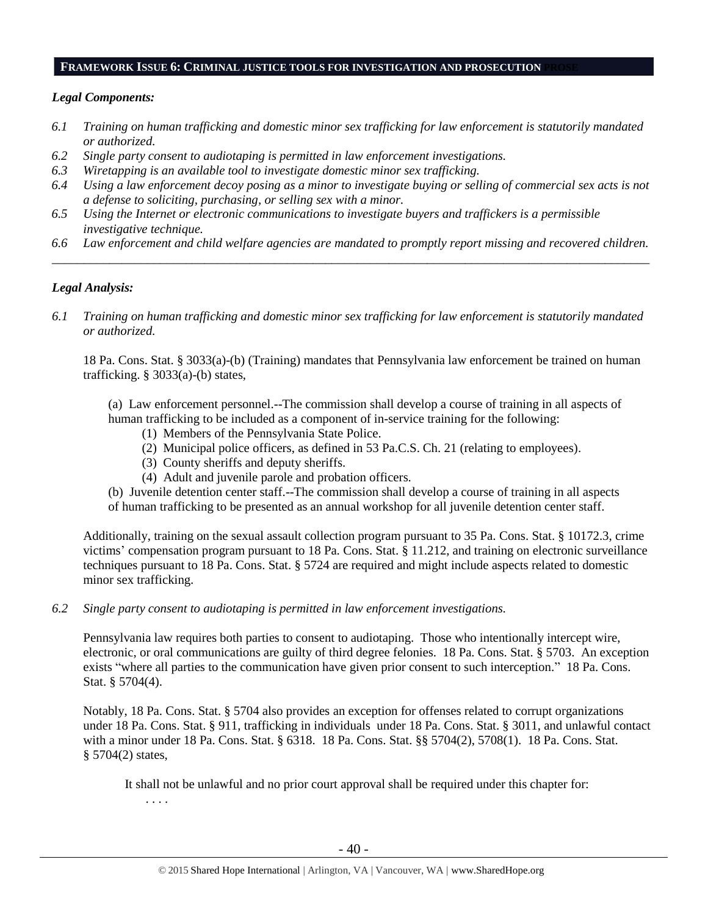## **FRAMEWORK ISSUE 6: CRIMINAL JUSTICE TOOLS FOR INVESTIGATION AND PROSECUTION**

### *Legal Components:*

*6.1 Training on human trafficking and domestic minor sex trafficking for law enforcement is statutorily mandated or authorized.*

*6.2 Single party consent to audiotaping is permitted in law enforcement investigations.*

*6.3 Wiretapping is an available tool to investigate domestic minor sex trafficking.*

*6.4 Using a law enforcement decoy posing as a minor to investigate buying or selling of commercial sex acts is not a defense to soliciting, purchasing, or selling sex with a minor.*

*6.5 Using the Internet or electronic communications to investigate buyers and traffickers is a permissible investigative technique.*

*6.6 Law enforcement and child welfare agencies are mandated to promptly report missing and recovered children.*

---

### *Legal Analysis:*

*6.1 Training on human trafficking and domestic minor sex trafficking for law enforcement is statutorily mandated or authorized.*

18 Pa. Cons. Stat. § 3033(a)-(b) (Training) mandates that Pennsylvania law enforcement be trained on human trafficking. § 3033(a)-(b) states,

> (a) Law enforcement personnel.--The commission shall develop a course of training in all aspects of human trafficking to be included as a component of in-service training for the following:
> (1) Members of the Pennsylvania State Police.
> (2) Municipal police officers, as defined in 53 Pa.C.S. Ch. 21 (relating to employees).
> (3) County sheriffs and deputy sheriffs.
> (4) Adult and juvenile parole and probation officers.
>
> (b) Juvenile detention center staff.--The commission shall develop a course of training in all aspects of human trafficking to be presented as an annual workshop for all juvenile detention center staff.

Additionally, training on the sexual assault collection program pursuant to 35 Pa. Cons. Stat. § 10172.3, crime victims' compensation program pursuant to 18 Pa. Cons. Stat. § 11.212, and training on electronic surveillance techniques pursuant to 18 Pa. Cons. Stat. § 5724 are required and might include aspects related to domestic minor sex trafficking.

*6.2 Single party consent to audiotaping is permitted in law enforcement investigations.*

Pennsylvania law requires both parties to consent to audiotaping. Those who intentionally intercept wire, electronic, or oral communications are guilty of third degree felonies. 18 Pa. Cons. Stat. § 5703. An exception exists "where all parties to the communication have given prior consent to such interception." 18 Pa. Cons. Stat. § 5704(4).

Notably, 18 Pa. Cons. Stat. § 5704 also provides an exception for offenses related to corrupt organizations under 18 Pa. Cons. Stat. § 911, trafficking in individuals under 18 Pa. Cons. Stat. § 3011, and unlawful contact with a minor under 18 Pa. Cons. Stat. § 6318. 18 Pa. Cons. Stat. §§ 5704(2), 5708(1). 18 Pa. Cons. Stat. § 5704(2) states,

> It shall not be unlawful and no prior court approval shall be required under this chapter for:
> . . . .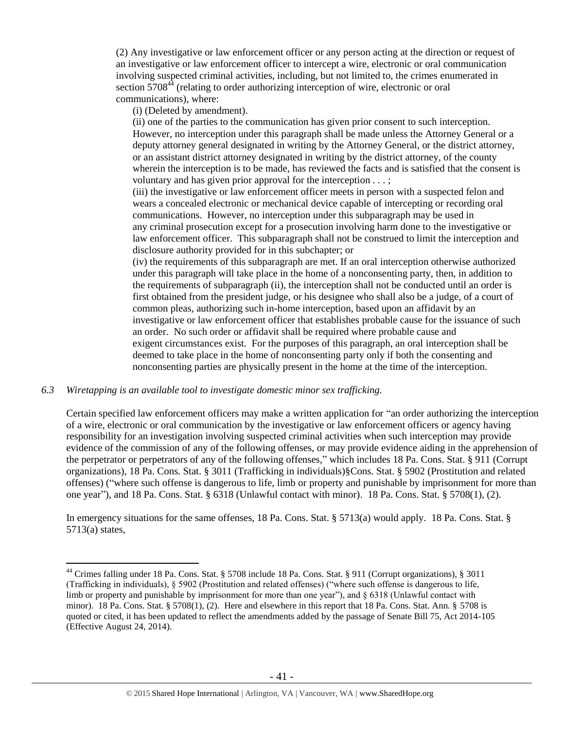(2) Any investigative or law enforcement officer or any person acting at the direction or request of an investigative or law enforcement officer to intercept a wire, electronic or oral communication involving suspected criminal activities, including, but not limited to, the crimes enumerated in section 5708[44] (relating to order authorizing interception of wire, electronic or oral communications), where:

(i) (Deleted by amendment).

(ii) one of the parties to the communication has given prior consent to such interception. However, no interception under this paragraph shall be made unless the Attorney General or a deputy attorney general designated in writing by the Attorney General, or the district attorney, or an assistant district attorney designated in writing by the district attorney, of the county wherein the interception is to be made, has reviewed the facts and is satisfied that the consent is voluntary and has given prior approval for the interception . . . ;

(iii) the investigative or law enforcement officer meets in person with a suspected felon and wears a concealed electronic or mechanical device capable of intercepting or recording oral communications. However, no interception under this subparagraph may be used in any criminal prosecution except for a prosecution involving harm done to the investigative or law enforcement officer. This subparagraph shall not be construed to limit the interception and disclosure authority provided for in this subchapter; or

(iv) the requirements of this subparagraph are met. If an oral interception otherwise authorized under this paragraph will take place in the home of a nonconsenting party, then, in addition to the requirements of subparagraph (ii), the interception shall not be conducted until an order is first obtained from the president judge, or his designee who shall also be a judge, of a court of common pleas, authorizing such in-home interception, based upon an affidavit by an investigative or law enforcement officer that establishes probable cause for the issuance of such an order. No such order or affidavit shall be required where probable cause and exigent circumstances exist. For the purposes of this paragraph, an oral interception shall be deemed to take place in the home of nonconsenting party only if both the consenting and nonconsenting parties are physically present in the home at the time of the interception.

*6.3 Wiretapping is an available tool to investigate domestic minor sex trafficking.*

Certain specified law enforcement officers may make a written application for "an order authorizing the interception of a wire, electronic or oral communication by the investigative or law enforcement officers or agency having responsibility for an investigation involving suspected criminal activities when such interception may provide evidence of the commission of any of the following offenses, or may provide evidence aiding in the apprehension of the perpetrator or perpetrators of any of the following offenses," which includes 18 Pa. Cons. Stat. § 911 (Corrupt organizations), 18 Pa. Cons. Stat. § 3011 (Trafficking in individuals)§Cons. Stat. § 5902 (Prostitution and related offenses) ("where such offense is dangerous to life, limb or property and punishable by imprisonment for more than one year"), and 18 Pa. Cons. Stat. § 6318 (Unlawful contact with minor). 18 Pa. Cons. Stat. § 5708(1), (2).

In emergency situations for the same offenses, 18 Pa. Cons. Stat. § 5713(a) would apply. 18 Pa. Cons. Stat. § 5713(a) states,

---

[44] Crimes falling under 18 Pa. Cons. Stat. § 5708 include 18 Pa. Cons. Stat. § 911 (Corrupt organizations), § 3011 (Trafficking in individuals), § 5902 (Prostitution and related offenses) ("where such offense is dangerous to life, limb or property and punishable by imprisonment for more than one year"), and § 6318 (Unlawful contact with minor). 18 Pa. Cons. Stat. § 5708(1), (2). Here and elsewhere in this report that 18 Pa. Cons. Stat. Ann. § 5708 is quoted or cited, it has been updated to reflect the amendments added by the passage of Senate Bill 75, Act 2014-105 (Effective August 24, 2014).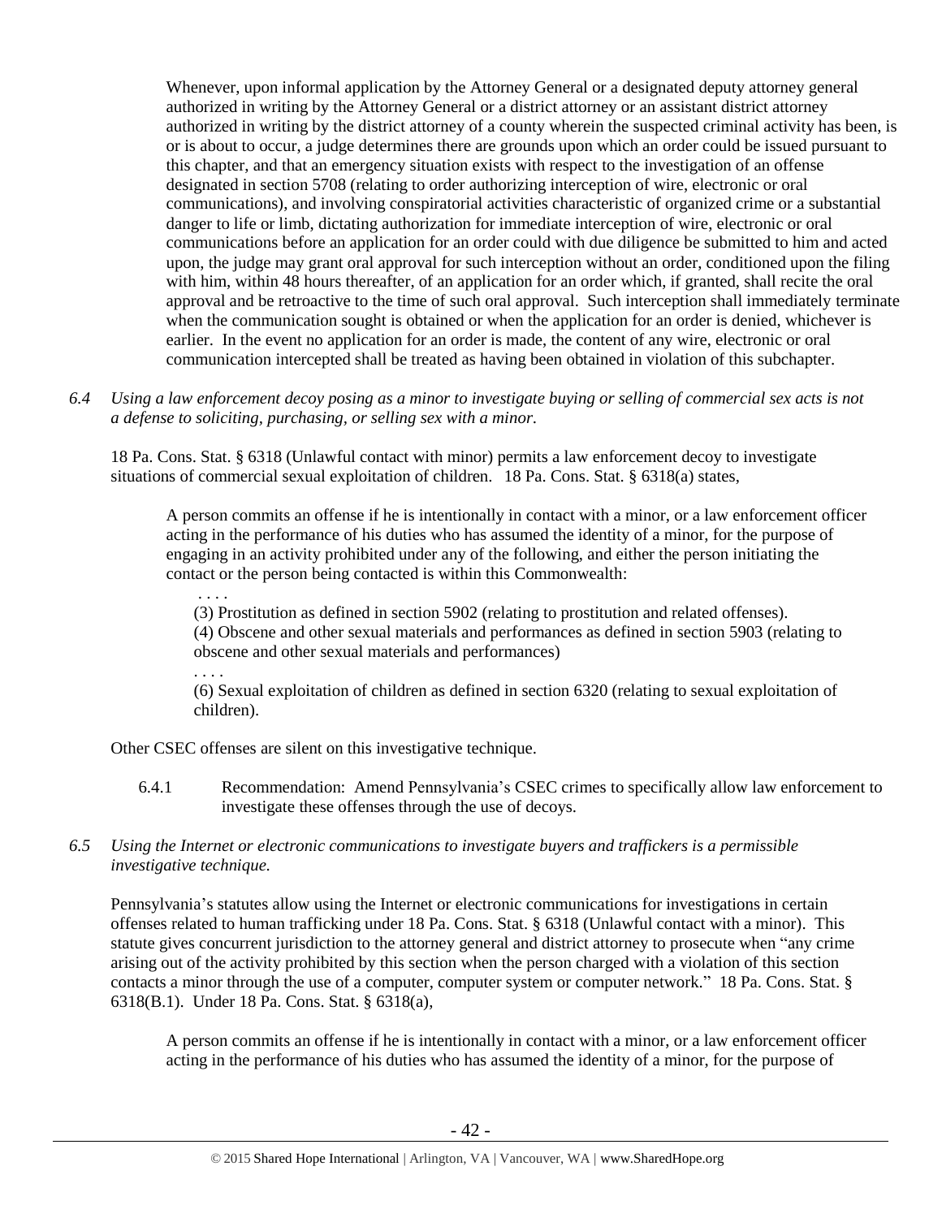> Whenever, upon informal application by the Attorney General or a designated deputy attorney general authorized in writing by the Attorney General or a district attorney or an assistant district attorney authorized in writing by the district attorney of a county wherein the suspected criminal activity has been, is or is about to occur, a judge determines there are grounds upon which an order could be issued pursuant to this chapter, and that an emergency situation exists with respect to the investigation of an offense designated in section 5708 (relating to order authorizing interception of wire, electronic or oral communications), and involving conspiratorial activities characteristic of organized crime or a substantial danger to life or limb, dictating authorization for immediate interception of wire, electronic or oral communications before an application for an order could with due diligence be submitted to him and acted upon, the judge may grant oral approval for such interception without an order, conditioned upon the filing with him, within 48 hours thereafter, of an application for an order which, if granted, shall recite the oral approval and be retroactive to the time of such oral approval. Such interception shall immediately terminate when the communication sought is obtained or when the application for an order is denied, whichever is earlier. In the event no application for an order is made, the content of any wire, electronic or oral communication intercepted shall be treated as having been obtained in violation of this subchapter.

*6.4 Using a law enforcement decoy posing as a minor to investigate buying or selling of commercial sex acts is not a defense to soliciting, purchasing, or selling sex with a minor.*

18 Pa. Cons. Stat. § 6318 (Unlawful contact with minor) permits a law enforcement decoy to investigate situations of commercial sexual exploitation of children. 18 Pa. Cons. Stat. § 6318(a) states,

> A person commits an offense if he is intentionally in contact with a minor, or a law enforcement officer acting in the performance of his duties who has assumed the identity of a minor, for the purpose of engaging in an activity prohibited under any of the following, and either the person initiating the contact or the person being contacted is within this Commonwealth:
>
> . . . .
>
> (3) Prostitution as defined in section 5902 (relating to prostitution and related offenses).
>
> (4) Obscene and other sexual materials and performances as defined in section 5903 (relating to obscene and other sexual materials and performances)
>
> . . . .
>
> (6) Sexual exploitation of children as defined in section 6320 (relating to sexual exploitation of children).

Other CSEC offenses are silent on this investigative technique.

6.4.1 Recommendation: Amend Pennsylvania's CSEC crimes to specifically allow law enforcement to investigate these offenses through the use of decoys.

*6.5 Using the Internet or electronic communications to investigate buyers and traffickers is a permissible investigative technique.*

Pennsylvania's statutes allow using the Internet or electronic communications for investigations in certain offenses related to human trafficking under 18 Pa. Cons. Stat. § 6318 (Unlawful contact with a minor). This statute gives concurrent jurisdiction to the attorney general and district attorney to prosecute when "any crime arising out of the activity prohibited by this section when the person charged with a violation of this section contacts a minor through the use of a computer, computer system or computer network." 18 Pa. Cons. Stat. § 6318(B.1). Under 18 Pa. Cons. Stat. § 6318(a),

> A person commits an offense if he is intentionally in contact with a minor, or a law enforcement officer acting in the performance of his duties who has assumed the identity of a minor, for the purpose of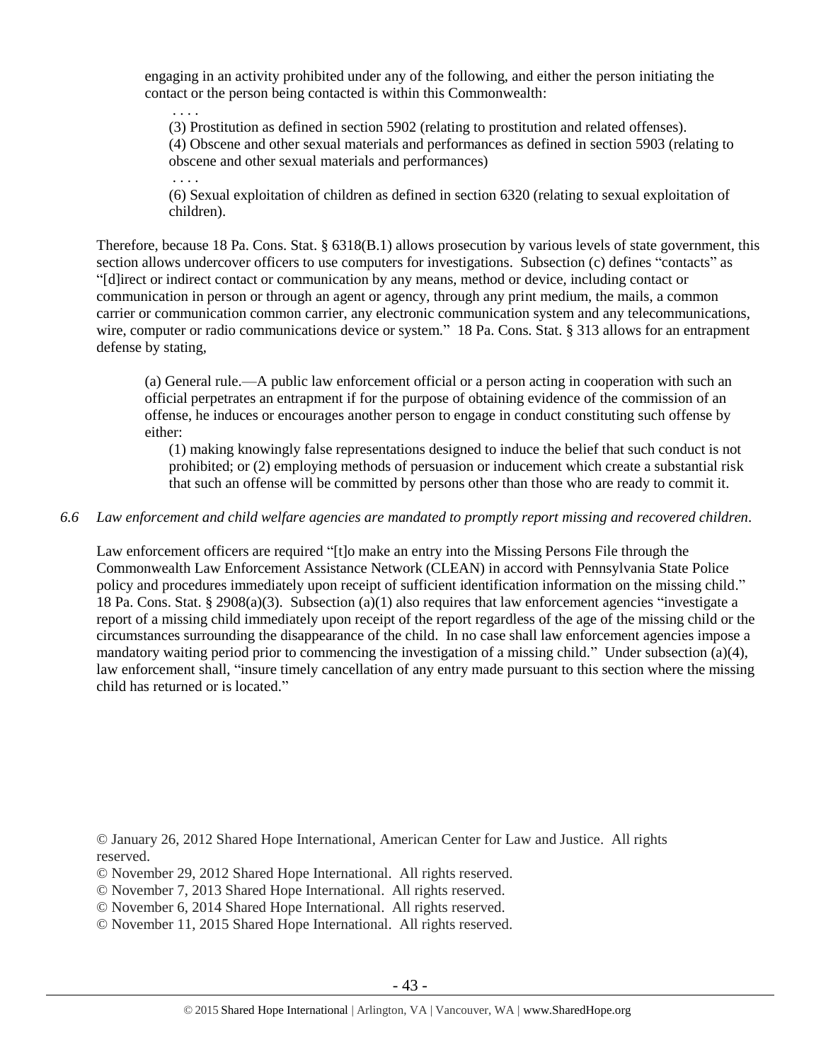engaging in an activity prohibited under any of the following, and either the person initiating the contact or the person being contacted is within this Commonwealth:

> . . . .
>
> (3) Prostitution as defined in section 5902 (relating to prostitution and related offenses).
>
> (4) Obscene and other sexual materials and performances as defined in section 5903 (relating to obscene and other sexual materials and performances)
>
> . . . .
>
> (6) Sexual exploitation of children as defined in section 6320 (relating to sexual exploitation of children).

Therefore, because 18 Pa. Cons. Stat. § 6318(B.1) allows prosecution by various levels of state government, this section allows undercover officers to use computers for investigations. Subsection (c) defines "contacts" as "[d]irect or indirect contact or communication by any means, method or device, including contact or communication in person or through an agent or agency, through any print medium, the mails, a common carrier or communication common carrier, any electronic communication system and any telecommunications, wire, computer or radio communications device or system." 18 Pa. Cons. Stat. § 313 allows for an entrapment defense by stating,

> (a) General rule.—A public law enforcement official or a person acting in cooperation with such an official perpetrates an entrapment if for the purpose of obtaining evidence of the commission of an offense, he induces or encourages another person to engage in conduct constituting such offense by either:
>
> (1) making knowingly false representations designed to induce the belief that such conduct is not prohibited; or (2) employing methods of persuasion or inducement which create a substantial risk that such an offense will be committed by persons other than those who are ready to commit it.

*6.6 Law enforcement and child welfare agencies are mandated to promptly report missing and recovered children.*

Law enforcement officers are required "[t]o make an entry into the Missing Persons File through the Commonwealth Law Enforcement Assistance Network (CLEAN) in accord with Pennsylvania State Police policy and procedures immediately upon receipt of sufficient identification information on the missing child." 18 Pa. Cons. Stat. § 2908(a)(3). Subsection (a)(1) also requires that law enforcement agencies "investigate a report of a missing child immediately upon receipt of the report regardless of the age of the missing child or the circumstances surrounding the disappearance of the child. In no case shall law enforcement agencies impose a mandatory waiting period prior to commencing the investigation of a missing child." Under subsection (a)(4), law enforcement shall, "insure timely cancellation of any entry made pursuant to this section where the missing child has returned or is located."

© January 26, 2012 Shared Hope International, American Center for Law and Justice. All rights reserved.
© November 29, 2012 Shared Hope International. All rights reserved.
© November 7, 2013 Shared Hope International. All rights reserved.
© November 6, 2014 Shared Hope International. All rights reserved.
© November 11, 2015 Shared Hope International. All rights reserved.